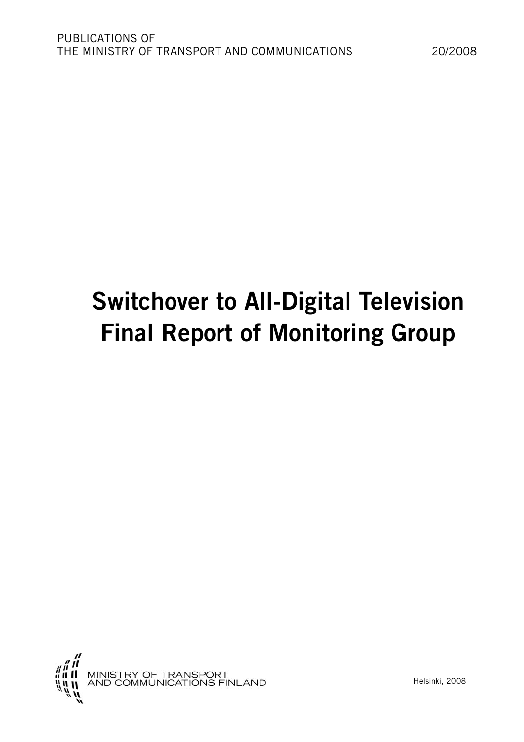PUBLICATIONS OF
THE MINISTRY OF TRANSPORT AND COMMUNICATIONS 20/2008

# Switchover to All-Digital Television Final Report of Monitoring Group

MINISTRY OF TRANSPORT
AND COMMUNICATIONS FINLAND

Helsinki, 2008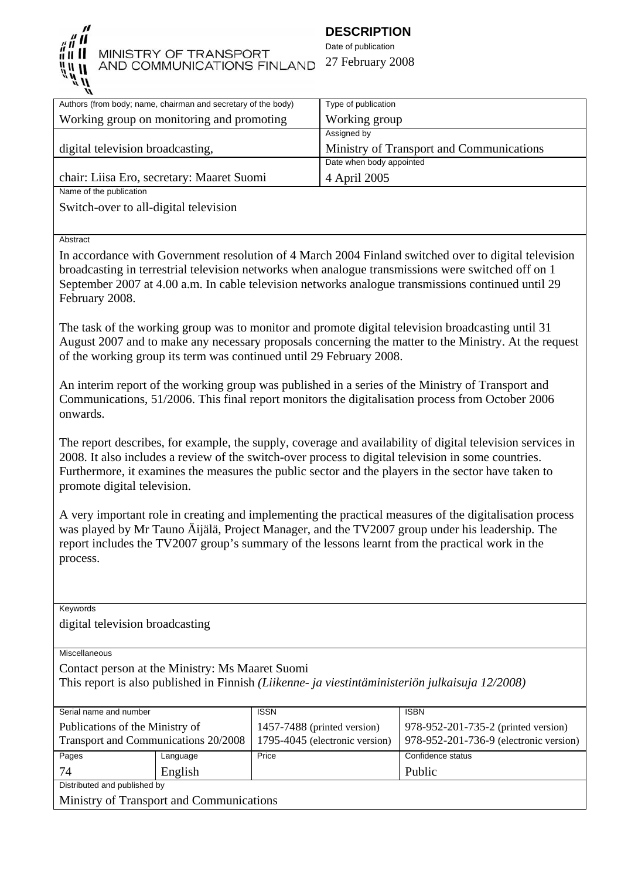MINISTRY OF TRANSPORT AND COMMUNICATIONS FINLAND

**DESCRIPTION**

Date of publication

27 February 2008

| Authors (from body; name, chairman and secretary of the body) | Type of publication |
|---|---|
| Working group on monitoring and promoting digital television broadcasting, chair: Liisa Ero, secretary: Maaret Suomi | Working group |
| | Assigned by: Ministry of Transport and Communications |
| | Date when body appointed: 4 April 2005 |

Name of the publication

Switch-over to all-digital television

Abstract

In accordance with Government resolution of 4 March 2004 Finland switched over to digital television broadcasting in terrestrial television networks when analogue transmissions were switched off on 1 September 2007 at 4.00 a.m. In cable television networks analogue transmissions continued until 29 February 2008.

The task of the working group was to monitor and promote digital television broadcasting until 31 August 2007 and to make any necessary proposals concerning the matter to the Ministry. At the request of the working group its term was continued until 29 February 2008.

An interim report of the working group was published in a series of the Ministry of Transport and Communications, 51/2006. This final report monitors the digitalisation process from October 2006 onwards.

The report describes, for example, the supply, coverage and availability of digital television services in 2008. It also includes a review of the switch-over process to digital television in some countries. Furthermore, it examines the measures the public sector and the players in the sector have taken to promote digital television.

A very important role in creating and implementing the practical measures of the digitalisation process was played by Mr Tauno Äijälä, Project Manager, and the TV2007 group under his leadership. The report includes the TV2007 group's summary of the lessons learnt from the practical work in the process.

Keywords

digital television broadcasting

Miscellaneous

Contact person at the Ministry: Ms Maaret Suomi
This report is also published in Finnish *(Liikenne- ja viestintäministeriön julkaisuja 12/2008)*

| Serial name and number | | ISSN | ISBN |
|---|---|---|---|
| Publications of the Ministry of Transport and Communications 20/2008 | | 1457-7488 (printed version)<br>1795-4045 (electronic version) | 978-952-201-735-2 (printed version)<br>978-952-201-736-9 (electronic version) |
| Pages | Language | Price | Confidence status |
| 74 | English | | Public |

Distributed and published by

Ministry of Transport and Communications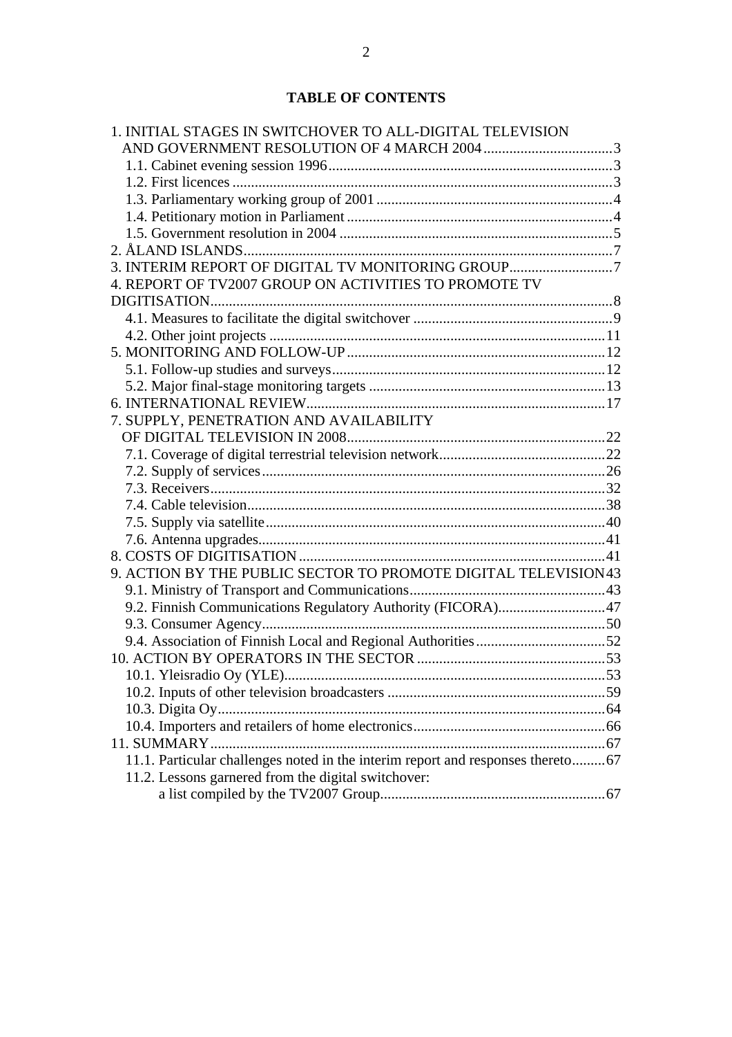# TABLE OF CONTENTS

1. INITIAL STAGES IN SWITCHOVER TO ALL-DIGITAL TELEVISION AND GOVERNMENT RESOLUTION OF 4 MARCH 2004 .....3
   - 1.1. Cabinet evening session 1996 .....3
   - 1.2. First licences .....3
   - 1.3. Parliamentary working group of 2001 .....4
   - 1.4. Petitionary motion in Parliament .....4
   - 1.5. Government resolution in 2004 .....5
2. ÅLAND ISLANDS .....7
3. INTERIM REPORT OF DIGITAL TV MONITORING GROUP .....7
4. REPORT OF TV2007 GROUP ON ACTIVITIES TO PROMOTE TV DIGITISATION .....8
   - 4.1. Measures to facilitate the digital switchover .....9
   - 4.2. Other joint projects .....11
5. MONITORING AND FOLLOW-UP .....12
   - 5.1. Follow-up studies and surveys .....12
   - 5.2. Major final-stage monitoring targets .....13
6. INTERNATIONAL REVIEW .....17
7. SUPPLY, PENETRATION AND AVAILABILITY OF DIGITAL TELEVISION IN 2008 .....22
   - 7.1. Coverage of digital terrestrial television network .....22
   - 7.2. Supply of services .....26
   - 7.3. Receivers .....32
   - 7.4. Cable television .....38
   - 7.5. Supply via satellite .....40
   - 7.6. Antenna upgrades .....41
8. COSTS OF DIGITISATION .....41
9. ACTION BY THE PUBLIC SECTOR TO PROMOTE DIGITAL TELEVISION .....43
   - 9.1. Ministry of Transport and Communications .....43
   - 9.2. Finnish Communications Regulatory Authority (FICORA) .....47
   - 9.3. Consumer Agency .....50
   - 9.4. Association of Finnish Local and Regional Authorities .....52
10. ACTION BY OPERATORS IN THE SECTOR .....53
    - 10.1. Yleisradio Oy (YLE) .....53
    - 10.2. Inputs of other television broadcasters .....59
    - 10.3. Digita Oy .....64
    - 10.4. Importers and retailers of home electronics .....66
11. SUMMARY .....67
    - 11.1. Particular challenges noted in the interim report and responses thereto .....67
    - 11.2. Lessons garnered from the digital switchover: a list compiled by the TV2007 Group .....67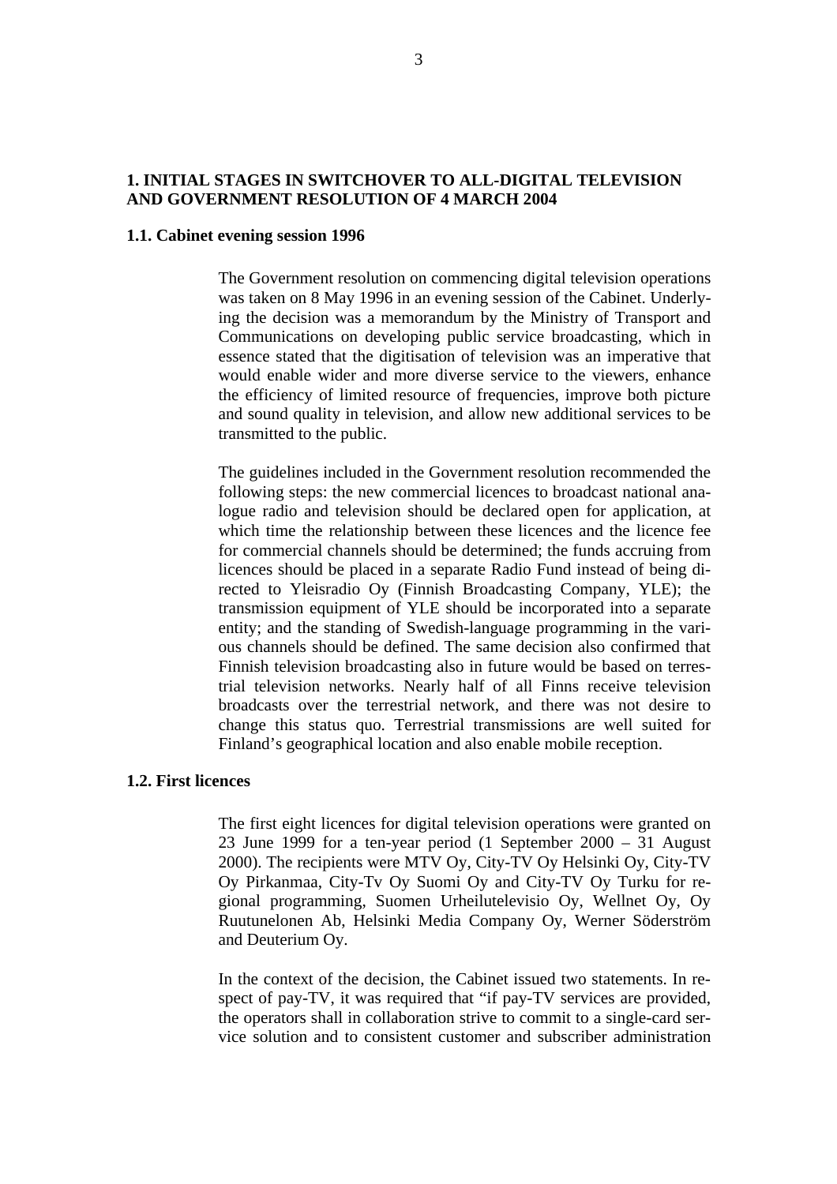# 1. INITIAL STAGES IN SWITCHOVER TO ALL-DIGITAL TELEVISION AND GOVERNMENT RESOLUTION OF 4 MARCH 2004

## 1.1. Cabinet evening session 1996

The Government resolution on commencing digital television operations was taken on 8 May 1996 in an evening session of the Cabinet. Underlying the decision was a memorandum by the Ministry of Transport and Communications on developing public service broadcasting, which in essence stated that the digitisation of television was an imperative that would enable wider and more diverse service to the viewers, enhance the efficiency of limited resource of frequencies, improve both picture and sound quality in television, and allow new additional services to be transmitted to the public.

The guidelines included in the Government resolution recommended the following steps: the new commercial licences to broadcast national analogue radio and television should be declared open for application, at which time the relationship between these licences and the licence fee for commercial channels should be determined; the funds accruing from licences should be placed in a separate Radio Fund instead of being directed to Yleisradio Oy (Finnish Broadcasting Company, YLE); the transmission equipment of YLE should be incorporated into a separate entity; and the standing of Swedish-language programming in the various channels should be defined. The same decision also confirmed that Finnish television broadcasting also in future would be based on terrestrial television networks. Nearly half of all Finns receive television broadcasts over the terrestrial network, and there was not desire to change this status quo. Terrestrial transmissions are well suited for Finland's geographical location and also enable mobile reception.

## 1.2. First licences

The first eight licences for digital television operations were granted on 23 June 1999 for a ten-year period (1 September 2000 – 31 August 2000). The recipients were MTV Oy, City-TV Oy Helsinki Oy, City-TV Oy Pirkanmaa, City-Tv Oy Suomi Oy and City-TV Oy Turku for regional programming, Suomen Urheilutelevisio Oy, Wellnet Oy, Oy Ruutunelonen Ab, Helsinki Media Company Oy, Werner Söderström and Deuterium Oy.

In the context of the decision, the Cabinet issued two statements. In respect of pay-TV, it was required that "if pay-TV services are provided, the operators shall in collaboration strive to commit to a single-card service solution and to consistent customer and subscriber administration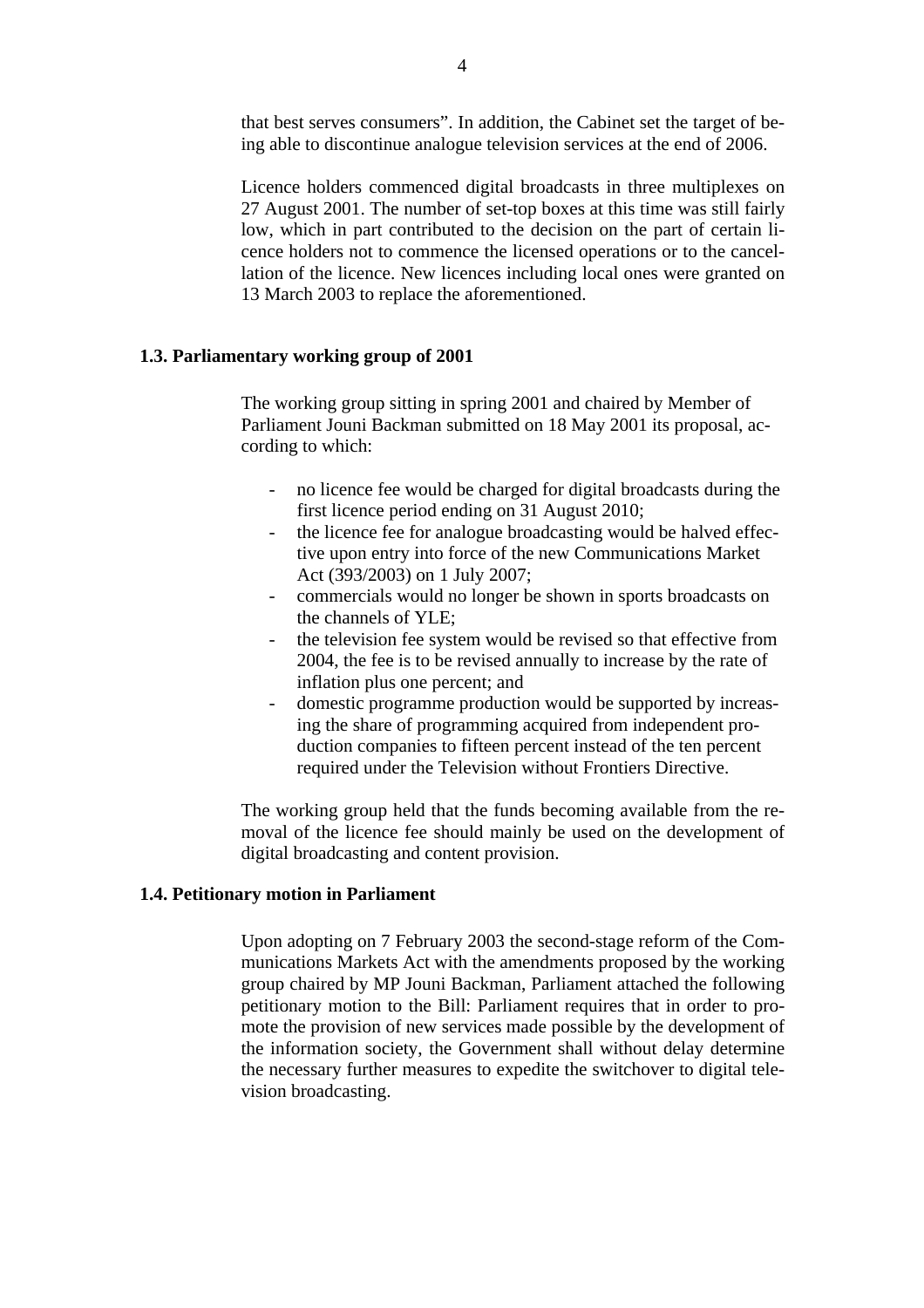that best serves consumers". In addition, the Cabinet set the target of being able to discontinue analogue television services at the end of 2006.

Licence holders commenced digital broadcasts in three multiplexes on 27 August 2001. The number of set-top boxes at this time was still fairly low, which in part contributed to the decision on the part of certain licence holders not to commence the licensed operations or to the cancellation of the licence. New licences including local ones were granted on 13 March 2003 to replace the aforementioned.

### 1.3. Parliamentary working group of 2001

The working group sitting in spring 2001 and chaired by Member of Parliament Jouni Backman submitted on 18 May 2001 its proposal, according to which:

- no licence fee would be charged for digital broadcasts during the first licence period ending on 31 August 2010;
- the licence fee for analogue broadcasting would be halved effective upon entry into force of the new Communications Market Act (393/2003) on 1 July 2007;
- commercials would no longer be shown in sports broadcasts on the channels of YLE;
- the television fee system would be revised so that effective from 2004, the fee is to be revised annually to increase by the rate of inflation plus one percent; and
- domestic programme production would be supported by increasing the share of programming acquired from independent production companies to fifteen percent instead of the ten percent required under the Television without Frontiers Directive.

The working group held that the funds becoming available from the removal of the licence fee should mainly be used on the development of digital broadcasting and content provision.

### 1.4. Petitionary motion in Parliament

Upon adopting on 7 February 2003 the second-stage reform of the Communications Markets Act with the amendments proposed by the working group chaired by MP Jouni Backman, Parliament attached the following petitionary motion to the Bill: Parliament requires that in order to promote the provision of new services made possible by the development of the information society, the Government shall without delay determine the necessary further measures to expedite the switchover to digital television broadcasting.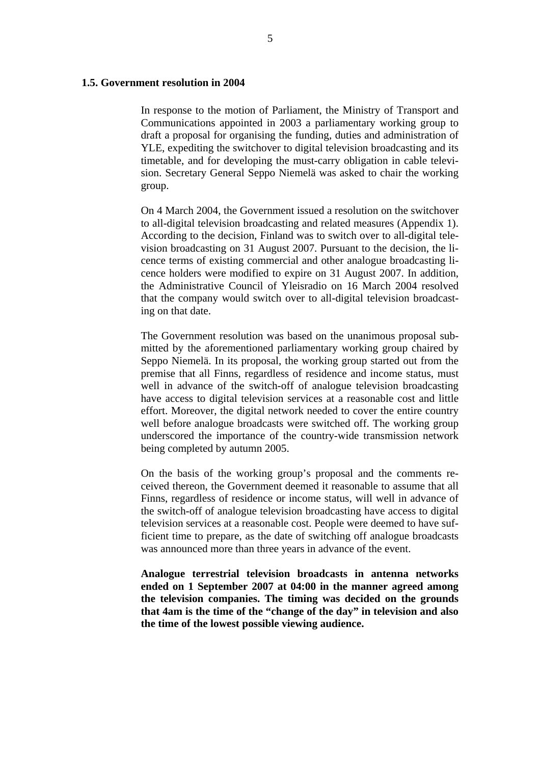## 1.5. Government resolution in 2004

In response to the motion of Parliament, the Ministry of Transport and Communications appointed in 2003 a parliamentary working group to draft a proposal for organising the funding, duties and administration of YLE, expediting the switchover to digital television broadcasting and its timetable, and for developing the must-carry obligation in cable television. Secretary General Seppo Niemelä was asked to chair the working group.

On 4 March 2004, the Government issued a resolution on the switchover to all-digital television broadcasting and related measures (Appendix 1). According to the decision, Finland was to switch over to all-digital television broadcasting on 31 August 2007. Pursuant to the decision, the licence terms of existing commercial and other analogue broadcasting licence holders were modified to expire on 31 August 2007. In addition, the Administrative Council of Yleisradio on 16 March 2004 resolved that the company would switch over to all-digital television broadcasting on that date.

The Government resolution was based on the unanimous proposal submitted by the aforementioned parliamentary working group chaired by Seppo Niemelä. In its proposal, the working group started out from the premise that all Finns, regardless of residence and income status, must well in advance of the switch-off of analogue television broadcasting have access to digital television services at a reasonable cost and little effort. Moreover, the digital network needed to cover the entire country well before analogue broadcasts were switched off. The working group underscored the importance of the country-wide transmission network being completed by autumn 2005.

On the basis of the working group's proposal and the comments received thereon, the Government deemed it reasonable to assume that all Finns, regardless of residence or income status, will well in advance of the switch-off of analogue television broadcasting have access to digital television services at a reasonable cost. People were deemed to have sufficient time to prepare, as the date of switching off analogue broadcasts was announced more than three years in advance of the event.

**Analogue terrestrial television broadcasts in antenna networks ended on 1 September 2007 at 04:00 in the manner agreed among the television companies. The timing was decided on the grounds that 4am is the time of the "change of the day" in television and also the time of the lowest possible viewing audience.**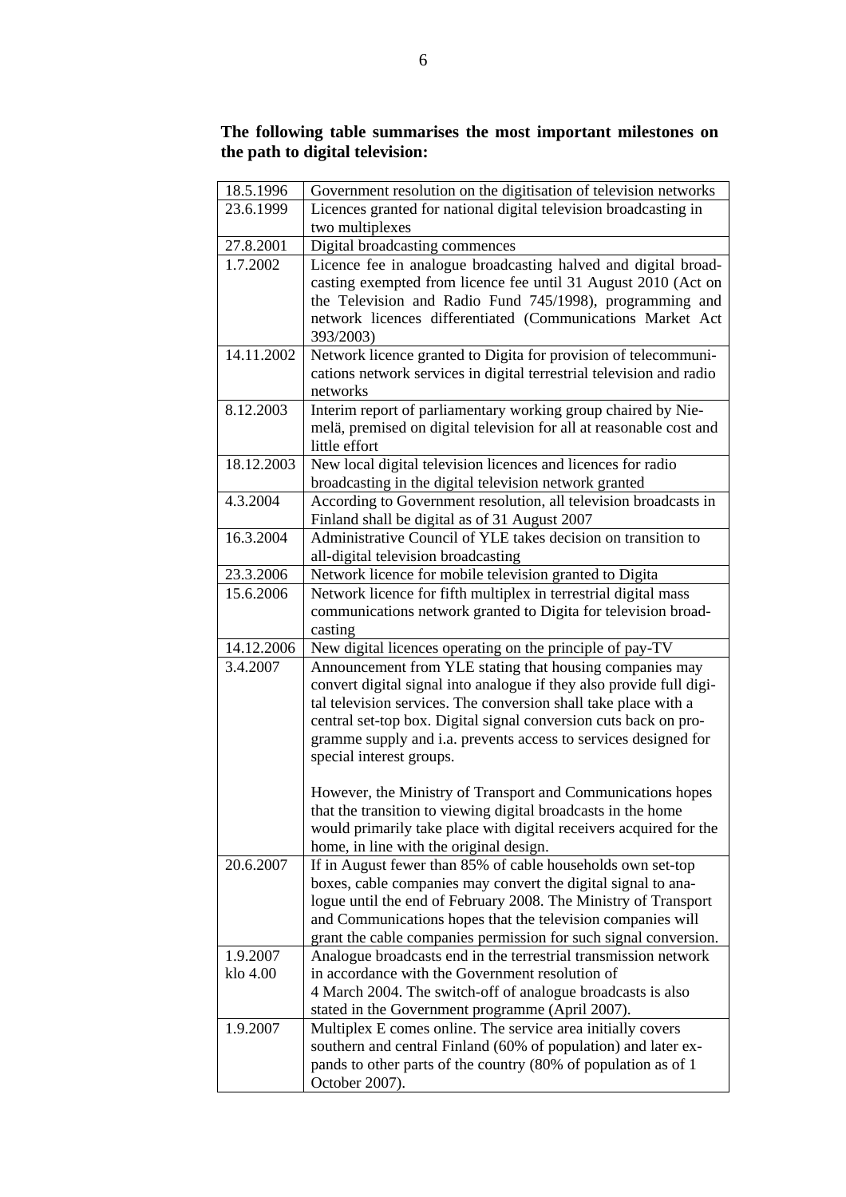**The following table summarises the most important milestones on the path to digital television:**

| | |
|---|---|
| 18.5.1996 | Government resolution on the digitisation of television networks |
| 23.6.1999 | Licences granted for national digital television broadcasting in two multiplexes |
| 27.8.2001 | Digital broadcasting commences |
| 1.7.2002 | Licence fee in analogue broadcasting halved and digital broadcasting exempted from licence fee until 31 August 2010 (Act on the Television and Radio Fund 745/1998), programming and network licences differentiated (Communications Market Act 393/2003) |
| 14.11.2002 | Network licence granted to Digita for provision of telecommunications network services in digital terrestrial television and radio networks |
| 8.12.2003 | Interim report of parliamentary working group chaired by Niemelä, premised on digital television for all at reasonable cost and little effort |
| 18.12.2003 | New local digital television licences and licences for radio broadcasting in the digital television network granted |
| 4.3.2004 | According to Government resolution, all television broadcasts in Finland shall be digital as of 31 August 2007 |
| 16.3.2004 | Administrative Council of YLE takes decision on transition to all-digital television broadcasting |
| 23.3.2006 | Network licence for mobile television granted to Digita |
| 15.6.2006 | Network licence for fifth multiplex in terrestrial digital mass communications network granted to Digita for television broadcasting |
| 14.12.2006 | New digital licences operating on the principle of pay-TV |
| 3.4.2007 | Announcement from YLE stating that housing companies may convert digital signal into analogue if they also provide full digital television services. The conversion shall take place with a central set-top box. Digital signal conversion cuts back on programme supply and i.a. prevents access to services designed for special interest groups.<br><br>However, the Ministry of Transport and Communications hopes that the transition to viewing digital broadcasts in the home would primarily take place with digital receivers acquired for the home, in line with the original design. |
| 20.6.2007 | If in August fewer than 85% of cable households own set-top boxes, cable companies may convert the digital signal to analogue until the end of February 2008. The Ministry of Transport and Communications hopes that the television companies will grant the cable companies permission for such signal conversion. |
| 1.9.2007 klo 4.00 | Analogue broadcasts end in the terrestrial transmission network in accordance with the Government resolution of 4 March 2004. The switch-off of analogue broadcasts is also stated in the Government programme (April 2007). |
| 1.9.2007 | Multiplex E comes online. The service area initially covers southern and central Finland (60% of population) and later expands to other parts of the country (80% of population as of 1 October 2007). |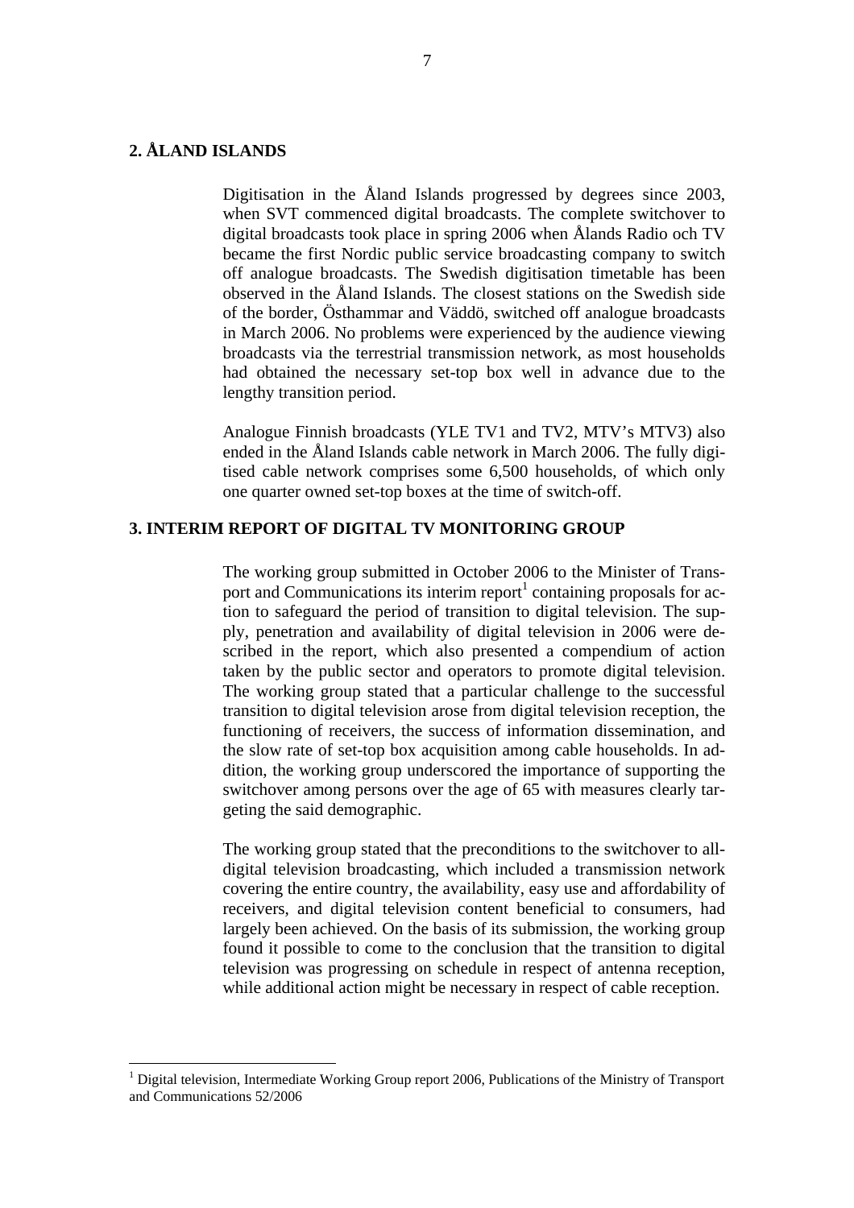## 2. ÅLAND ISLANDS

Digitisation in the Åland Islands progressed by degrees since 2003, when SVT commenced digital broadcasts. The complete switchover to digital broadcasts took place in spring 2006 when Ålands Radio och TV became the first Nordic public service broadcasting company to switch off analogue broadcasts. The Swedish digitisation timetable has been observed in the Åland Islands. The closest stations on the Swedish side of the border, Östhammar and Väddö, switched off analogue broadcasts in March 2006. No problems were experienced by the audience viewing broadcasts via the terrestrial transmission network, as most households had obtained the necessary set-top box well in advance due to the lengthy transition period.

Analogue Finnish broadcasts (YLE TV1 and TV2, MTV's MTV3) also ended in the Åland Islands cable network in March 2006. The fully digitised cable network comprises some 6,500 households, of which only one quarter owned set-top boxes at the time of switch-off.

## 3. INTERIM REPORT OF DIGITAL TV MONITORING GROUP

The working group submitted in October 2006 to the Minister of Transport and Communications its interim report[1] containing proposals for action to safeguard the period of transition to digital television. The supply, penetration and availability of digital television in 2006 were described in the report, which also presented a compendium of action taken by the public sector and operators to promote digital television. The working group stated that a particular challenge to the successful transition to digital television arose from digital television reception, the functioning of receivers, the success of information dissemination, and the slow rate of set-top box acquisition among cable households. In addition, the working group underscored the importance of supporting the switchover among persons over the age of 65 with measures clearly targeting the said demographic.

The working group stated that the preconditions to the switchover to all-digital television broadcasting, which included a transmission network covering the entire country, the availability, easy use and affordability of receivers, and digital television content beneficial to consumers, had largely been achieved. On the basis of its submission, the working group found it possible to come to the conclusion that the transition to digital television was progressing on schedule in respect of antenna reception, while additional action might be necessary in respect of cable reception.

[1] Digital television, Intermediate Working Group report 2006, Publications of the Ministry of Transport and Communications 52/2006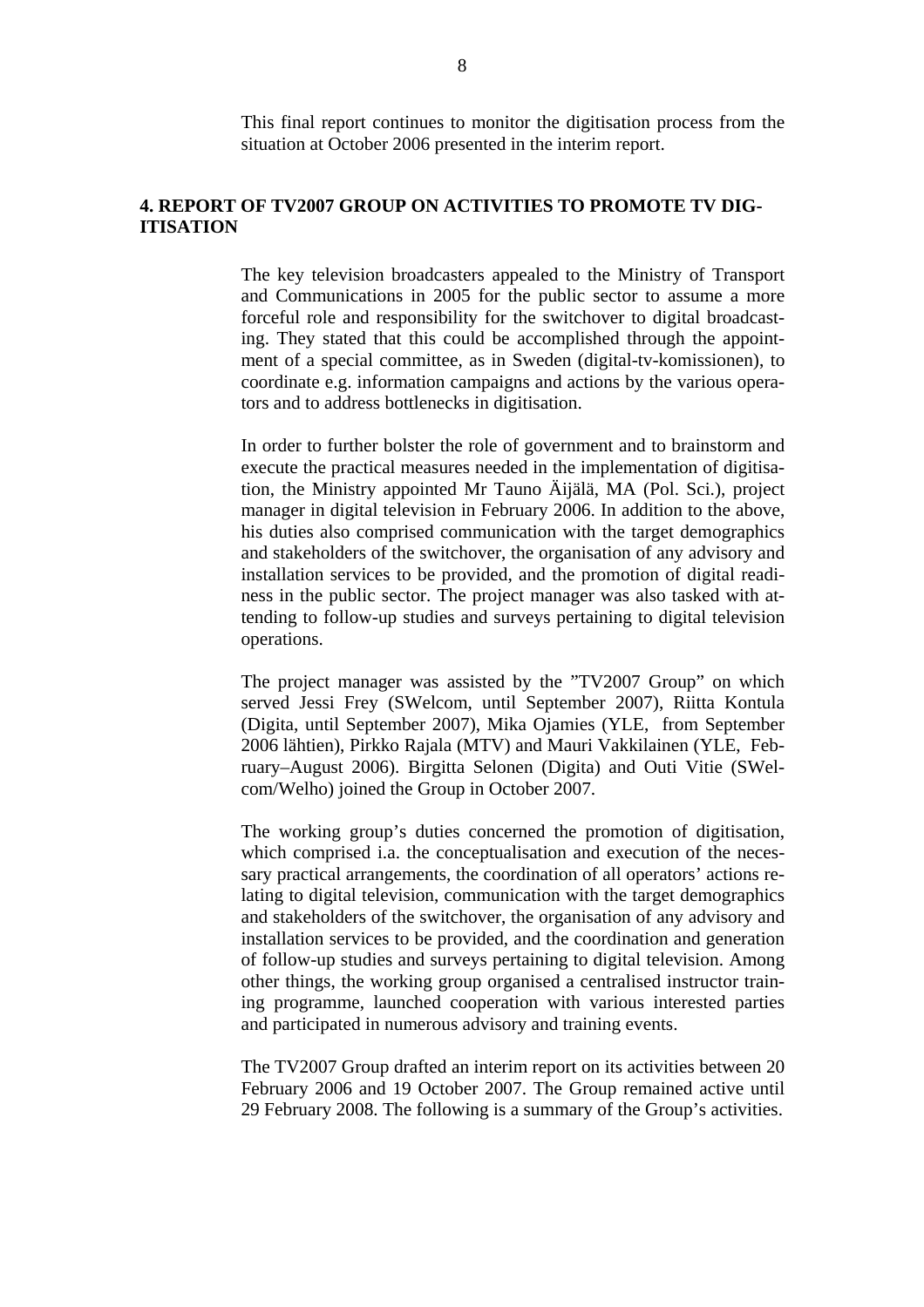This final report continues to monitor the digitisation process from the situation at October 2006 presented in the interim report.

## 4. REPORT OF TV2007 GROUP ON ACTIVITIES TO PROMOTE TV DIGITISATION

The key television broadcasters appealed to the Ministry of Transport and Communications in 2005 for the public sector to assume a more forceful role and responsibility for the switchover to digital broadcasting. They stated that this could be accomplished through the appointment of a special committee, as in Sweden (digital-tv-komissionen), to coordinate e.g. information campaigns and actions by the various operators and to address bottlenecks in digitisation.

In order to further bolster the role of government and to brainstorm and execute the practical measures needed in the implementation of digitisation, the Ministry appointed Mr Tauno Äijälä, MA (Pol. Sci.), project manager in digital television in February 2006. In addition to the above, his duties also comprised communication with the target demographics and stakeholders of the switchover, the organisation of any advisory and installation services to be provided, and the promotion of digital readiness in the public sector. The project manager was also tasked with attending to follow-up studies and surveys pertaining to digital television operations.

The project manager was assisted by the ”TV2007 Group” on which served Jessi Frey (SWelcom, until September 2007), Riitta Kontula (Digita, until September 2007), Mika Ojamies (YLE, from September 2006 lähtien), Pirkko Rajala (MTV) and Mauri Vakkilainen (YLE, February–August 2006). Birgitta Selonen (Digita) and Outi Vitie (SWelcom/Welho) joined the Group in October 2007.

The working group's duties concerned the promotion of digitisation, which comprised i.a. the conceptualisation and execution of the necessary practical arrangements, the coordination of all operators' actions relating to digital television, communication with the target demographics and stakeholders of the switchover, the organisation of any advisory and installation services to be provided, and the coordination and generation of follow-up studies and surveys pertaining to digital television. Among other things, the working group organised a centralised instructor training programme, launched cooperation with various interested parties and participated in numerous advisory and training events.

The TV2007 Group drafted an interim report on its activities between 20 February 2006 and 19 October 2007. The Group remained active until 29 February 2008. The following is a summary of the Group's activities.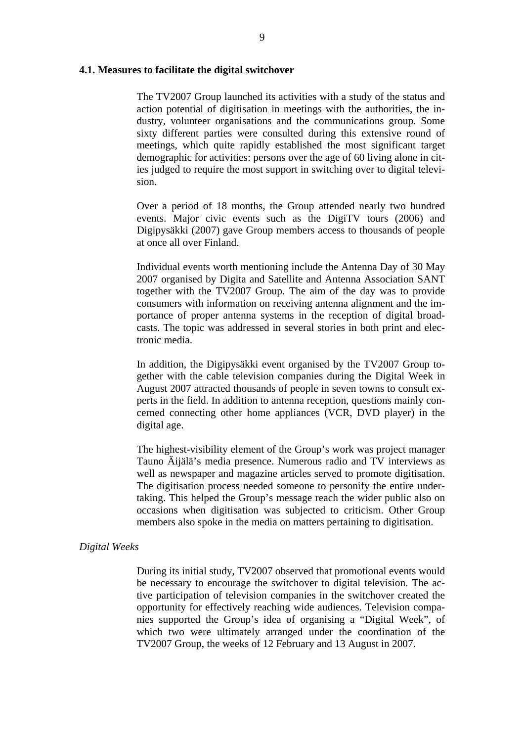### 4.1. Measures to facilitate the digital switchover

The TV2007 Group launched its activities with a study of the status and action potential of digitisation in meetings with the authorities, the industry, volunteer organisations and the communications group. Some sixty different parties were consulted during this extensive round of meetings, which quite rapidly established the most significant target demographic for activities: persons over the age of 60 living alone in cities judged to require the most support in switching over to digital television.

Over a period of 18 months, the Group attended nearly two hundred events. Major civic events such as the DigiTV tours (2006) and Digipysäkki (2007) gave Group members access to thousands of people at once all over Finland.

Individual events worth mentioning include the Antenna Day of 30 May 2007 organised by Digita and Satellite and Antenna Association SANT together with the TV2007 Group. The aim of the day was to provide consumers with information on receiving antenna alignment and the importance of proper antenna systems in the reception of digital broadcasts. The topic was addressed in several stories in both print and electronic media.

In addition, the Digipysäkki event organised by the TV2007 Group together with the cable television companies during the Digital Week in August 2007 attracted thousands of people in seven towns to consult experts in the field. In addition to antenna reception, questions mainly concerned connecting other home appliances (VCR, DVD player) in the digital age.

The highest-visibility element of the Group's work was project manager Tauno Äijälä's media presence. Numerous radio and TV interviews as well as newspaper and magazine articles served to promote digitisation. The digitisation process needed someone to personify the entire undertaking. This helped the Group's message reach the wider public also on occasions when digitisation was subjected to criticism. Other Group members also spoke in the media on matters pertaining to digitisation.

*Digital Weeks*

During its initial study, TV2007 observed that promotional events would be necessary to encourage the switchover to digital television. The active participation of television companies in the switchover created the opportunity for effectively reaching wide audiences. Television companies supported the Group's idea of organising a "Digital Week", of which two were ultimately arranged under the coordination of the TV2007 Group, the weeks of 12 February and 13 August in 2007.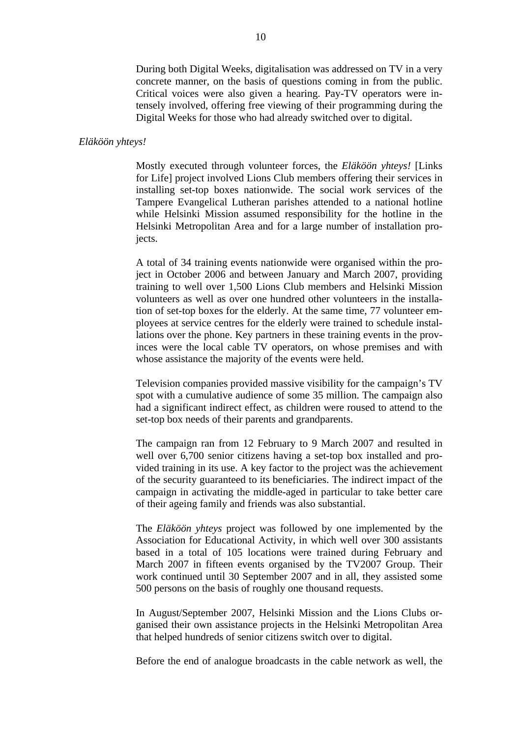During both Digital Weeks, digitalisation was addressed on TV in a very concrete manner, on the basis of questions coming in from the public. Critical voices were also given a hearing. Pay-TV operators were intensely involved, offering free viewing of their programming during the Digital Weeks for those who had already switched over to digital.

*Eläköön yhteys!*

Mostly executed through volunteer forces, the *Eläköön yhteys!* [Links for Life] project involved Lions Club members offering their services in installing set-top boxes nationwide. The social work services of the Tampere Evangelical Lutheran parishes attended to a national hotline while Helsinki Mission assumed responsibility for the hotline in the Helsinki Metropolitan Area and for a large number of installation projects.

A total of 34 training events nationwide were organised within the project in October 2006 and between January and March 2007, providing training to well over 1,500 Lions Club members and Helsinki Mission volunteers as well as over one hundred other volunteers in the installation of set-top boxes for the elderly. At the same time, 77 volunteer employees at service centres for the elderly were trained to schedule installations over the phone. Key partners in these training events in the provinces were the local cable TV operators, on whose premises and with whose assistance the majority of the events were held.

Television companies provided massive visibility for the campaign's TV spot with a cumulative audience of some 35 million. The campaign also had a significant indirect effect, as children were roused to attend to the set-top box needs of their parents and grandparents.

The campaign ran from 12 February to 9 March 2007 and resulted in well over 6,700 senior citizens having a set-top box installed and provided training in its use. A key factor to the project was the achievement of the security guaranteed to its beneficiaries. The indirect impact of the campaign in activating the middle-aged in particular to take better care of their ageing family and friends was also substantial.

The *Eläköön yhteys* project was followed by one implemented by the Association for Educational Activity, in which well over 300 assistants based in a total of 105 locations were trained during February and March 2007 in fifteen events organised by the TV2007 Group. Their work continued until 30 September 2007 and in all, they assisted some 500 persons on the basis of roughly one thousand requests.

In August/September 2007, Helsinki Mission and the Lions Clubs organised their own assistance projects in the Helsinki Metropolitan Area that helped hundreds of senior citizens switch over to digital.

Before the end of analogue broadcasts in the cable network as well, the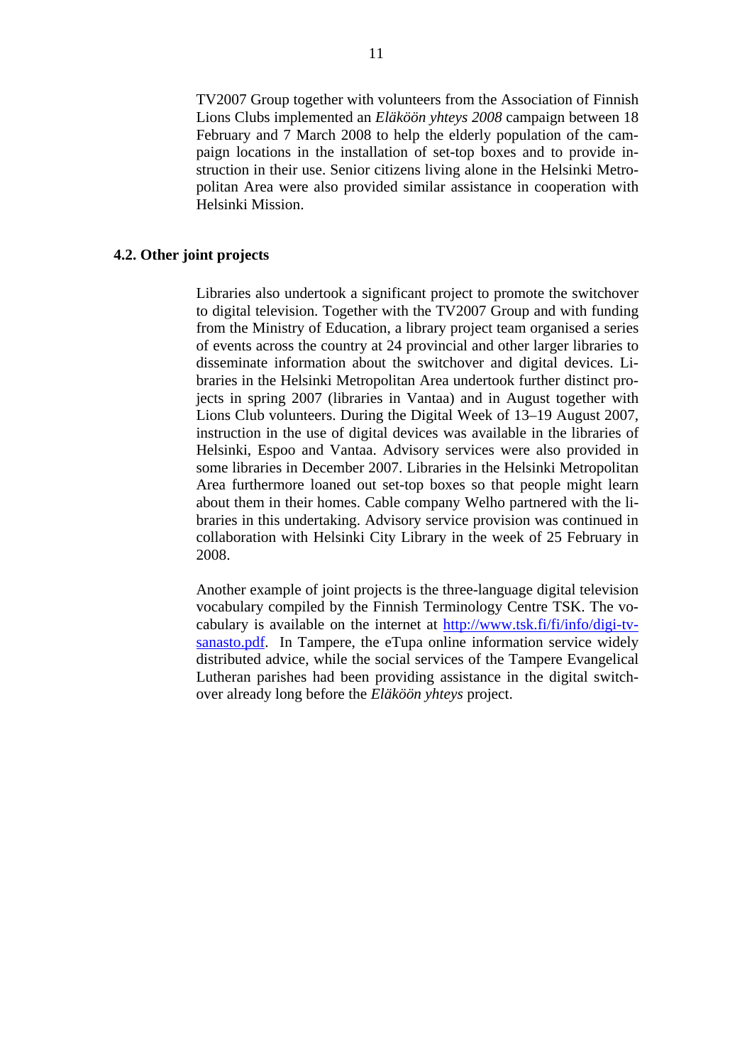TV2007 Group together with volunteers from the Association of Finnish Lions Clubs implemented an *Eläköön yhteys 2008* campaign between 18 February and 7 March 2008 to help the elderly population of the campaign locations in the installation of set-top boxes and to provide instruction in their use. Senior citizens living alone in the Helsinki Metropolitan Area were also provided similar assistance in cooperation with Helsinki Mission.

### 4.2. Other joint projects

Libraries also undertook a significant project to promote the switchover to digital television. Together with the TV2007 Group and with funding from the Ministry of Education, a library project team organised a series of events across the country at 24 provincial and other larger libraries to disseminate information about the switchover and digital devices. Libraries in the Helsinki Metropolitan Area undertook further distinct projects in spring 2007 (libraries in Vantaa) and in August together with Lions Club volunteers. During the Digital Week of 13–19 August 2007, instruction in the use of digital devices was available in the libraries of Helsinki, Espoo and Vantaa. Advisory services were also provided in some libraries in December 2007. Libraries in the Helsinki Metropolitan Area furthermore loaned out set-top boxes so that people might learn about them in their homes. Cable company Welho partnered with the libraries in this undertaking. Advisory service provision was continued in collaboration with Helsinki City Library in the week of 25 February in 2008.

Another example of joint projects is the three-language digital television vocabulary compiled by the Finnish Terminology Centre TSK. The vocabulary is available on the internet at http://www.tsk.fi/fi/info/digi-tv-sanasto.pdf. In Tampere, the eTupa online information service widely distributed advice, while the social services of the Tampere Evangelical Lutheran parishes had been providing assistance in the digital switchover already long before the *Eläköön yhteys* project.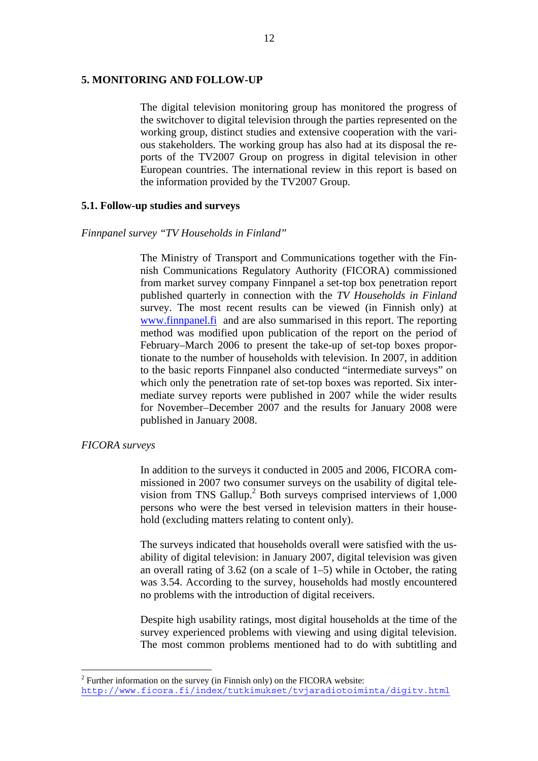## 5. MONITORING AND FOLLOW-UP

The digital television monitoring group has monitored the progress of the switchover to digital television through the parties represented on the working group, distinct studies and extensive cooperation with the various stakeholders. The working group has also had at its disposal the reports of the TV2007 Group on progress in digital television in other European countries. The international review in this report is based on the information provided by the TV2007 Group.

### 5.1. Follow-up studies and surveys

*Finnpanel survey "TV Households in Finland"*

The Ministry of Transport and Communications together with the Finnish Communications Regulatory Authority (FICORA) commissioned from market survey company Finnpanel a set-top box penetration report published quarterly in connection with the *TV Households in Finland* survey. The most recent results can be viewed (in Finnish only) at www.finnpanel.fi and are also summarised in this report. The reporting method was modified upon publication of the report on the period of February–March 2006 to present the take-up of set-top boxes proportionate to the number of households with television. In 2007, in addition to the basic reports Finnpanel also conducted "intermediate surveys" on which only the penetration rate of set-top boxes was reported. Six intermediate survey reports were published in 2007 while the wider results for November–December 2007 and the results for January 2008 were published in January 2008.

*FICORA surveys*

In addition to the surveys it conducted in 2005 and 2006, FICORA commissioned in 2007 two consumer surveys on the usability of digital television from TNS Gallup.[2] Both surveys comprised interviews of 1,000 persons who were the best versed in television matters in their household (excluding matters relating to content only).

The surveys indicated that households overall were satisfied with the usability of digital television: in January 2007, digital television was given an overall rating of 3.62 (on a scale of 1–5) while in October, the rating was 3.54. According to the survey, households had mostly encountered no problems with the introduction of digital receivers.

Despite high usability ratings, most digital households at the time of the survey experienced problems with viewing and using digital television. The most common problems mentioned had to do with subtitling and

[2] Further information on the survey (in Finnish only) on the FICORA website: http://www.ficora.fi/index/tutkimukset/tvjaradiotoiminta/digitv.html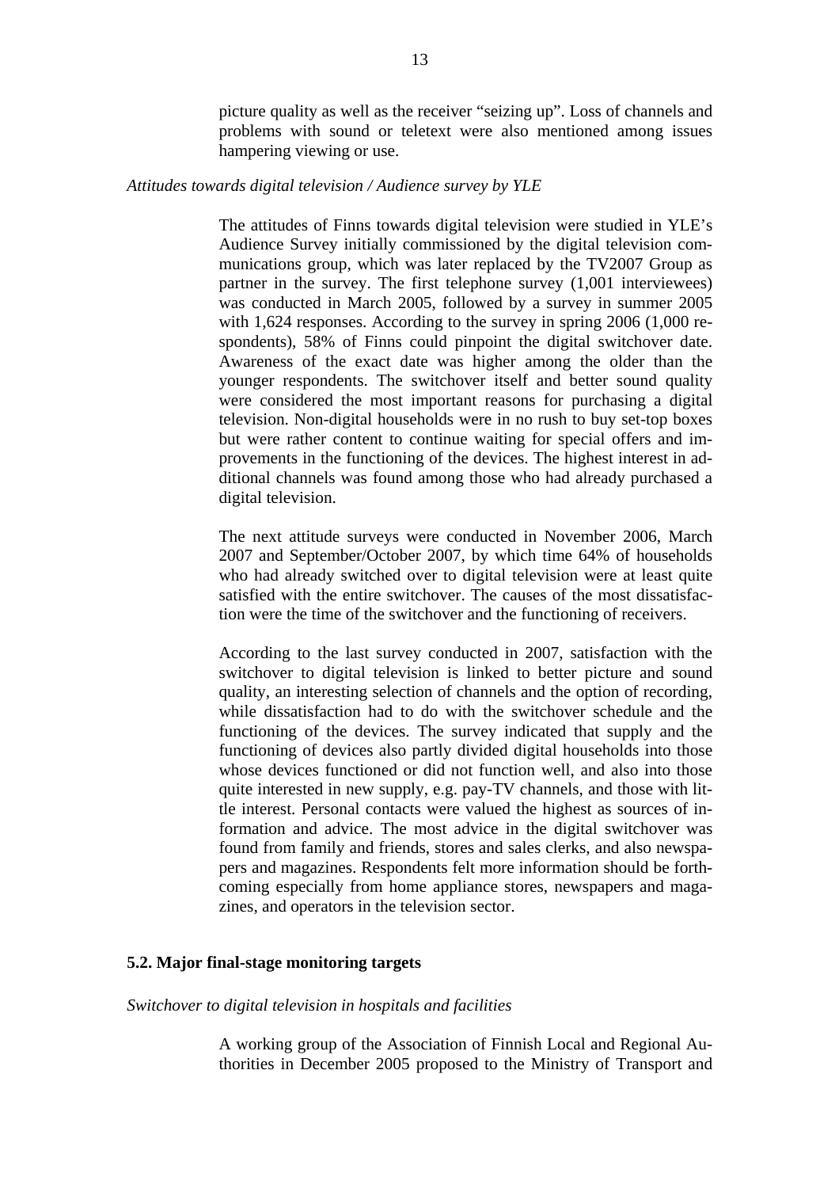picture quality as well as the receiver "seizing up". Loss of channels and problems with sound or teletext were also mentioned among issues hampering viewing or use.

*Attitudes towards digital television / Audience survey by YLE*

The attitudes of Finns towards digital television were studied in YLE's Audience Survey initially commissioned by the digital television communications group, which was later replaced by the TV2007 Group as partner in the survey. The first telephone survey (1,001 interviewees) was conducted in March 2005, followed by a survey in summer 2005 with 1,624 responses. According to the survey in spring 2006 (1,000 respondents), 58% of Finns could pinpoint the digital switchover date. Awareness of the exact date was higher among the older than the younger respondents. The switchover itself and better sound quality were considered the most important reasons for purchasing a digital television. Non-digital households were in no rush to buy set-top boxes but were rather content to continue waiting for special offers and improvements in the functioning of the devices. The highest interest in additional channels was found among those who had already purchased a digital television.

The next attitude surveys were conducted in November 2006, March 2007 and September/October 2007, by which time 64% of households who had already switched over to digital television were at least quite satisfied with the entire switchover. The causes of the most dissatisfaction were the time of the switchover and the functioning of receivers.

According to the last survey conducted in 2007, satisfaction with the switchover to digital television is linked to better picture and sound quality, an interesting selection of channels and the option of recording, while dissatisfaction had to do with the switchover schedule and the functioning of the devices. The survey indicated that supply and the functioning of devices also partly divided digital households into those whose devices functioned or did not function well, and also into those quite interested in new supply, e.g. pay-TV channels, and those with little interest. Personal contacts were valued the highest as sources of information and advice. The most advice in the digital switchover was found from family and friends, stores and sales clerks, and also newspapers and magazines. Respondents felt more information should be forthcoming especially from home appliance stores, newspapers and magazines, and operators in the television sector.

### 5.2. Major final-stage monitoring targets

*Switchover to digital television in hospitals and facilities*

A working group of the Association of Finnish Local and Regional Authorities in December 2005 proposed to the Ministry of Transport and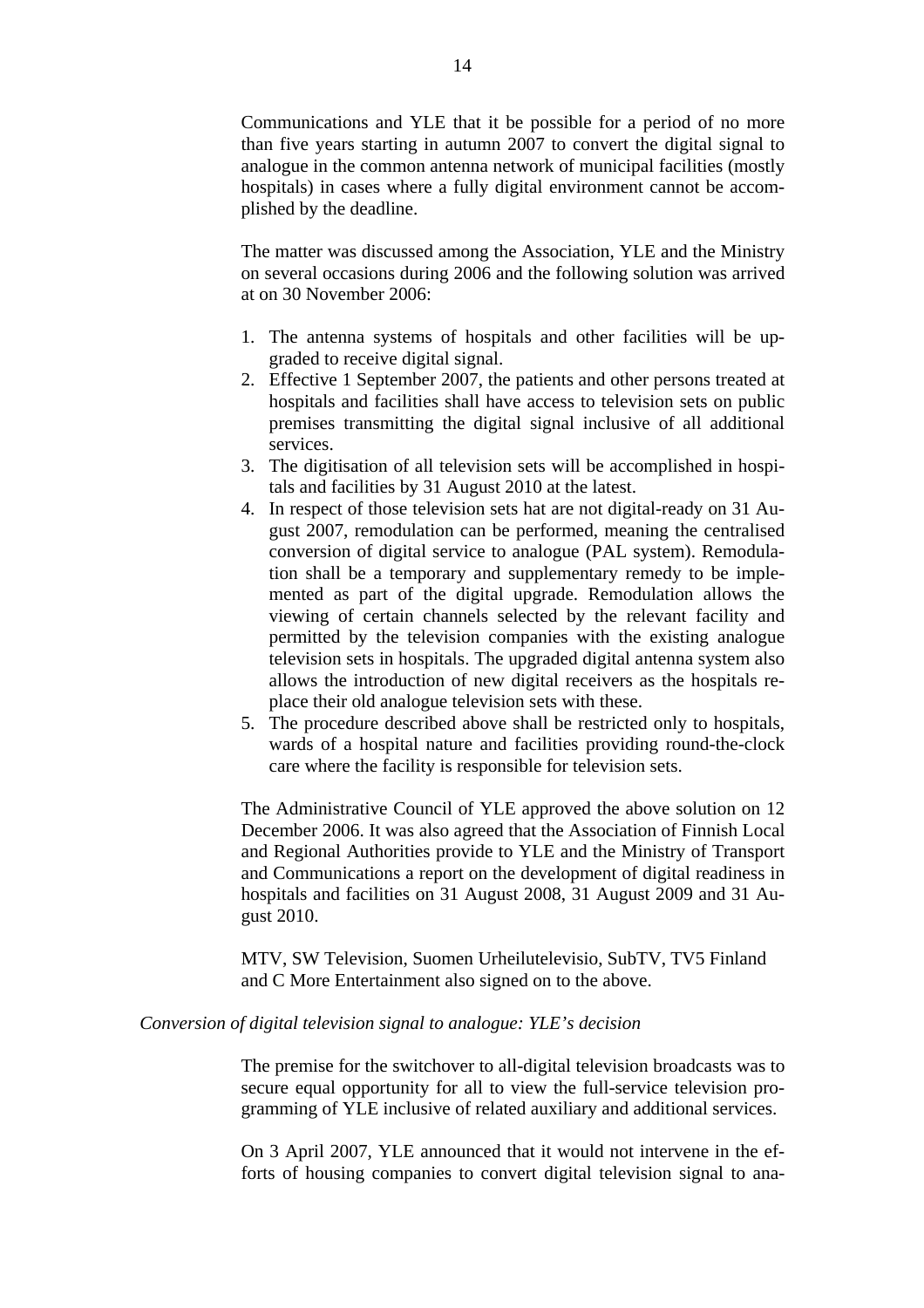Communications and YLE that it be possible for a period of no more than five years starting in autumn 2007 to convert the digital signal to analogue in the common antenna network of municipal facilities (mostly hospitals) in cases where a fully digital environment cannot be accomplished by the deadline.

The matter was discussed among the Association, YLE and the Ministry on several occasions during 2006 and the following solution was arrived at on 30 November 2006:

1. The antenna systems of hospitals and other facilities will be upgraded to receive digital signal.
2. Effective 1 September 2007, the patients and other persons treated at hospitals and facilities shall have access to television sets on public premises transmitting the digital signal inclusive of all additional services.
3. The digitisation of all television sets will be accomplished in hospitals and facilities by 31 August 2010 at the latest.
4. In respect of those television sets hat are not digital-ready on 31 August 2007, remodulation can be performed, meaning the centralised conversion of digital service to analogue (PAL system). Remodulation shall be a temporary and supplementary remedy to be implemented as part of the digital upgrade. Remodulation allows the viewing of certain channels selected by the relevant facility and permitted by the television companies with the existing analogue television sets in hospitals. The upgraded digital antenna system also allows the introduction of new digital receivers as the hospitals replace their old analogue television sets with these.
5. The procedure described above shall be restricted only to hospitals, wards of a hospital nature and facilities providing round-the-clock care where the facility is responsible for television sets.

The Administrative Council of YLE approved the above solution on 12 December 2006. It was also agreed that the Association of Finnish Local and Regional Authorities provide to YLE and the Ministry of Transport and Communications a report on the development of digital readiness in hospitals and facilities on 31 August 2008, 31 August 2009 and 31 August 2010.

MTV, SW Television, Suomen Urheilutelevisio, SubTV, TV5 Finland and C More Entertainment also signed on to the above.

*Conversion of digital television signal to analogue: YLE's decision*

The premise for the switchover to all-digital television broadcasts was to secure equal opportunity for all to view the full-service television programming of YLE inclusive of related auxiliary and additional services.

On 3 April 2007, YLE announced that it would not intervene in the efforts of housing companies to convert digital television signal to ana-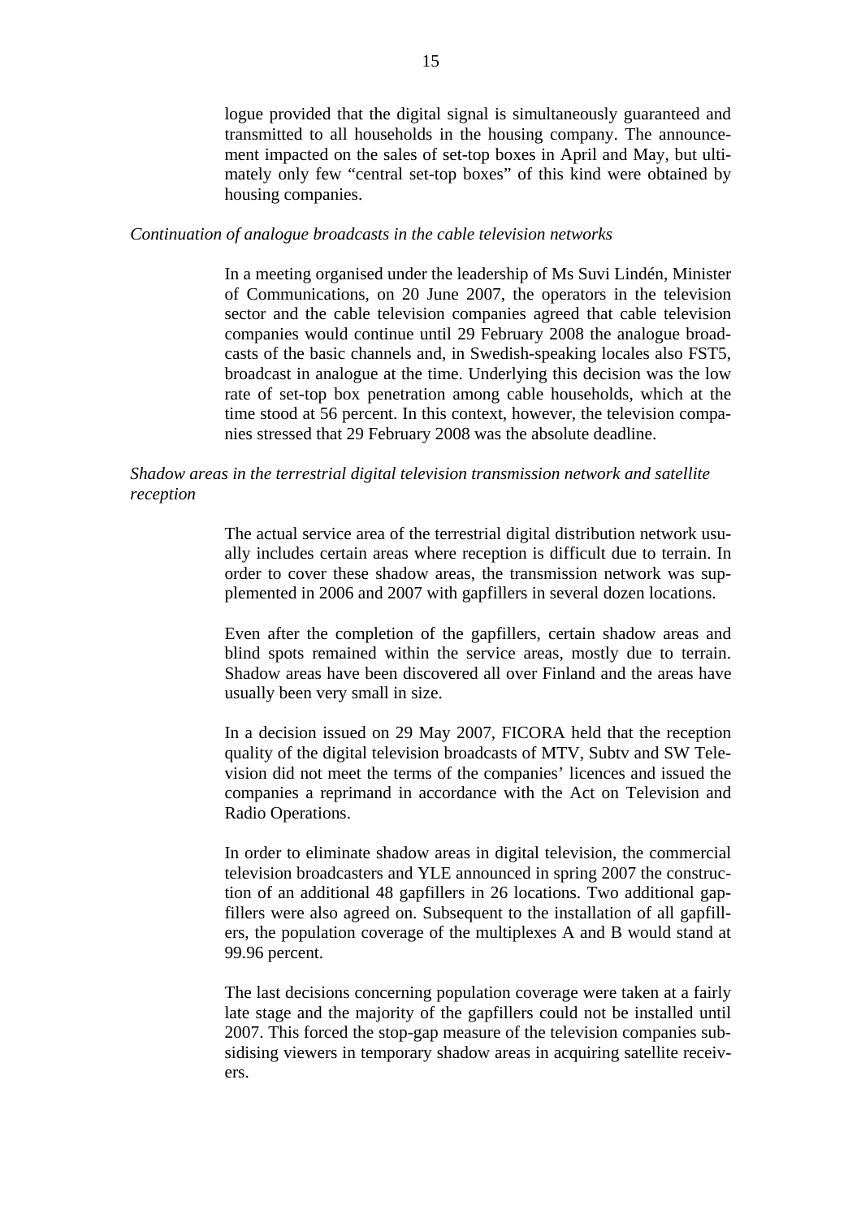logue provided that the digital signal is simultaneously guaranteed and transmitted to all households in the housing company. The announcement impacted on the sales of set-top boxes in April and May, but ultimately only few “central set-top boxes” of this kind were obtained by housing companies.

*Continuation of analogue broadcasts in the cable television networks*

In a meeting organised under the leadership of Ms Suvi Lindén, Minister of Communications, on 20 June 2007, the operators in the television sector and the cable television companies agreed that cable television companies would continue until 29 February 2008 the analogue broadcasts of the basic channels and, in Swedish-speaking locales also FST5, broadcast in analogue at the time. Underlying this decision was the low rate of set-top box penetration among cable households, which at the time stood at 56 percent. In this context, however, the television companies stressed that 29 February 2008 was the absolute deadline.

*Shadow areas in the terrestrial digital television transmission network and satellite reception*

The actual service area of the terrestrial digital distribution network usually includes certain areas where reception is difficult due to terrain. In order to cover these shadow areas, the transmission network was supplemented in 2006 and 2007 with gapfillers in several dozen locations.

Even after the completion of the gapfillers, certain shadow areas and blind spots remained within the service areas, mostly due to terrain. Shadow areas have been discovered all over Finland and the areas have usually been very small in size.

In a decision issued on 29 May 2007, FICORA held that the reception quality of the digital television broadcasts of MTV, Subtv and SW Television did not meet the terms of the companies’ licences and issued the companies a reprimand in accordance with the Act on Television and Radio Operations.

In order to eliminate shadow areas in digital television, the commercial television broadcasters and YLE announced in spring 2007 the construction of an additional 48 gapfillers in 26 locations. Two additional gapfillers were also agreed on. Subsequent to the installation of all gapfillers, the population coverage of the multiplexes A and B would stand at 99.96 percent.

The last decisions concerning population coverage were taken at a fairly late stage and the majority of the gapfillers could not be installed until 2007. This forced the stop-gap measure of the television companies subsidising viewers in temporary shadow areas in acquiring satellite receivers.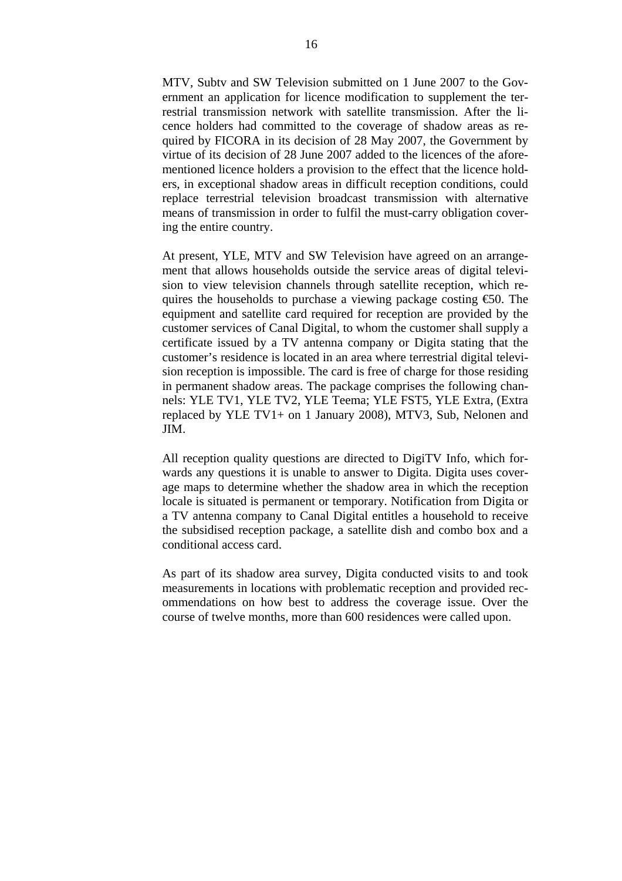MTV, Subtv and SW Television submitted on 1 June 2007 to the Government an application for licence modification to supplement the terrestrial transmission network with satellite transmission. After the licence holders had committed to the coverage of shadow areas as required by FICORA in its decision of 28 May 2007, the Government by virtue of its decision of 28 June 2007 added to the licences of the aforementioned licence holders a provision to the effect that the licence holders, in exceptional shadow areas in difficult reception conditions, could replace terrestrial television broadcast transmission with alternative means of transmission in order to fulfil the must-carry obligation covering the entire country.

At present, YLE, MTV and SW Television have agreed on an arrangement that allows households outside the service areas of digital television to view television channels through satellite reception, which requires the households to purchase a viewing package costing €50. The equipment and satellite card required for reception are provided by the customer services of Canal Digital, to whom the customer shall supply a certificate issued by a TV antenna company or Digita stating that the customer's residence is located in an area where terrestrial digital television reception is impossible. The card is free of charge for those residing in permanent shadow areas. The package comprises the following channels: YLE TV1, YLE TV2, YLE Teema; YLE FST5, YLE Extra, (Extra replaced by YLE TV1+ on 1 January 2008), MTV3, Sub, Nelonen and JIM.

All reception quality questions are directed to DigiTV Info, which forwards any questions it is unable to answer to Digita. Digita uses coverage maps to determine whether the shadow area in which the reception locale is situated is permanent or temporary. Notification from Digita or a TV antenna company to Canal Digital entitles a household to receive the subsidised reception package, a satellite dish and combo box and a conditional access card.

As part of its shadow area survey, Digita conducted visits to and took measurements in locations with problematic reception and provided recommendations on how best to address the coverage issue. Over the course of twelve months, more than 600 residences were called upon.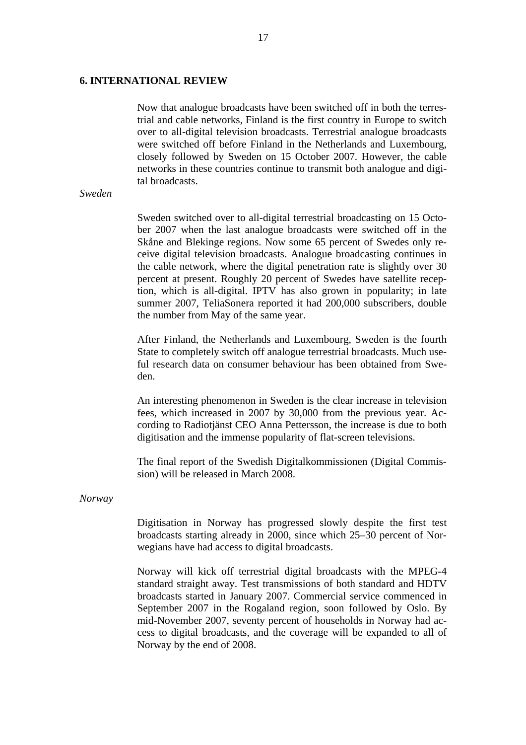## 6. INTERNATIONAL REVIEW

Now that analogue broadcasts have been switched off in both the terrestrial and cable networks, Finland is the first country in Europe to switch over to all-digital television broadcasts. Terrestrial analogue broadcasts were switched off before Finland in the Netherlands and Luxembourg, closely followed by Sweden on 15 October 2007. However, the cable networks in these countries continue to transmit both analogue and digital broadcasts.

*Sweden*

Sweden switched over to all-digital terrestrial broadcasting on 15 October 2007 when the last analogue broadcasts were switched off in the Skåne and Blekinge regions. Now some 65 percent of Swedes only receive digital television broadcasts. Analogue broadcasting continues in the cable network, where the digital penetration rate is slightly over 30 percent at present. Roughly 20 percent of Swedes have satellite reception, which is all-digital. IPTV has also grown in popularity; in late summer 2007, TeliaSonera reported it had 200,000 subscribers, double the number from May of the same year.

After Finland, the Netherlands and Luxembourg, Sweden is the fourth State to completely switch off analogue terrestrial broadcasts. Much useful research data on consumer behaviour has been obtained from Sweden.

An interesting phenomenon in Sweden is the clear increase in television fees, which increased in 2007 by 30,000 from the previous year. According to Radiotjänst CEO Anna Pettersson, the increase is due to both digitisation and the immense popularity of flat-screen televisions.

The final report of the Swedish Digitalkommissionen (Digital Commission) will be released in March 2008.

*Norway*

Digitisation in Norway has progressed slowly despite the first test broadcasts starting already in 2000, since which 25–30 percent of Norwegians have had access to digital broadcasts.

Norway will kick off terrestrial digital broadcasts with the MPEG-4 standard straight away. Test transmissions of both standard and HDTV broadcasts started in January 2007. Commercial service commenced in September 2007 in the Rogaland region, soon followed by Oslo. By mid-November 2007, seventy percent of households in Norway had access to digital broadcasts, and the coverage will be expanded to all of Norway by the end of 2008.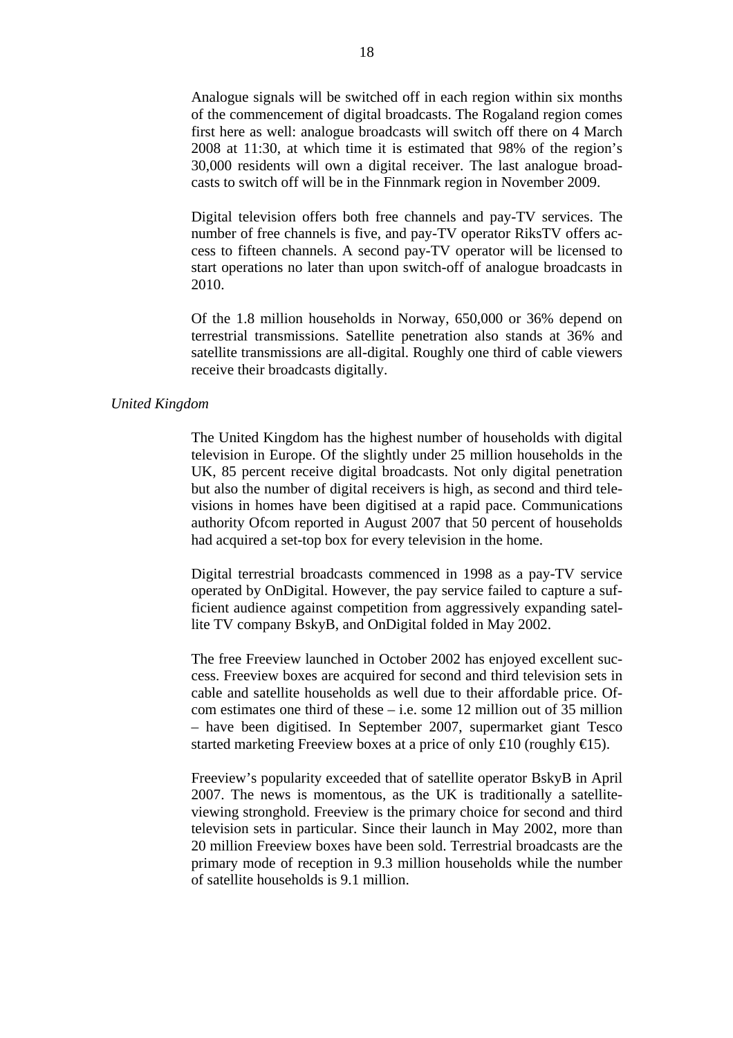Analogue signals will be switched off in each region within six months of the commencement of digital broadcasts. The Rogaland region comes first here as well: analogue broadcasts will switch off there on 4 March 2008 at 11:30, at which time it is estimated that 98% of the region's 30,000 residents will own a digital receiver. The last analogue broadcasts to switch off will be in the Finnmark region in November 2009.

Digital television offers both free channels and pay-TV services. The number of free channels is five, and pay-TV operator RiksTV offers access to fifteen channels. A second pay-TV operator will be licensed to start operations no later than upon switch-off of analogue broadcasts in 2010.

Of the 1.8 million households in Norway, 650,000 or 36% depend on terrestrial transmissions. Satellite penetration also stands at 36% and satellite transmissions are all-digital. Roughly one third of cable viewers receive their broadcasts digitally.

*United Kingdom*

The United Kingdom has the highest number of households with digital television in Europe. Of the slightly under 25 million households in the UK, 85 percent receive digital broadcasts. Not only digital penetration but also the number of digital receivers is high, as second and third televisions in homes have been digitised at a rapid pace. Communications authority Ofcom reported in August 2007 that 50 percent of households had acquired a set-top box for every television in the home.

Digital terrestrial broadcasts commenced in 1998 as a pay-TV service operated by OnDigital. However, the pay service failed to capture a sufficient audience against competition from aggressively expanding satellite TV company BskyB, and OnDigital folded in May 2002.

The free Freeview launched in October 2002 has enjoyed excellent success. Freeview boxes are acquired for second and third television sets in cable and satellite households as well due to their affordable price. Ofcom estimates one third of these – i.e. some 12 million out of 35 million – have been digitised. In September 2007, supermarket giant Tesco started marketing Freeview boxes at a price of only £10 (roughly €15).

Freeview's popularity exceeded that of satellite operator BskyB in April 2007. The news is momentous, as the UK is traditionally a satellite-viewing stronghold. Freeview is the primary choice for second and third television sets in particular. Since their launch in May 2002, more than 20 million Freeview boxes have been sold. Terrestrial broadcasts are the primary mode of reception in 9.3 million households while the number of satellite households is 9.1 million.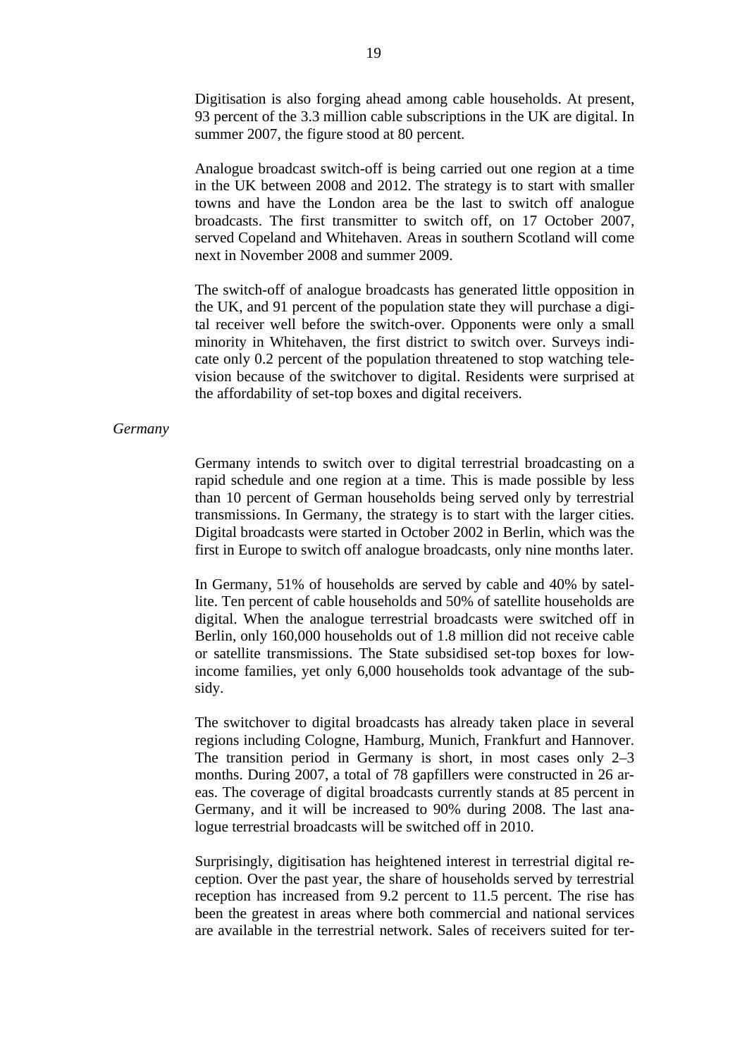Digitisation is also forging ahead among cable households. At present, 93 percent of the 3.3 million cable subscriptions in the UK are digital. In summer 2007, the figure stood at 80 percent.

Analogue broadcast switch-off is being carried out one region at a time in the UK between 2008 and 2012. The strategy is to start with smaller towns and have the London area be the last to switch off analogue broadcasts. The first transmitter to switch off, on 17 October 2007, served Copeland and Whitehaven. Areas in southern Scotland will come next in November 2008 and summer 2009.

The switch-off of analogue broadcasts has generated little opposition in the UK, and 91 percent of the population state they will purchase a digital receiver well before the switch-over. Opponents were only a small minority in Whitehaven, the first district to switch over. Surveys indicate only 0.2 percent of the population threatened to stop watching television because of the switchover to digital. Residents were surprised at the affordability of set-top boxes and digital receivers.

*Germany*

Germany intends to switch over to digital terrestrial broadcasting on a rapid schedule and one region at a time. This is made possible by less than 10 percent of German households being served only by terrestrial transmissions. In Germany, the strategy is to start with the larger cities. Digital broadcasts were started in October 2002 in Berlin, which was the first in Europe to switch off analogue broadcasts, only nine months later.

In Germany, 51% of households are served by cable and 40% by satellite. Ten percent of cable households and 50% of satellite households are digital. When the analogue terrestrial broadcasts were switched off in Berlin, only 160,000 households out of 1.8 million did not receive cable or satellite transmissions. The State subsidised set-top boxes for low-income families, yet only 6,000 households took advantage of the subsidy.

The switchover to digital broadcasts has already taken place in several regions including Cologne, Hamburg, Munich, Frankfurt and Hannover. The transition period in Germany is short, in most cases only 2–3 months. During 2007, a total of 78 gapfillers were constructed in 26 areas. The coverage of digital broadcasts currently stands at 85 percent in Germany, and it will be increased to 90% during 2008. The last analogue terrestrial broadcasts will be switched off in 2010.

Surprisingly, digitisation has heightened interest in terrestrial digital reception. Over the past year, the share of households served by terrestrial reception has increased from 9.2 percent to 11.5 percent. The rise has been the greatest in areas where both commercial and national services are available in the terrestrial network. Sales of receivers suited for ter-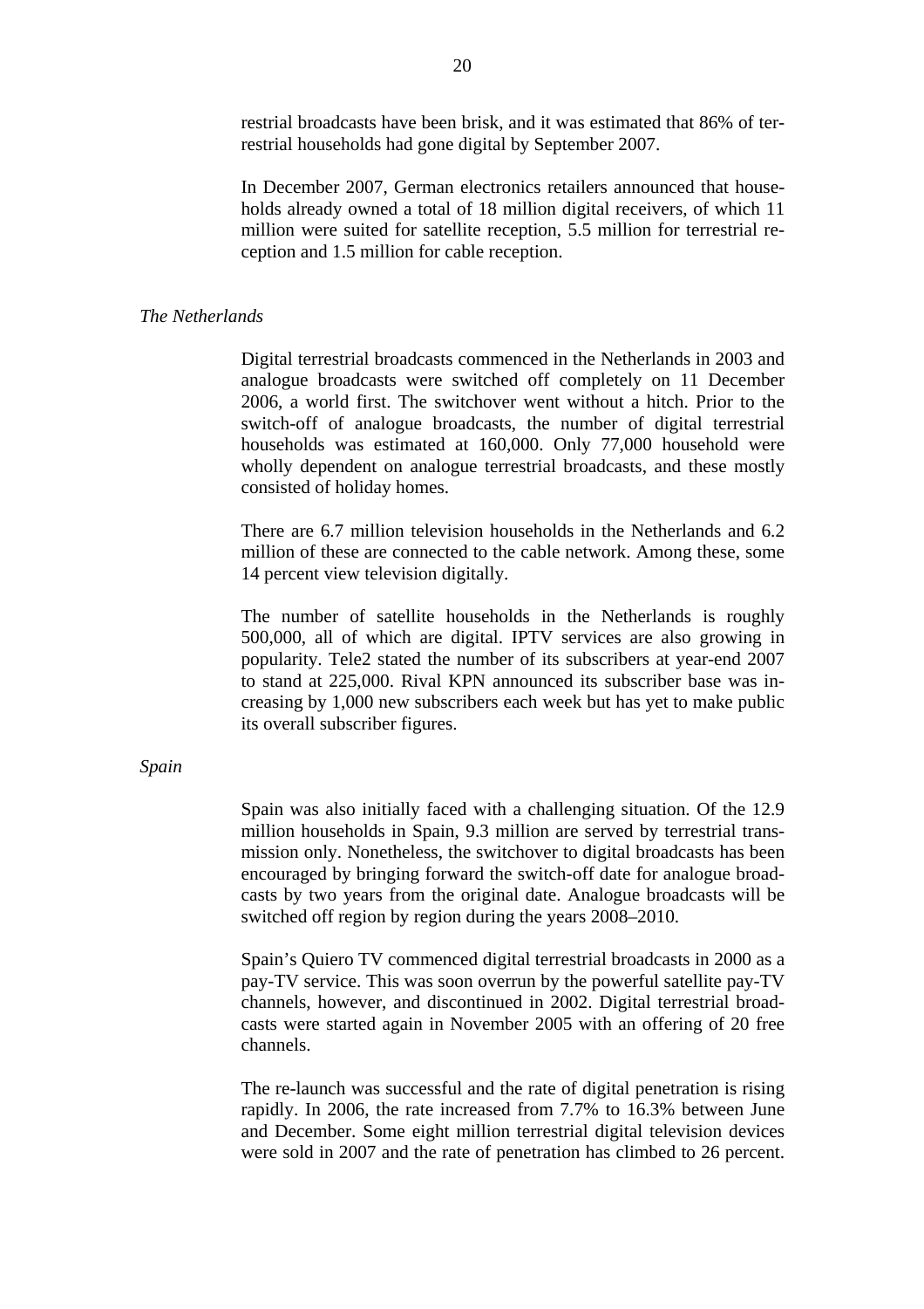restrial broadcasts have been brisk, and it was estimated that 86% of terrestrial households had gone digital by September 2007.

In December 2007, German electronics retailers announced that households already owned a total of 18 million digital receivers, of which 11 million were suited for satellite reception, 5.5 million for terrestrial reception and 1.5 million for cable reception.

*The Netherlands*

Digital terrestrial broadcasts commenced in the Netherlands in 2003 and analogue broadcasts were switched off completely on 11 December 2006, a world first. The switchover went without a hitch. Prior to the switch-off of analogue broadcasts, the number of digital terrestrial households was estimated at 160,000. Only 77,000 household were wholly dependent on analogue terrestrial broadcasts, and these mostly consisted of holiday homes.

There are 6.7 million television households in the Netherlands and 6.2 million of these are connected to the cable network. Among these, some 14 percent view television digitally.

The number of satellite households in the Netherlands is roughly 500,000, all of which are digital. IPTV services are also growing in popularity. Tele2 stated the number of its subscribers at year-end 2007 to stand at 225,000. Rival KPN announced its subscriber base was increasing by 1,000 new subscribers each week but has yet to make public its overall subscriber figures.

*Spain*

Spain was also initially faced with a challenging situation. Of the 12.9 million households in Spain, 9.3 million are served by terrestrial transmission only. Nonetheless, the switchover to digital broadcasts has been encouraged by bringing forward the switch-off date for analogue broadcasts by two years from the original date. Analogue broadcasts will be switched off region by region during the years 2008–2010.

Spain's Quiero TV commenced digital terrestrial broadcasts in 2000 as a pay-TV service. This was soon overrun by the powerful satellite pay-TV channels, however, and discontinued in 2002. Digital terrestrial broadcasts were started again in November 2005 with an offering of 20 free channels.

The re-launch was successful and the rate of digital penetration is rising rapidly. In 2006, the rate increased from 7.7% to 16.3% between June and December. Some eight million terrestrial digital television devices were sold in 2007 and the rate of penetration has climbed to 26 percent.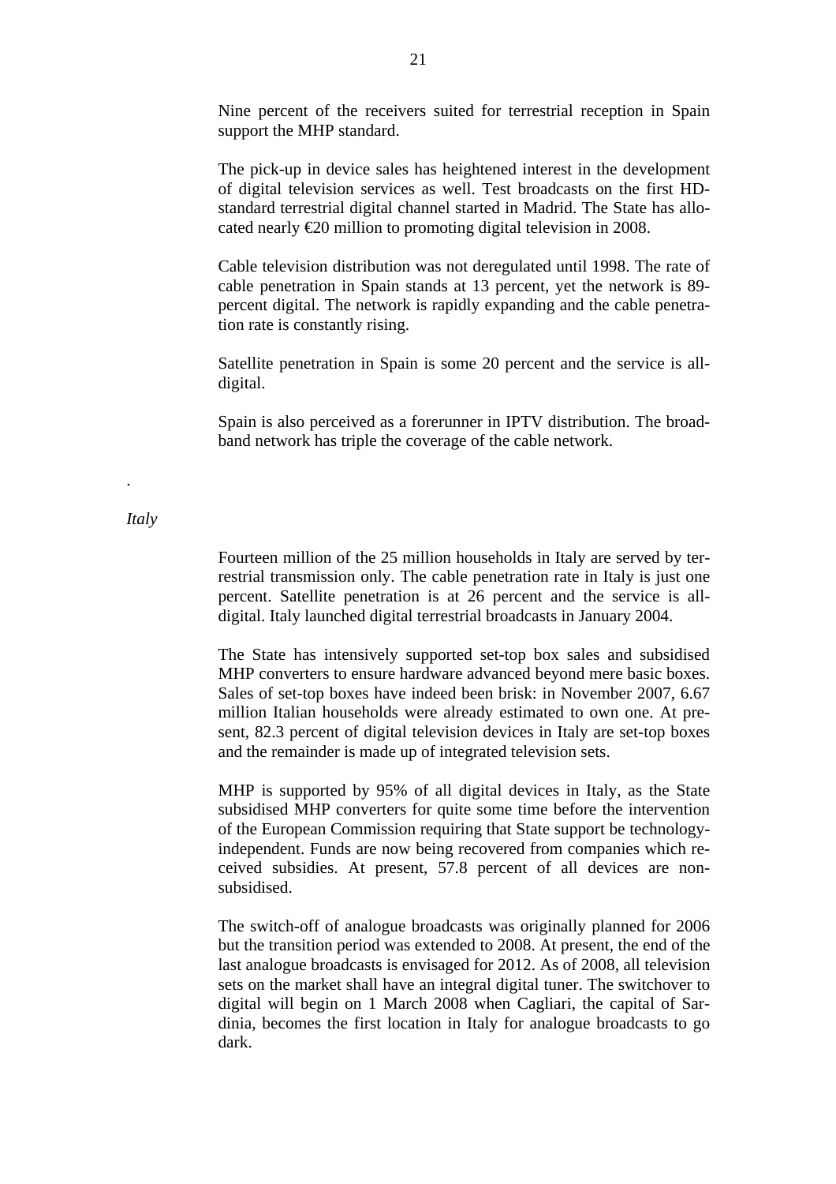Nine percent of the receivers suited for terrestrial reception in Spain support the MHP standard.

The pick-up in device sales has heightened interest in the development of digital television services as well. Test broadcasts on the first HD-standard terrestrial digital channel started in Madrid. The State has allocated nearly €20 million to promoting digital television in 2008.

Cable television distribution was not deregulated until 1998. The rate of cable penetration in Spain stands at 13 percent, yet the network is 89-percent digital. The network is rapidly expanding and the cable penetration rate is constantly rising.

Satellite penetration in Spain is some 20 percent and the service is all-digital.

Spain is also perceived as a forerunner in IPTV distribution. The broadband network has triple the coverage of the cable network.

.

*Italy*

Fourteen million of the 25 million households in Italy are served by terrestrial transmission only. The cable penetration rate in Italy is just one percent. Satellite penetration is at 26 percent and the service is all-digital. Italy launched digital terrestrial broadcasts in January 2004.

The State has intensively supported set-top box sales and subsidised MHP converters to ensure hardware advanced beyond mere basic boxes. Sales of set-top boxes have indeed been brisk: in November 2007, 6.67 million Italian households were already estimated to own one. At present, 82.3 percent of digital television devices in Italy are set-top boxes and the remainder is made up of integrated television sets.

MHP is supported by 95% of all digital devices in Italy, as the State subsidised MHP converters for quite some time before the intervention of the European Commission requiring that State support be technology-independent. Funds are now being recovered from companies which received subsidies. At present, 57.8 percent of all devices are non-subsidised.

The switch-off of analogue broadcasts was originally planned for 2006 but the transition period was extended to 2008. At present, the end of the last analogue broadcasts is envisaged for 2012. As of 2008, all television sets on the market shall have an integral digital tuner. The switchover to digital will begin on 1 March 2008 when Cagliari, the capital of Sardinia, becomes the first location in Italy for analogue broadcasts to go dark.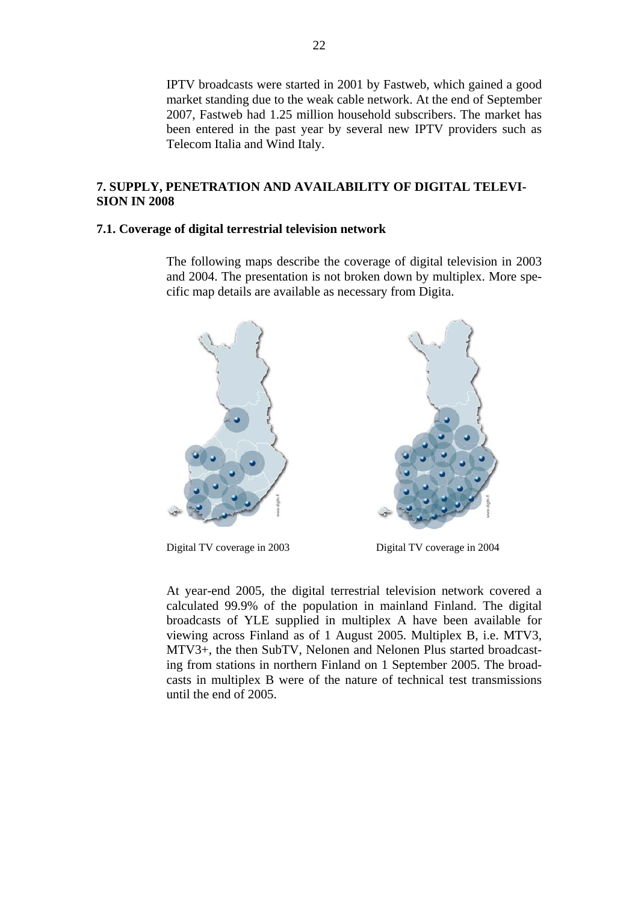IPTV broadcasts were started in 2001 by Fastweb, which gained a good market standing due to the weak cable network. At the end of September 2007, Fastweb had 1.25 million household subscribers. The market has been entered in the past year by several new IPTV providers such as Telecom Italia and Wind Italy.

## 7. SUPPLY, PENETRATION AND AVAILABILITY OF DIGITAL TELEVISION IN 2008

### 7.1. Coverage of digital terrestrial television network

The following maps describe the coverage of digital television in 2003 and 2004. The presentation is not broken down by multiplex. More specific map details are available as necessary from Digita.

Digital TV coverage in 2003

Digital TV coverage in 2004

At year-end 2005, the digital terrestrial television network covered a calculated 99.9% of the population in mainland Finland. The digital broadcasts of YLE supplied in multiplex A have been available for viewing across Finland as of 1 August 2005. Multiplex B, i.e. MTV3, MTV3+, the then SubTV, Nelonen and Nelonen Plus started broadcasting from stations in northern Finland on 1 September 2005. The broadcasts in multiplex B were of the nature of technical test transmissions until the end of 2005.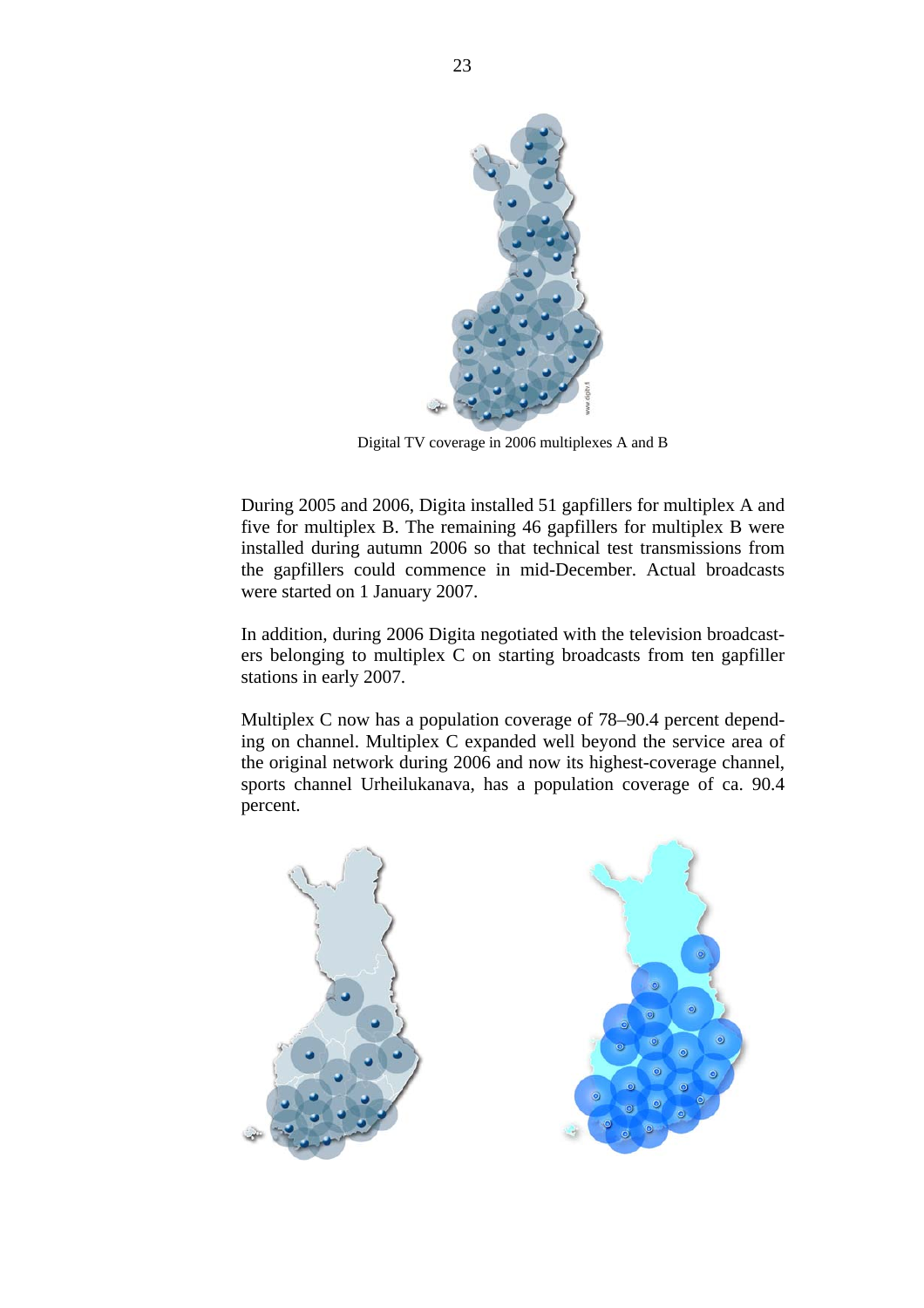Digital TV coverage in 2006 multiplexes A and B

During 2005 and 2006, Digita installed 51 gapfillers for multiplex A and five for multiplex B. The remaining 46 gapfillers for multiplex B were installed during autumn 2006 so that technical test transmissions from the gapfillers could commence in mid-December. Actual broadcasts were started on 1 January 2007.

In addition, during 2006 Digita negotiated with the television broadcasters belonging to multiplex C on starting broadcasts from ten gapfiller stations in early 2007.

Multiplex C now has a population coverage of 78–90.4 percent depending on channel. Multiplex C expanded well beyond the service area of the original network during 2006 and now its highest-coverage channel, sports channel Urheilukanava, has a population coverage of ca. 90.4 percent.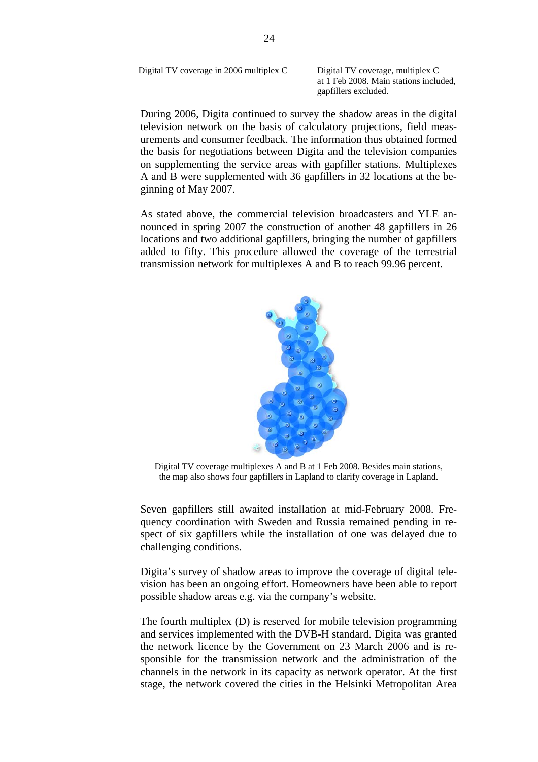Digital TV coverage in 2006 multiplex C

Digital TV coverage, multiplex C at 1 Feb 2008. Main stations included, gapfillers excluded.

During 2006, Digita continued to survey the shadow areas in the digital television network on the basis of calculatory projections, field measurements and consumer feedback. The information thus obtained formed the basis for negotiations between Digita and the television companies on supplementing the service areas with gapfiller stations. Multiplexes A and B were supplemented with 36 gapfillers in 32 locations at the beginning of May 2007.

As stated above, the commercial television broadcasters and YLE announced in spring 2007 the construction of another 48 gapfillers in 26 locations and two additional gapfillers, bringing the number of gapfillers added to fifty. This procedure allowed the coverage of the terrestrial transmission network for multiplexes A and B to reach 99.96 percent.

Digital TV coverage multiplexes A and B at 1 Feb 2008. Besides main stations, the map also shows four gapfillers in Lapland to clarify coverage in Lapland.

Seven gapfillers still awaited installation at mid-February 2008. Frequency coordination with Sweden and Russia remained pending in respect of six gapfillers while the installation of one was delayed due to challenging conditions.

Digita's survey of shadow areas to improve the coverage of digital television has been an ongoing effort. Homeowners have been able to report possible shadow areas e.g. via the company's website.

The fourth multiplex (D) is reserved for mobile television programming and services implemented with the DVB-H standard. Digita was granted the network licence by the Government on 23 March 2006 and is responsible for the transmission network and the administration of the channels in the network in its capacity as network operator. At the first stage, the network covered the cities in the Helsinki Metropolitan Area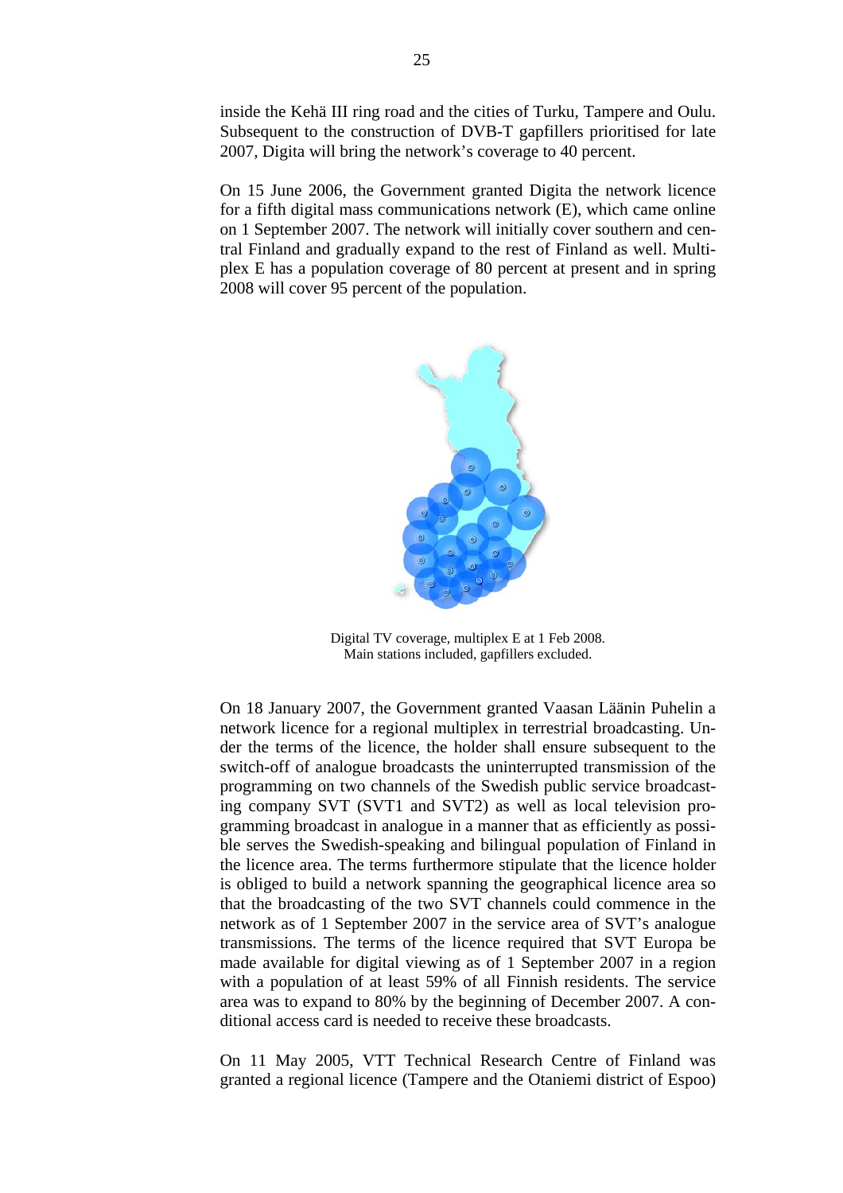inside the Kehä III ring road and the cities of Turku, Tampere and Oulu. Subsequent to the construction of DVB-T gapfillers prioritised for late 2007, Digita will bring the network's coverage to 40 percent.

On 15 June 2006, the Government granted Digita the network licence for a fifth digital mass communications network (E), which came online on 1 September 2007. The network will initially cover southern and central Finland and gradually expand to the rest of Finland as well. Multiplex E has a population coverage of 80 percent at present and in spring 2008 will cover 95 percent of the population.

Digital TV coverage, multiplex E at 1 Feb 2008.
Main stations included, gapfillers excluded.

On 18 January 2007, the Government granted Vaasan Läänin Puhelin a network licence for a regional multiplex in terrestrial broadcasting. Under the terms of the licence, the holder shall ensure subsequent to the switch-off of analogue broadcasts the uninterrupted transmission of the programming on two channels of the Swedish public service broadcasting company SVT (SVT1 and SVT2) as well as local television programming broadcast in analogue in a manner that as efficiently as possible serves the Swedish-speaking and bilingual population of Finland in the licence area. The terms furthermore stipulate that the licence holder is obliged to build a network spanning the geographical licence area so that the broadcasting of the two SVT channels could commence in the network as of 1 September 2007 in the service area of SVT's analogue transmissions. The terms of the licence required that SVT Europa be made available for digital viewing as of 1 September 2007 in a region with a population of at least 59% of all Finnish residents. The service area was to expand to 80% by the beginning of December 2007. A conditional access card is needed to receive these broadcasts.

On 11 May 2005, VTT Technical Research Centre of Finland was granted a regional licence (Tampere and the Otaniemi district of Espoo)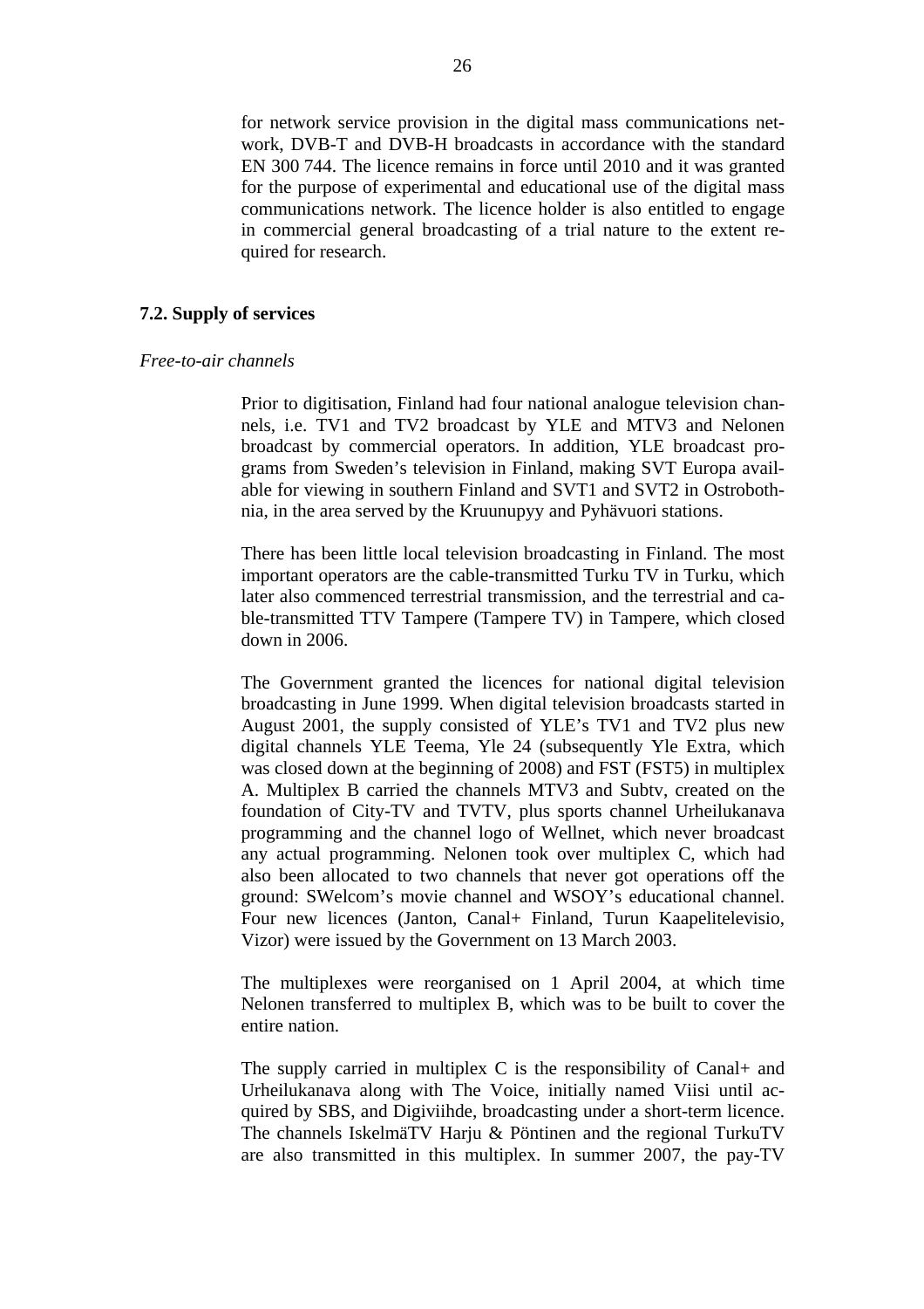for network service provision in the digital mass communications network, DVB-T and DVB-H broadcasts in accordance with the standard EN 300 744. The licence remains in force until 2010 and it was granted for the purpose of experimental and educational use of the digital mass communications network. The licence holder is also entitled to engage in commercial general broadcasting of a trial nature to the extent required for research.

### 7.2. Supply of services

*Free-to-air channels*

Prior to digitisation, Finland had four national analogue television channels, i.e. TV1 and TV2 broadcast by YLE and MTV3 and Nelonen broadcast by commercial operators. In addition, YLE broadcast programs from Sweden's television in Finland, making SVT Europa available for viewing in southern Finland and SVT1 and SVT2 in Ostrobothnia, in the area served by the Kruunupyy and Pyhävuori stations.

There has been little local television broadcasting in Finland. The most important operators are the cable-transmitted Turku TV in Turku, which later also commenced terrestrial transmission, and the terrestrial and cable-transmitted TTV Tampere (Tampere TV) in Tampere, which closed down in 2006.

The Government granted the licences for national digital television broadcasting in June 1999. When digital television broadcasts started in August 2001, the supply consisted of YLE's TV1 and TV2 plus new digital channels YLE Teema, Yle 24 (subsequently Yle Extra, which was closed down at the beginning of 2008) and FST (FST5) in multiplex A. Multiplex B carried the channels MTV3 and Subtv, created on the foundation of City-TV and TVTV, plus sports channel Urheilukanava programming and the channel logo of Wellnet, which never broadcast any actual programming. Nelonen took over multiplex C, which had also been allocated to two channels that never got operations off the ground: SWelcom's movie channel and WSOY's educational channel. Four new licences (Janton, Canal+ Finland, Turun Kaapelitelevisio, Vizor) were issued by the Government on 13 March 2003.

The multiplexes were reorganised on 1 April 2004, at which time Nelonen transferred to multiplex B, which was to be built to cover the entire nation.

The supply carried in multiplex C is the responsibility of Canal+ and Urheilukanava along with The Voice, initially named Viisi until acquired by SBS, and Digiviihde, broadcasting under a short-term licence. The channels IskelmäTV Harju & Pöntinen and the regional TurkuTV are also transmitted in this multiplex. In summer 2007, the pay-TV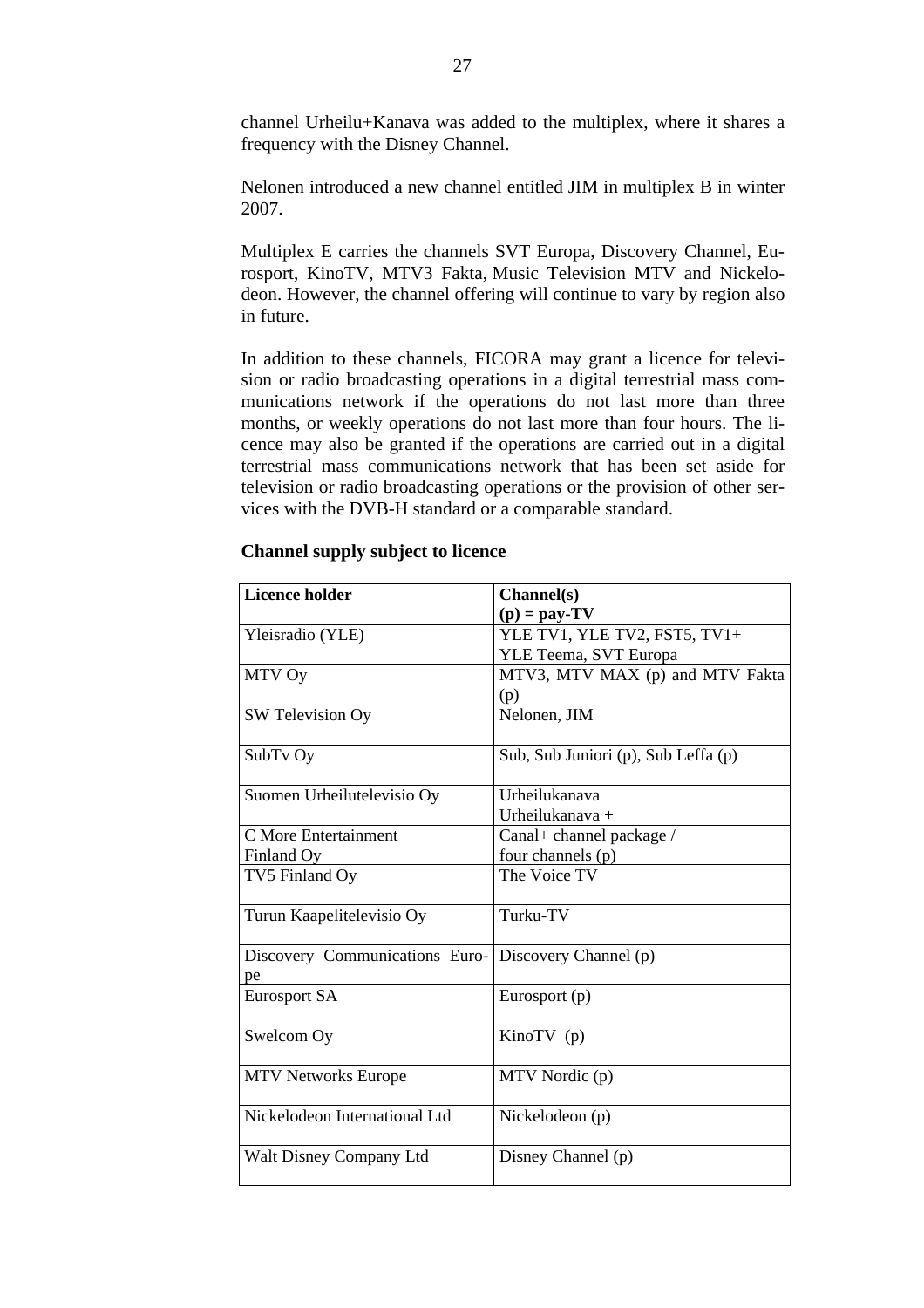channel Urheilu+Kanava was added to the multiplex, where it shares a frequency with the Disney Channel.

Nelonen introduced a new channel entitled JIM in multiplex B in winter 2007.

Multiplex E carries the channels SVT Europa, Discovery Channel, Eurosport, KinoTV, MTV3 Fakta, Music Television MTV and Nickelodeon. However, the channel offering will continue to vary by region also in future.

In addition to these channels, FICORA may grant a licence for television or radio broadcasting operations in a digital terrestrial mass communications network if the operations do not last more than three months, or weekly operations do not last more than four hours. The licence may also be granted if the operations are carried out in a digital terrestrial mass communications network that has been set aside for television or radio broadcasting operations or the provision of other services with the DVB-H standard or a comparable standard.

**Channel supply subject to licence**

| **Licence holder** | **Channel(s)** **(p) = pay-TV** |
|---|---|
| Yleisradio (YLE) | YLE TV1, YLE TV2, FST5, TV1+ YLE Teema, SVT Europa |
| MTV Oy | MTV3, MTV MAX (p) and MTV Fakta (p) |
| SW Television Oy | Nelonen, JIM |
| SubTv Oy | Sub, Sub Juniori (p), Sub Leffa (p) |
| Suomen Urheilutelevisio Oy | Urheilukanava Urheilukanava + |
| C More Entertainment Finland Oy | Canal+ channel package / four channels (p) |
| TV5 Finland Oy | The Voice TV |
| Turun Kaapelitelevisio Oy | Turku-TV |
| Discovery Communications Europe | Discovery Channel (p) |
| Eurosport SA | Eurosport (p) |
| Swelcom Oy | KinoTV (p) |
| MTV Networks Europe | MTV Nordic (p) |
| Nickelodeon International Ltd | Nickelodeon (p) |
| Walt Disney Company Ltd | Disney Channel (p) |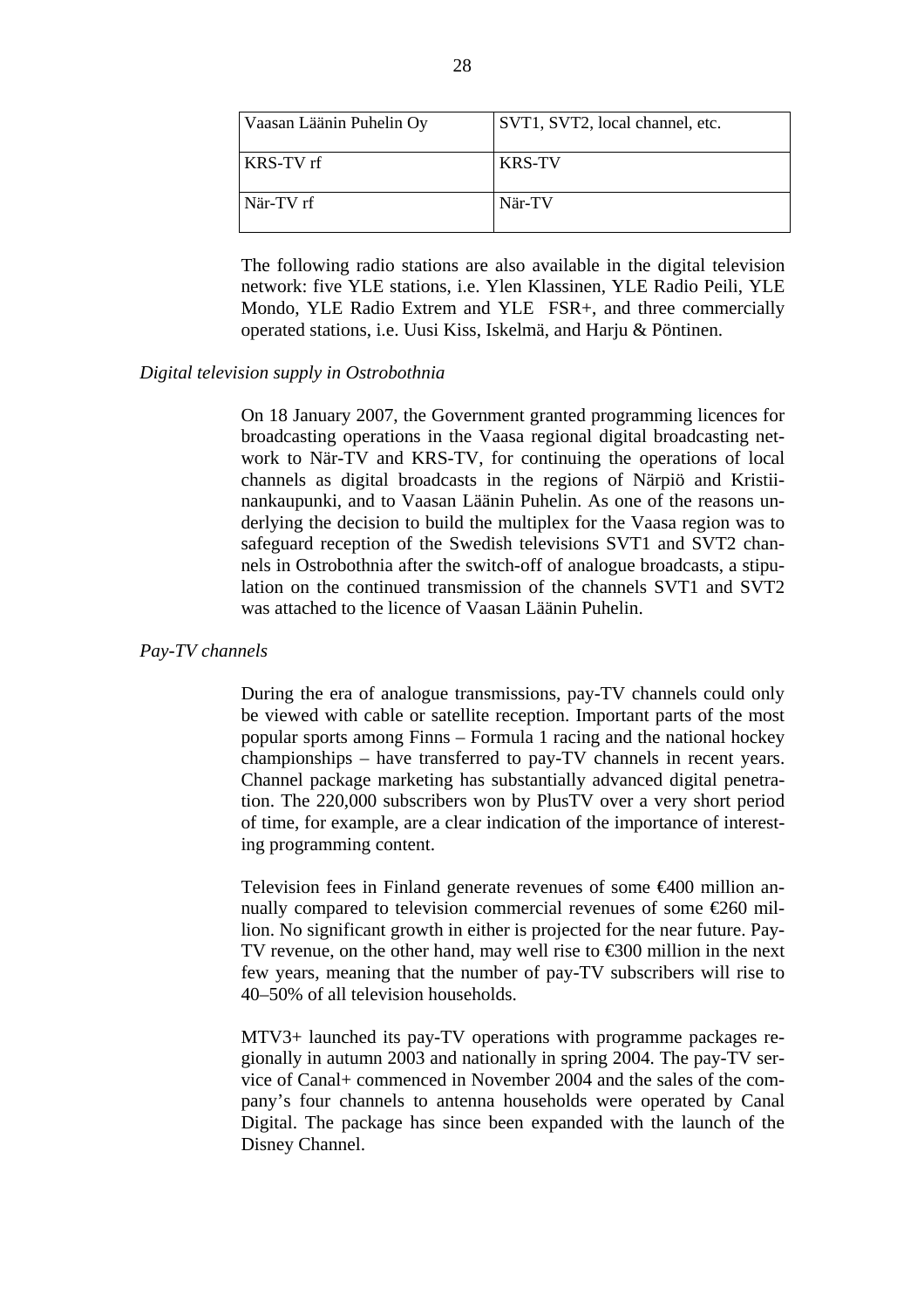| Vaasan Läänin Puhelin Oy | SVT1, SVT2, local channel, etc. |
| --- | --- |
| KRS-TV rf | KRS-TV |
| När-TV rf | När-TV |

The following radio stations are also available in the digital television network: five YLE stations, i.e. Ylen Klassinen, YLE Radio Peili, YLE Mondo, YLE Radio Extrem and YLE FSR+, and three commercially operated stations, i.e. Uusi Kiss, Iskelmä, and Harju & Pöntinen.

*Digital television supply in Ostrobothnia*

On 18 January 2007, the Government granted programming licences for broadcasting operations in the Vaasa regional digital broadcasting network to När-TV and KRS-TV, for continuing the operations of local channels as digital broadcasts in the regions of Närpiö and Kristiinankaupunki, and to Vaasan Läänin Puhelin. As one of the reasons underlying the decision to build the multiplex for the Vaasa region was to safeguard reception of the Swedish televisions SVT1 and SVT2 channels in Ostrobothnia after the switch-off of analogue broadcasts, a stipulation on the continued transmission of the channels SVT1 and SVT2 was attached to the licence of Vaasan Läänin Puhelin.

*Pay-TV channels*

During the era of analogue transmissions, pay-TV channels could only be viewed with cable or satellite reception. Important parts of the most popular sports among Finns – Formula 1 racing and the national hockey championships – have transferred to pay-TV channels in recent years. Channel package marketing has substantially advanced digital penetration. The 220,000 subscribers won by PlusTV over a very short period of time, for example, are a clear indication of the importance of interesting programming content.

Television fees in Finland generate revenues of some €400 million annually compared to television commercial revenues of some €260 million. No significant growth in either is projected for the near future. Pay-TV revenue, on the other hand, may well rise to €300 million in the next few years, meaning that the number of pay-TV subscribers will rise to 40–50% of all television households.

MTV3+ launched its pay-TV operations with programme packages regionally in autumn 2003 and nationally in spring 2004. The pay-TV service of Canal+ commenced in November 2004 and the sales of the company's four channels to antenna households were operated by Canal Digital. The package has since been expanded with the launch of the Disney Channel.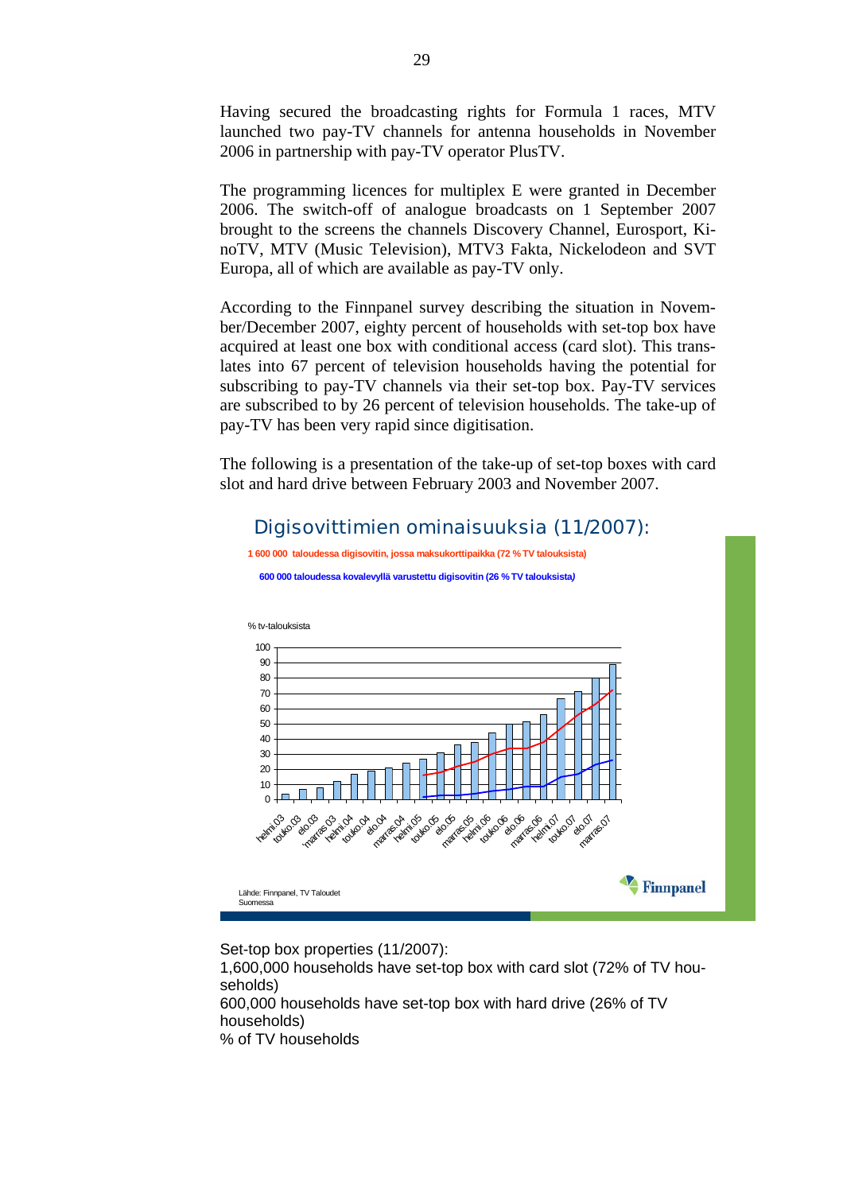Having secured the broadcasting rights for Formula 1 races, MTV launched two pay-TV channels for antenna households in November 2006 in partnership with pay-TV operator PlusTV.

The programming licences for multiplex E were granted in December 2006. The switch-off of analogue broadcasts on 1 September 2007 brought to the screens the channels Discovery Channel, Eurosport, KinoTV, MTV (Music Television), MTV3 Fakta, Nickelodeon and SVT Europa, all of which are available as pay-TV only.

According to the Finnpanel survey describing the situation in November/December 2007, eighty percent of households with set-top box have acquired at least one box with conditional access (card slot). This translates into 67 percent of television households having the potential for subscribing to pay-TV channels via their set-top box. Pay-TV services are subscribed to by 26 percent of television households. The take-up of pay-TV has been very rapid since digitisation.

The following is a presentation of the take-up of set-top boxes with card slot and hard drive between February 2003 and November 2007.

Digisovittimien ominaisuuksia (11/2007):

1 600 000 taloudessa digisovitin, jossa maksukorttipaikka (72 % TV talouksista)

600 000 taloudessa kovalevyllä varustettu digisovitin (26 % TV talouksista)

% tv-talouksista

Lähde: Finnpanel, TV Taloudet Suomessa

Finnpanel

Set-top box properties (11/2007):
1,600,000 households have set-top box with card slot (72% of TV households)
600,000 households have set-top box with hard drive (26% of TV households)
% of TV households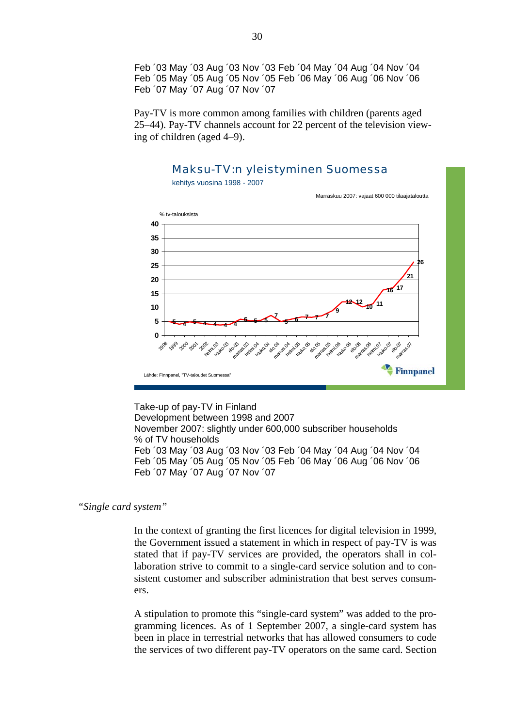Feb ´03 May ´03 Aug ´03 Nov ´03 Feb ´04 May ´04 Aug ´04 Nov ´04 Feb ´05 May ´05 Aug ´05 Nov ´05 Feb ´06 May ´06 Aug ´06 Nov ´06 Feb ´07 May ´07 Aug ´07 Nov ´07

Pay-TV is more common among families with children (parents aged 25–44). Pay-TV channels account for 22 percent of the television viewing of children (aged 4–9).

Maksu-TV:n yleistyminen Suomessa

kehitys vuosina 1998 - 2007

Marraskuu 2007: vajaat 600 000 tilaajataloutta

% tv-talouksista

Lähde: Finnpanel, "TV-taloudet Suomessa"

Take-up of pay-TV in Finland
Development between 1998 and 2007
November 2007: slightly under 600,000 subscriber households
% of TV households
Feb ´03 May ´03 Aug ´03 Nov ´03 Feb ´04 May ´04 Aug ´04 Nov ´04 Feb ´05 May ´05 Aug ´05 Nov ´05 Feb ´06 May ´06 Aug ´06 Nov ´06 Feb ´07 May ´07 Aug ´07 Nov ´07

*"Single card system"*

In the context of granting the first licences for digital television in 1999, the Government issued a statement in which in respect of pay-TV is was stated that if pay-TV services are provided, the operators shall in collaboration strive to commit to a single-card service solution and to consistent customer and subscriber administration that best serves consumers.

A stipulation to promote this "single-card system" was added to the programming licences. As of 1 September 2007, a single-card system has been in place in terrestrial networks that has allowed consumers to code the services of two different pay-TV operators on the same card. Section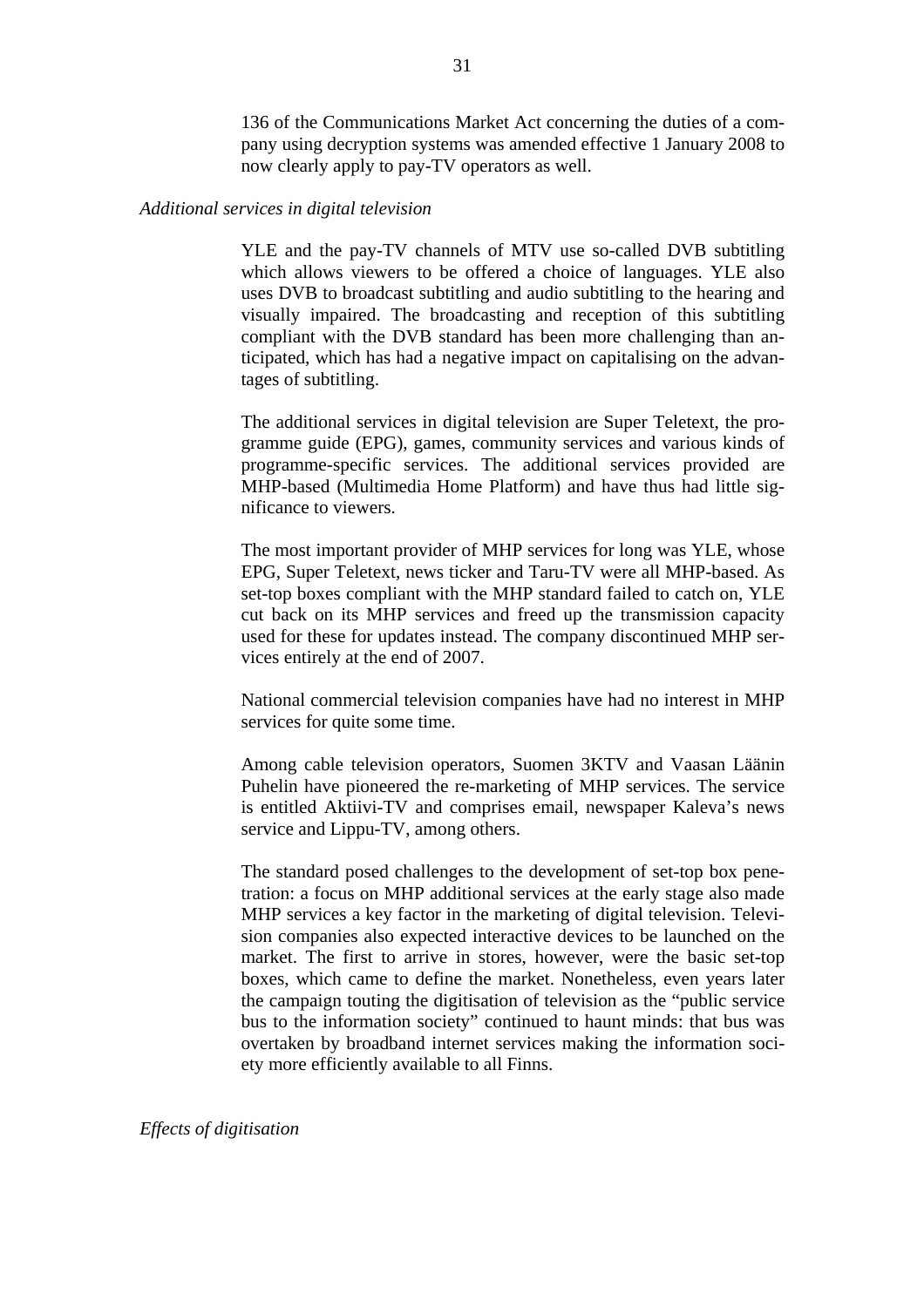136 of the Communications Market Act concerning the duties of a company using decryption systems was amended effective 1 January 2008 to now clearly apply to pay-TV operators as well.

*Additional services in digital television*

YLE and the pay-TV channels of MTV use so-called DVB subtitling which allows viewers to be offered a choice of languages. YLE also uses DVB to broadcast subtitling and audio subtitling to the hearing and visually impaired. The broadcasting and reception of this subtitling compliant with the DVB standard has been more challenging than anticipated, which has had a negative impact on capitalising on the advantages of subtitling.

The additional services in digital television are Super Teletext, the programme guide (EPG), games, community services and various kinds of programme-specific services. The additional services provided are MHP-based (Multimedia Home Platform) and have thus had little significance to viewers.

The most important provider of MHP services for long was YLE, whose EPG, Super Teletext, news ticker and Taru-TV were all MHP-based. As set-top boxes compliant with the MHP standard failed to catch on, YLE cut back on its MHP services and freed up the transmission capacity used for these for updates instead. The company discontinued MHP services entirely at the end of 2007.

National commercial television companies have had no interest in MHP services for quite some time.

Among cable television operators, Suomen 3KTV and Vaasan Läänin Puhelin have pioneered the re-marketing of MHP services. The service is entitled Aktiivi-TV and comprises email, newspaper Kaleva's news service and Lippu-TV, among others.

The standard posed challenges to the development of set-top box penetration: a focus on MHP additional services at the early stage also made MHP services a key factor in the marketing of digital television. Television companies also expected interactive devices to be launched on the market. The first to arrive in stores, however, were the basic set-top boxes, which came to define the market. Nonetheless, even years later the campaign touting the digitisation of television as the "public service bus to the information society" continued to haunt minds: that bus was overtaken by broadband internet services making the information society more efficiently available to all Finns.

*Effects of digitisation*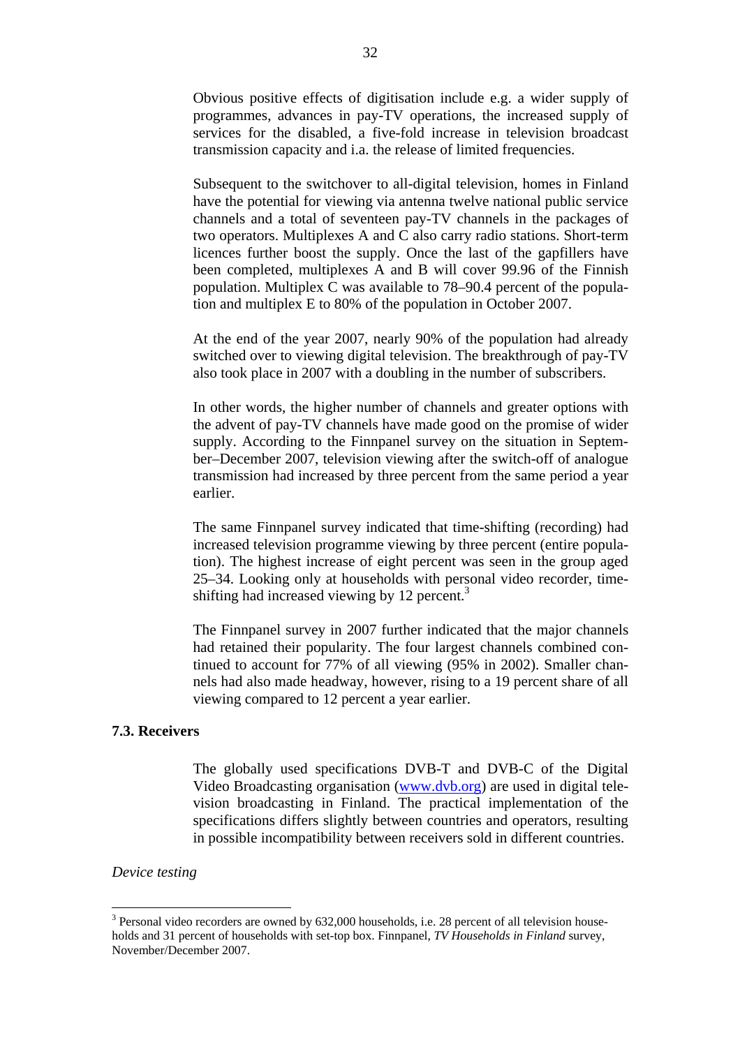Obvious positive effects of digitisation include e.g. a wider supply of programmes, advances in pay-TV operations, the increased supply of services for the disabled, a five-fold increase in television broadcast transmission capacity and i.a. the release of limited frequencies.

Subsequent to the switchover to all-digital television, homes in Finland have the potential for viewing via antenna twelve national public service channels and a total of seventeen pay-TV channels in the packages of two operators. Multiplexes A and C also carry radio stations. Short-term licences further boost the supply. Once the last of the gapfillers have been completed, multiplexes A and B will cover 99.96 of the Finnish population. Multiplex C was available to 78–90.4 percent of the population and multiplex E to 80% of the population in October 2007.

At the end of the year 2007, nearly 90% of the population had already switched over to viewing digital television. The breakthrough of pay-TV also took place in 2007 with a doubling in the number of subscribers.

In other words, the higher number of channels and greater options with the advent of pay-TV channels have made good on the promise of wider supply. According to the Finnpanel survey on the situation in September–December 2007, television viewing after the switch-off of analogue transmission had increased by three percent from the same period a year earlier.

The same Finnpanel survey indicated that time-shifting (recording) had increased television programme viewing by three percent (entire population). The highest increase of eight percent was seen in the group aged 25–34. Looking only at households with personal video recorder, time-shifting had increased viewing by 12 percent.[3]

The Finnpanel survey in 2007 further indicated that the major channels had retained their popularity. The four largest channels combined continued to account for 77% of all viewing (95% in 2002). Smaller channels had also made headway, however, rising to a 19 percent share of all viewing compared to 12 percent a year earlier.

### 7.3. Receivers

The globally used specifications DVB-T and DVB-C of the Digital Video Broadcasting organisation (www.dvb.org) are used in digital television broadcasting in Finland. The practical implementation of the specifications differs slightly between countries and operators, resulting in possible incompatibility between receivers sold in different countries.

*Device testing*

[3] Personal video recorders are owned by 632,000 households, i.e. 28 percent of all television households and 31 percent of households with set-top box. Finnpanel, *TV Households in Finland* survey, November/December 2007.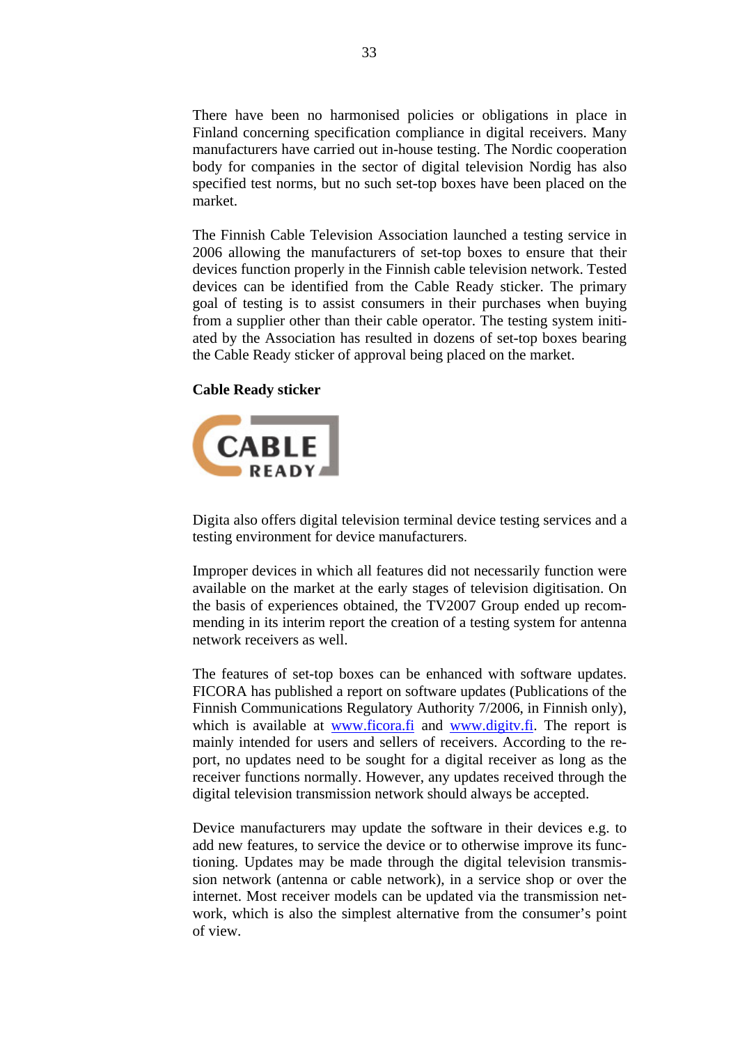There have been no harmonised policies or obligations in place in Finland concerning specification compliance in digital receivers. Many manufacturers have carried out in-house testing. The Nordic cooperation body for companies in the sector of digital television Nordig has also specified test norms, but no such set-top boxes have been placed on the market.

The Finnish Cable Television Association launched a testing service in 2006 allowing the manufacturers of set-top boxes to ensure that their devices function properly in the Finnish cable television network. Tested devices can be identified from the Cable Ready sticker. The primary goal of testing is to assist consumers in their purchases when buying from a supplier other than their cable operator. The testing system initiated by the Association has resulted in dozens of set-top boxes bearing the Cable Ready sticker of approval being placed on the market.

**Cable Ready sticker**

CABLE READY

Digita also offers digital television terminal device testing services and a testing environment for device manufacturers.

Improper devices in which all features did not necessarily function were available on the market at the early stages of television digitisation. On the basis of experiences obtained, the TV2007 Group ended up recommending in its interim report the creation of a testing system for antenna network receivers as well.

The features of set-top boxes can be enhanced with software updates. FICORA has published a report on software updates (Publications of the Finnish Communications Regulatory Authority 7/2006, in Finnish only), which is available at www.ficora.fi and www.digitv.fi. The report is mainly intended for users and sellers of receivers. According to the report, no updates need to be sought for a digital receiver as long as the receiver functions normally. However, any updates received through the digital television transmission network should always be accepted.

Device manufacturers may update the software in their devices e.g. to add new features, to service the device or to otherwise improve its functioning. Updates may be made through the digital television transmission network (antenna or cable network), in a service shop or over the internet. Most receiver models can be updated via the transmission network, which is also the simplest alternative from the consumer's point of view.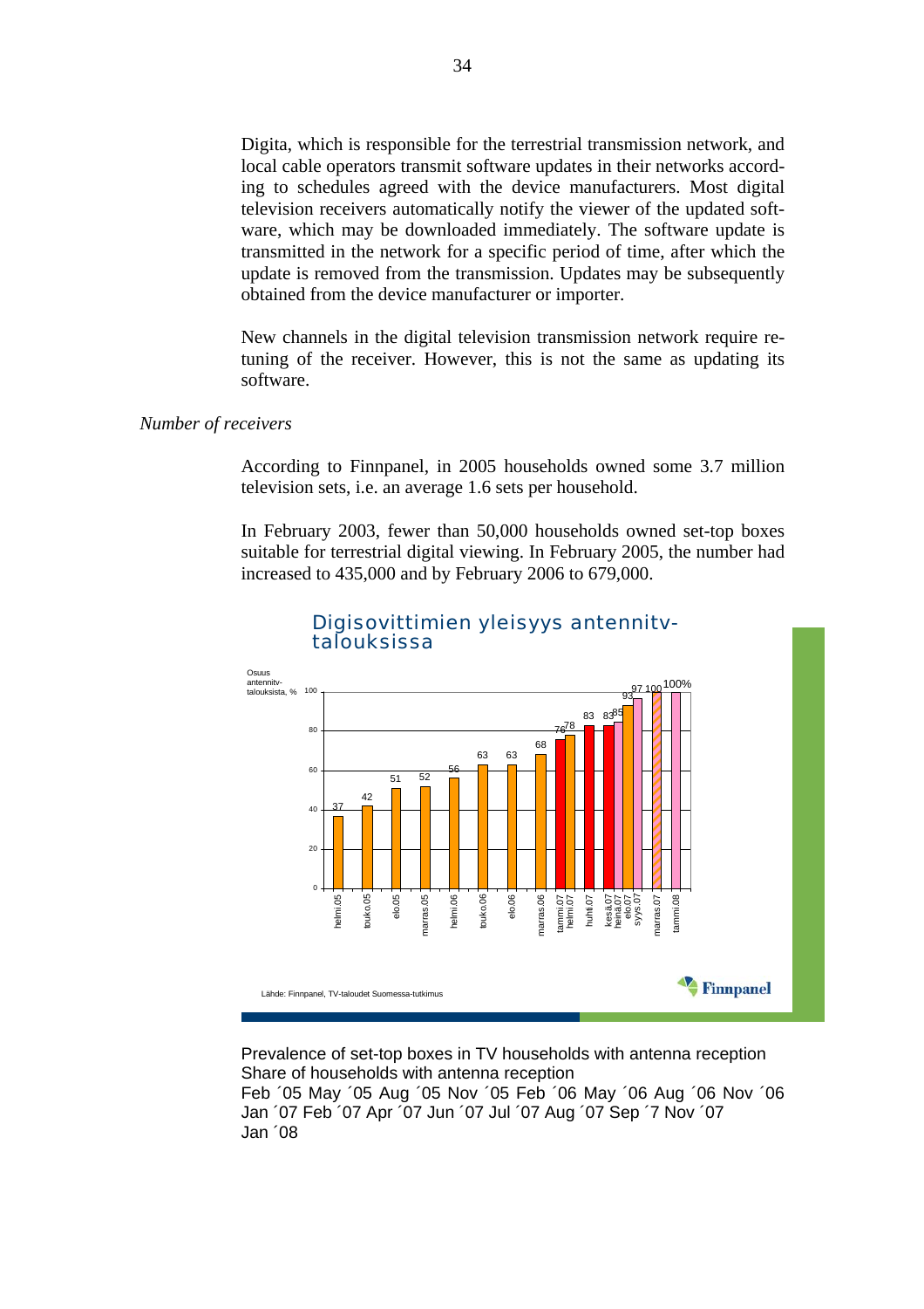Digita, which is responsible for the terrestrial transmission network, and local cable operators transmit software updates in their networks according to schedules agreed with the device manufacturers. Most digital television receivers automatically notify the viewer of the updated software, which may be downloaded immediately. The software update is transmitted in the network for a specific period of time, after which the update is removed from the transmission. Updates may be subsequently obtained from the device manufacturer or importer.

New channels in the digital television transmission network require retuning of the receiver. However, this is not the same as updating its software.

*Number of receivers*

According to Finnpanel, in 2005 households owned some 3.7 million television sets, i.e. an average 1.6 sets per household.

In February 2003, fewer than 50,000 households owned set-top boxes suitable for terrestrial digital viewing. In February 2005, the number had increased to 435,000 and by February 2006 to 679,000.

Digisovittimien yleisyys antennitv-talouksissa

Osuus antennitv-talouksista, %

| Period | % |
|---|---|
| helmi.05 | 37 |
| touko.05 | 42 |
| elo.05 | 51 |
| marras.05 | 52 |
| helmi.06 | 56 |
| touko.06 | 63 |
| elo.06 | 63 |
| marras.06 | 68 |
| tammi.07 | 76 |
| helmi.07 | 78 |
| huhti.07 | 83 |
| kesä.07 | 83 |
| heinä.07 | 85 |
| elo.07 | 93 |
| syys.07 | 97 |
| marras.07 | 100 |
| tammi.08 | 100% |

Lähde: Finnpanel, TV-taloudet Suomessa-tutkimus

Finnpanel

Prevalence of set-top boxes in TV households with antenna reception
Share of households with antenna reception
Feb ´05 May ´05 Aug ´05 Nov ´05 Feb ´06 May ´06 Aug ´06 Nov ´06 Jan ´07 Feb ´07 Apr ´07 Jun ´07 Jul ´07 Aug ´07 Sep ´7 Nov ´07 Jan ´08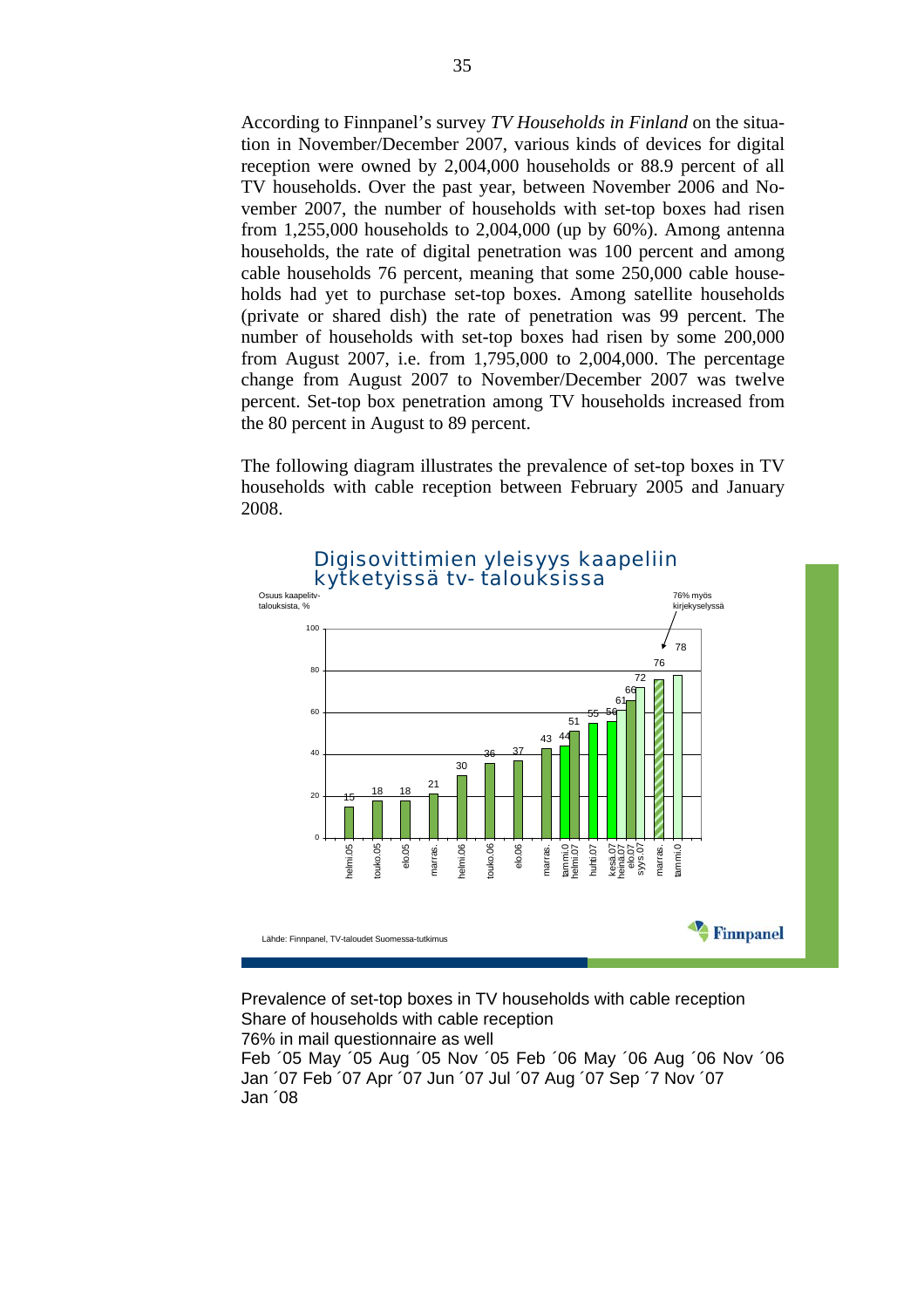According to Finnpanel's survey *TV Households in Finland* on the situation in November/December 2007, various kinds of devices for digital reception were owned by 2,004,000 households or 88.9 percent of all TV households. Over the past year, between November 2006 and November 2007, the number of households with set-top boxes had risen from 1,255,000 households to 2,004,000 (up by 60%). Among antenna households, the rate of digital penetration was 100 percent and among cable households 76 percent, meaning that some 250,000 cable households had yet to purchase set-top boxes. Among satellite households (private or shared dish) the rate of penetration was 99 percent. The number of households with set-top boxes had risen by some 200,000 from August 2007, i.e. from 1,795,000 to 2,004,000. The percentage change from August 2007 to November/December 2007 was twelve percent. Set-top box penetration among TV households increased from the 80 percent in August to 89 percent.

The following diagram illustrates the prevalence of set-top boxes in TV households with cable reception between February 2005 and January 2008.

**Digisovittimien yleisyys kaapeliin kytketyissä tv-talouksissa**

Osuus kaapelitv-talouksista, %

76% myös kirjekyselyssä

| helmi.05 | touko.05 | elo.05 | marras. | helmi.06 | touko.06 | elo.06 | marras. | tammi.0 | helmi.07 | huhti.07 | kesä.07 | heinä.07 | elo.07 | syys.07 | marras. | tammi.0 |
|---|---|---|---|---|---|---|---|---|---|---|---|---|---|---|---|---|
| 15 | 18 | 18 | 21 | 30 | 36 | 37 | 43 | 44 | 51 | 55 | 56 | 61 | 66 | 72 | 76 | 78 |

Lähde: Finnpanel, TV-taloudet Suomessa-tutkimus

Finnpanel

Prevalence of set-top boxes in TV households with cable reception
Share of households with cable reception
76% in mail questionnaire as well
Feb ´05 May ´05 Aug ´05 Nov ´05 Feb ´06 May ´06 Aug ´06 Nov ´06 Jan ´07 Feb ´07 Apr ´07 Jun ´07 Jul ´07 Aug ´07 Sep ´7 Nov ´07 Jan ´08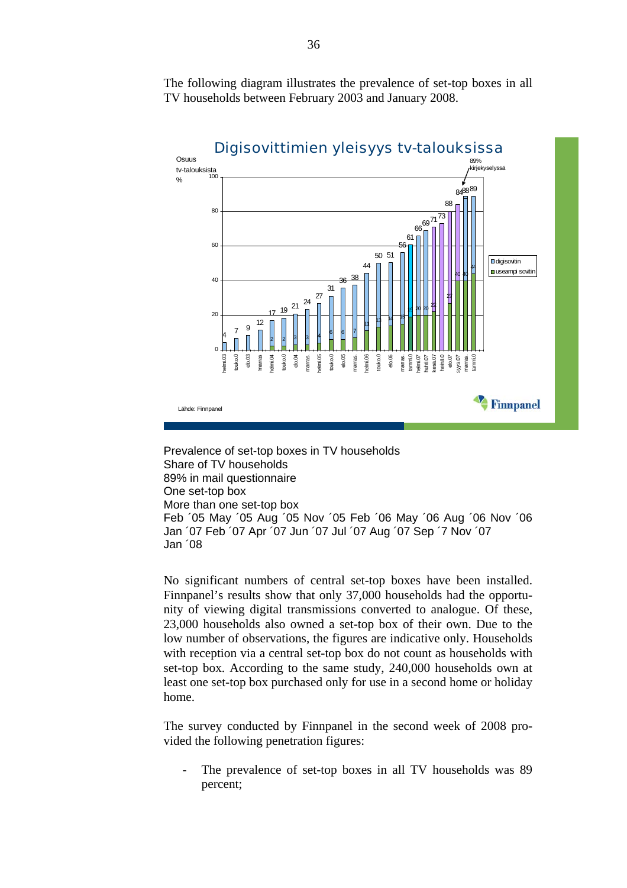The following diagram illustrates the prevalence of set-top boxes in all TV households between February 2003 and January 2008.

Prevalence of set-top boxes in TV households
Share of TV households
89% in mail questionnaire
One set-top box
More than one set-top box
Feb ´05 May ´05 Aug ´05 Nov ´05 Feb ´06 May ´06 Aug ´06 Nov ´06 Jan ´07 Feb ´07 Apr ´07 Jun ´07 Jul ´07 Aug ´07 Sep ´7 Nov ´07 Jan ´08

No significant numbers of central set-top boxes have been installed. Finnpanel's results show that only 37,000 households had the opportunity of viewing digital transmissions converted to analogue. Of these, 23,000 households also owned a set-top box of their own. Due to the low number of observations, the figures are indicative only. Households with reception via a central set-top box do not count as households with set-top box. According to the same study, 240,000 households own at least one set-top box purchased only for use in a second home or holiday home.

The survey conducted by Finnpanel in the second week of 2008 provided the following penetration figures:

- The prevalence of set-top boxes in all TV households was 89 percent;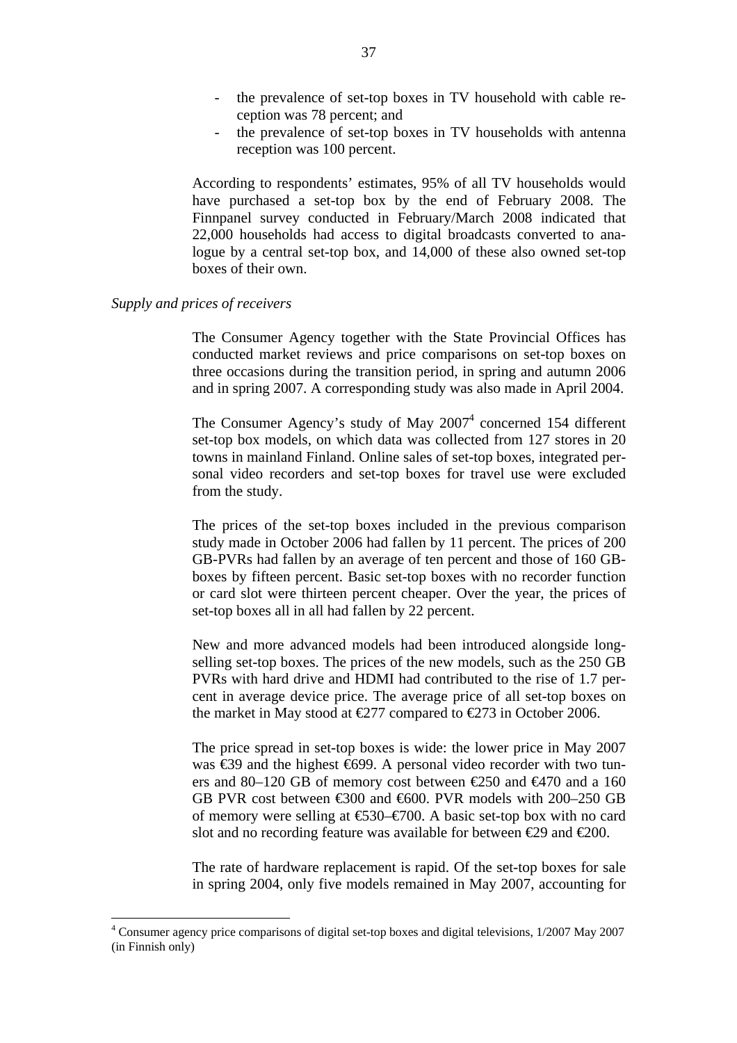- the prevalence of set-top boxes in TV household with cable reception was 78 percent; and
- the prevalence of set-top boxes in TV households with antenna reception was 100 percent.

According to respondents' estimates, 95% of all TV households would have purchased a set-top box by the end of February 2008. The Finnpanel survey conducted in February/March 2008 indicated that 22,000 households had access to digital broadcasts converted to analogue by a central set-top box, and 14,000 of these also owned set-top boxes of their own.

*Supply and prices of receivers*

The Consumer Agency together with the State Provincial Offices has conducted market reviews and price comparisons on set-top boxes on three occasions during the transition period, in spring and autumn 2006 and in spring 2007. A corresponding study was also made in April 2004.

The Consumer Agency's study of May 2007[4] concerned 154 different set-top box models, on which data was collected from 127 stores in 20 towns in mainland Finland. Online sales of set-top boxes, integrated personal video recorders and set-top boxes for travel use were excluded from the study.

The prices of the set-top boxes included in the previous comparison study made in October 2006 had fallen by 11 percent. The prices of 200 GB-PVRs had fallen by an average of ten percent and those of 160 GB-boxes by fifteen percent. Basic set-top boxes with no recorder function or card slot were thirteen percent cheaper. Over the year, the prices of set-top boxes all in all had fallen by 22 percent.

New and more advanced models had been introduced alongside long-selling set-top boxes. The prices of the new models, such as the 250 GB PVRs with hard drive and HDMI had contributed to the rise of 1.7 percent in average device price. The average price of all set-top boxes on the market in May stood at €277 compared to €273 in October 2006.

The price spread in set-top boxes is wide: the lower price in May 2007 was €39 and the highest €699. A personal video recorder with two tuners and 80–120 GB of memory cost between €250 and €470 and a 160 GB PVR cost between €300 and €600. PVR models with 200–250 GB of memory were selling at €530–€700. A basic set-top box with no card slot and no recording feature was available for between €29 and €200.

The rate of hardware replacement is rapid. Of the set-top boxes for sale in spring 2004, only five models remained in May 2007, accounting for

[4] Consumer agency price comparisons of digital set-top boxes and digital televisions, 1/2007 May 2007 (in Finnish only)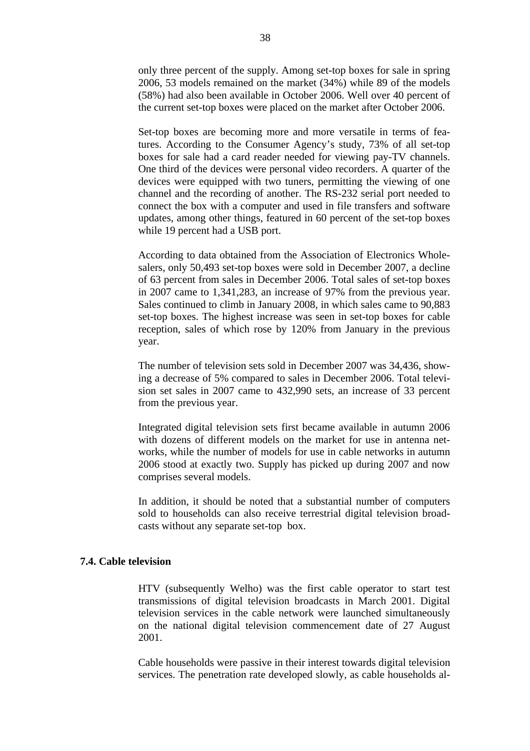only three percent of the supply. Among set-top boxes for sale in spring 2006, 53 models remained on the market (34%) while 89 of the models (58%) had also been available in October 2006. Well over 40 percent of the current set-top boxes were placed on the market after October 2006.

Set-top boxes are becoming more and more versatile in terms of features. According to the Consumer Agency's study, 73% of all set-top boxes for sale had a card reader needed for viewing pay-TV channels. One third of the devices were personal video recorders. A quarter of the devices were equipped with two tuners, permitting the viewing of one channel and the recording of another. The RS-232 serial port needed to connect the box with a computer and used in file transfers and software updates, among other things, featured in 60 percent of the set-top boxes while 19 percent had a USB port.

According to data obtained from the Association of Electronics Wholesalers, only 50,493 set-top boxes were sold in December 2007, a decline of 63 percent from sales in December 2006. Total sales of set-top boxes in 2007 came to 1,341,283, an increase of 97% from the previous year. Sales continued to climb in January 2008, in which sales came to 90,883 set-top boxes. The highest increase was seen in set-top boxes for cable reception, sales of which rose by 120% from January in the previous year.

The number of television sets sold in December 2007 was 34,436, showing a decrease of 5% compared to sales in December 2006. Total television set sales in 2007 came to 432,990 sets, an increase of 33 percent from the previous year.

Integrated digital television sets first became available in autumn 2006 with dozens of different models on the market for use in antenna networks, while the number of models for use in cable networks in autumn 2006 stood at exactly two. Supply has picked up during 2007 and now comprises several models.

In addition, it should be noted that a substantial number of computers sold to households can also receive terrestrial digital television broadcasts without any separate set-top box.

### 7.4. Cable television

HTV (subsequently Welho) was the first cable operator to start test transmissions of digital television broadcasts in March 2001. Digital television services in the cable network were launched simultaneously on the national digital television commencement date of 27 August 2001.

Cable households were passive in their interest towards digital television services. The penetration rate developed slowly, as cable households al-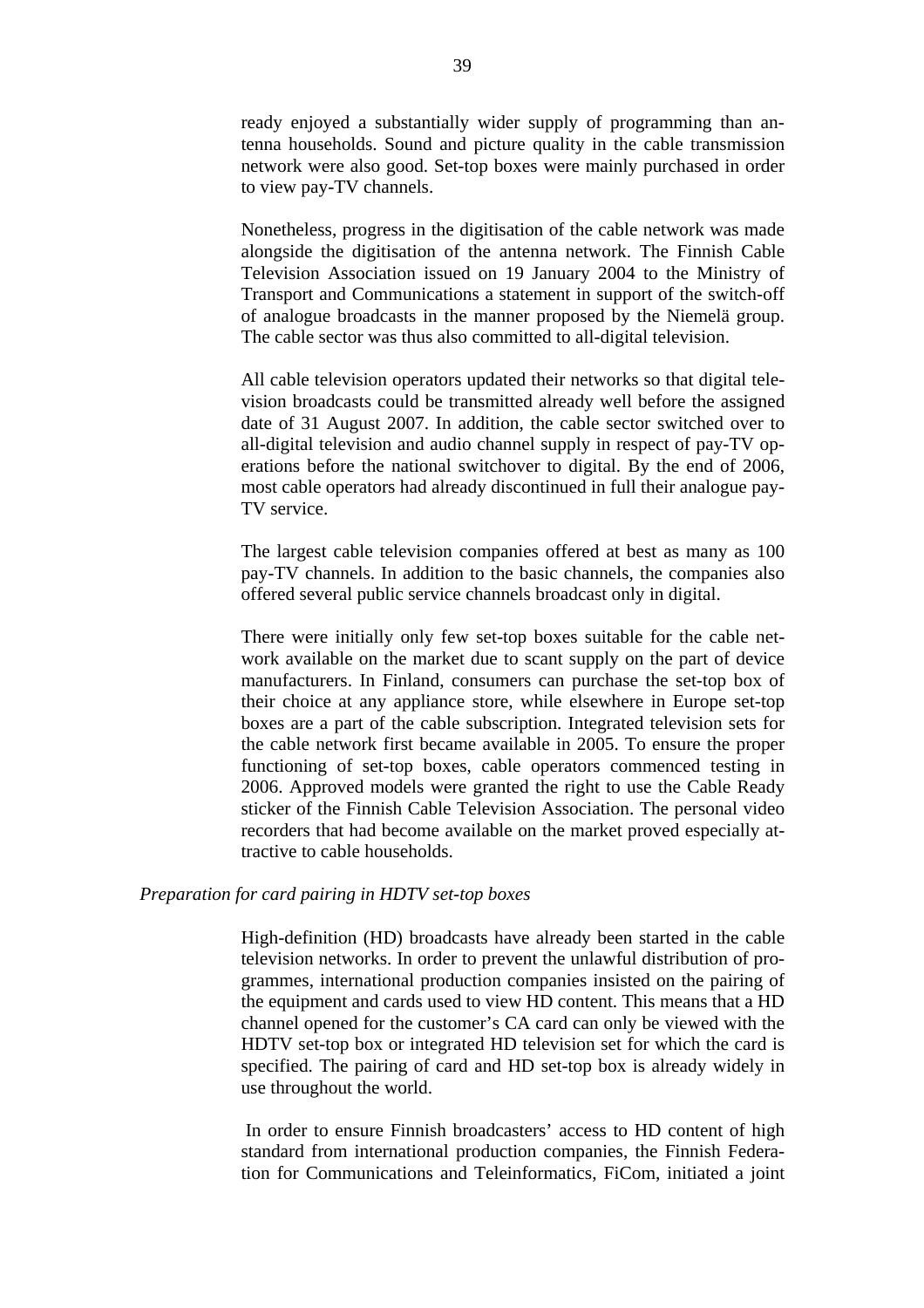ready enjoyed a substantially wider supply of programming than antenna households. Sound and picture quality in the cable transmission network were also good. Set-top boxes were mainly purchased in order to view pay-TV channels.

Nonetheless, progress in the digitisation of the cable network was made alongside the digitisation of the antenna network. The Finnish Cable Television Association issued on 19 January 2004 to the Ministry of Transport and Communications a statement in support of the switch-off of analogue broadcasts in the manner proposed by the Niemelä group. The cable sector was thus also committed to all-digital television.

All cable television operators updated their networks so that digital television broadcasts could be transmitted already well before the assigned date of 31 August 2007. In addition, the cable sector switched over to all-digital television and audio channel supply in respect of pay-TV operations before the national switchover to digital. By the end of 2006, most cable operators had already discontinued in full their analogue pay-TV service.

The largest cable television companies offered at best as many as 100 pay-TV channels. In addition to the basic channels, the companies also offered several public service channels broadcast only in digital.

There were initially only few set-top boxes suitable for the cable network available on the market due to scant supply on the part of device manufacturers. In Finland, consumers can purchase the set-top box of their choice at any appliance store, while elsewhere in Europe set-top boxes are a part of the cable subscription. Integrated television sets for the cable network first became available in 2005. To ensure the proper functioning of set-top boxes, cable operators commenced testing in 2006. Approved models were granted the right to use the Cable Ready sticker of the Finnish Cable Television Association. The personal video recorders that had become available on the market proved especially attractive to cable households.

*Preparation for card pairing in HDTV set-top boxes*

High-definition (HD) broadcasts have already been started in the cable television networks. In order to prevent the unlawful distribution of programmes, international production companies insisted on the pairing of the equipment and cards used to view HD content. This means that a HD channel opened for the customer's CA card can only be viewed with the HDTV set-top box or integrated HD television set for which the card is specified. The pairing of card and HD set-top box is already widely in use throughout the world.

In order to ensure Finnish broadcasters' access to HD content of high standard from international production companies, the Finnish Federation for Communications and Teleinformatics, FiCom, initiated a joint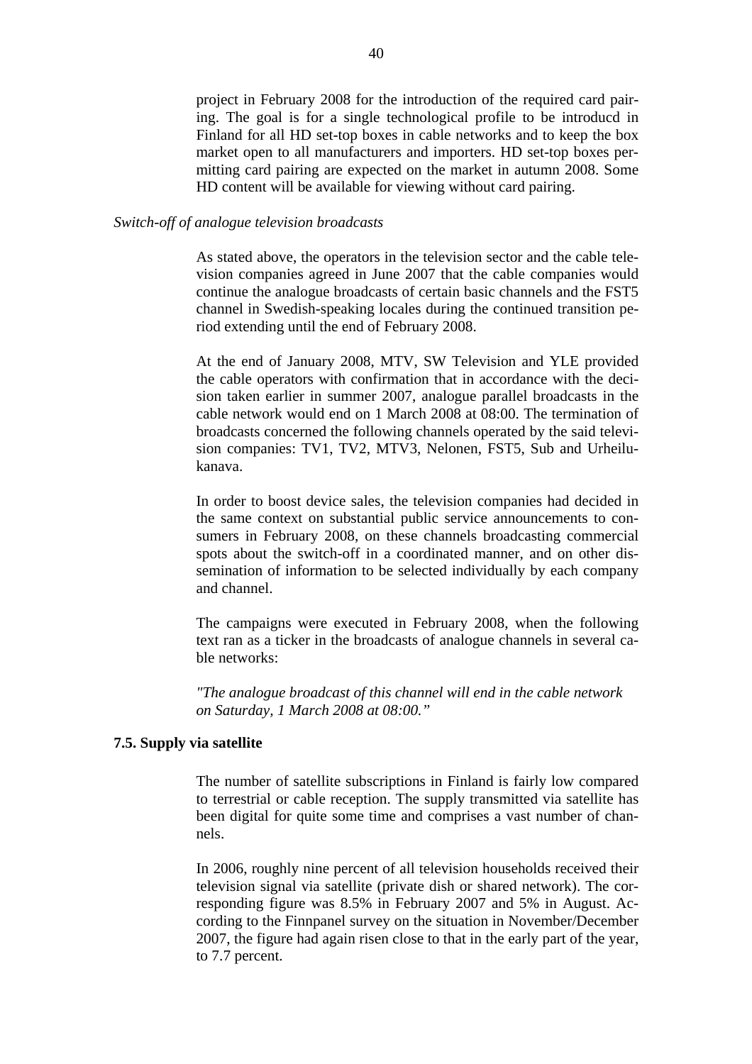project in February 2008 for the introduction of the required card pairing. The goal is for a single technological profile to be introducd in Finland for all HD set-top boxes in cable networks and to keep the box market open to all manufacturers and importers. HD set-top boxes permitting card pairing are expected on the market in autumn 2008. Some HD content will be available for viewing without card pairing.

*Switch-off of analogue television broadcasts*

As stated above, the operators in the television sector and the cable television companies agreed in June 2007 that the cable companies would continue the analogue broadcasts of certain basic channels and the FST5 channel in Swedish-speaking locales during the continued transition period extending until the end of February 2008.

At the end of January 2008, MTV, SW Television and YLE provided the cable operators with confirmation that in accordance with the decision taken earlier in summer 2007, analogue parallel broadcasts in the cable network would end on 1 March 2008 at 08:00. The termination of broadcasts concerned the following channels operated by the said television companies: TV1, TV2, MTV3, Nelonen, FST5, Sub and Urheilukanava.

In order to boost device sales, the television companies had decided in the same context on substantial public service announcements to consumers in February 2008, on these channels broadcasting commercial spots about the switch-off in a coordinated manner, and on other dissemination of information to be selected individually by each company and channel.

The campaigns were executed in February 2008, when the following text ran as a ticker in the broadcasts of analogue channels in several cable networks:

*"The analogue broadcast of this channel will end in the cable network on Saturday, 1 March 2008 at 08:00."*

### 7.5. Supply via satellite

The number of satellite subscriptions in Finland is fairly low compared to terrestrial or cable reception. The supply transmitted via satellite has been digital for quite some time and comprises a vast number of channels.

In 2006, roughly nine percent of all television households received their television signal via satellite (private dish or shared network). The corresponding figure was 8.5% in February 2007 and 5% in August. According to the Finnpanel survey on the situation in November/December 2007, the figure had again risen close to that in the early part of the year, to 7.7 percent.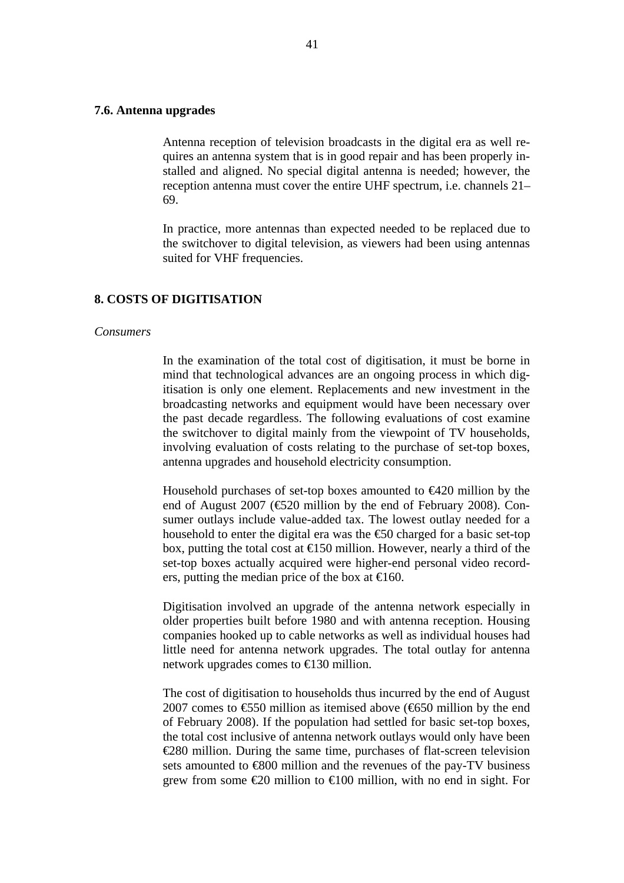### 7.6. Antenna upgrades

Antenna reception of television broadcasts in the digital era as well requires an antenna system that is in good repair and has been properly installed and aligned. No special digital antenna is needed; however, the reception antenna must cover the entire UHF spectrum, i.e. channels 21–69.

In practice, more antennas than expected needed to be replaced due to the switchover to digital television, as viewers had been using antennas suited for VHF frequencies.

## 8. COSTS OF DIGITISATION

*Consumers*

In the examination of the total cost of digitisation, it must be borne in mind that technological advances are an ongoing process in which digitisation is only one element. Replacements and new investment in the broadcasting networks and equipment would have been necessary over the past decade regardless. The following evaluations of cost examine the switchover to digital mainly from the viewpoint of TV households, involving evaluation of costs relating to the purchase of set-top boxes, antenna upgrades and household electricity consumption.

Household purchases of set-top boxes amounted to €420 million by the end of August 2007 (€520 million by the end of February 2008). Consumer outlays include value-added tax. The lowest outlay needed for a household to enter the digital era was the €50 charged for a basic set-top box, putting the total cost at €150 million. However, nearly a third of the set-top boxes actually acquired were higher-end personal video recorders, putting the median price of the box at €160.

Digitisation involved an upgrade of the antenna network especially in older properties built before 1980 and with antenna reception. Housing companies hooked up to cable networks as well as individual houses had little need for antenna network upgrades. The total outlay for antenna network upgrades comes to €130 million.

The cost of digitisation to households thus incurred by the end of August 2007 comes to €550 million as itemised above (€650 million by the end of February 2008). If the population had settled for basic set-top boxes, the total cost inclusive of antenna network outlays would only have been €280 million. During the same time, purchases of flat-screen television sets amounted to €800 million and the revenues of the pay-TV business grew from some €20 million to €100 million, with no end in sight. For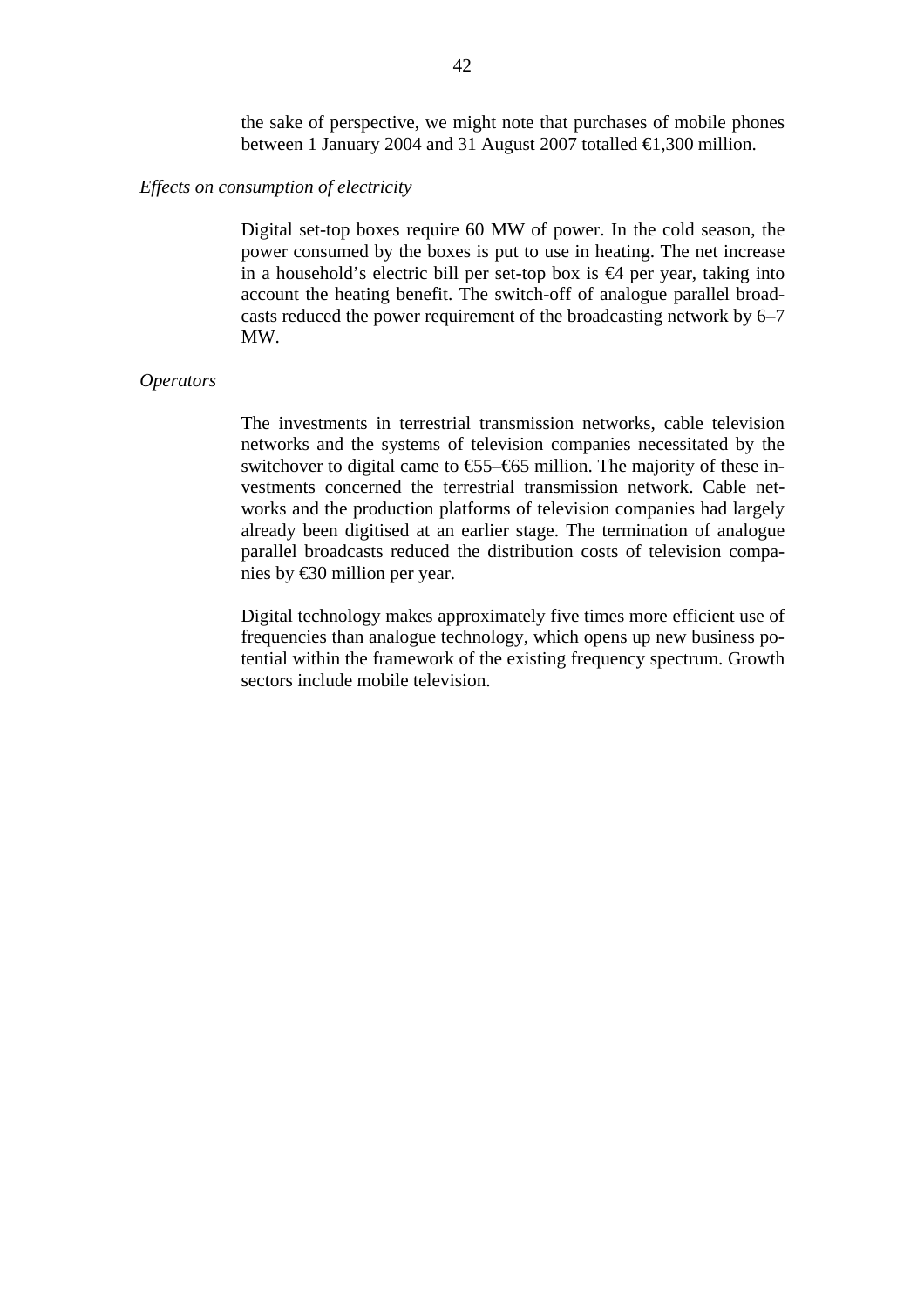the sake of perspective, we might note that purchases of mobile phones between 1 January 2004 and 31 August 2007 totalled €1,300 million.

*Effects on consumption of electricity*

Digital set-top boxes require 60 MW of power. In the cold season, the power consumed by the boxes is put to use in heating. The net increase in a household's electric bill per set-top box is €4 per year, taking into account the heating benefit. The switch-off of analogue parallel broadcasts reduced the power requirement of the broadcasting network by 6–7 MW.

*Operators*

The investments in terrestrial transmission networks, cable television networks and the systems of television companies necessitated by the switchover to digital came to €55–€65 million. The majority of these investments concerned the terrestrial transmission network. Cable networks and the production platforms of television companies had largely already been digitised at an earlier stage. The termination of analogue parallel broadcasts reduced the distribution costs of television companies by €30 million per year.

Digital technology makes approximately five times more efficient use of frequencies than analogue technology, which opens up new business potential within the framework of the existing frequency spectrum. Growth sectors include mobile television.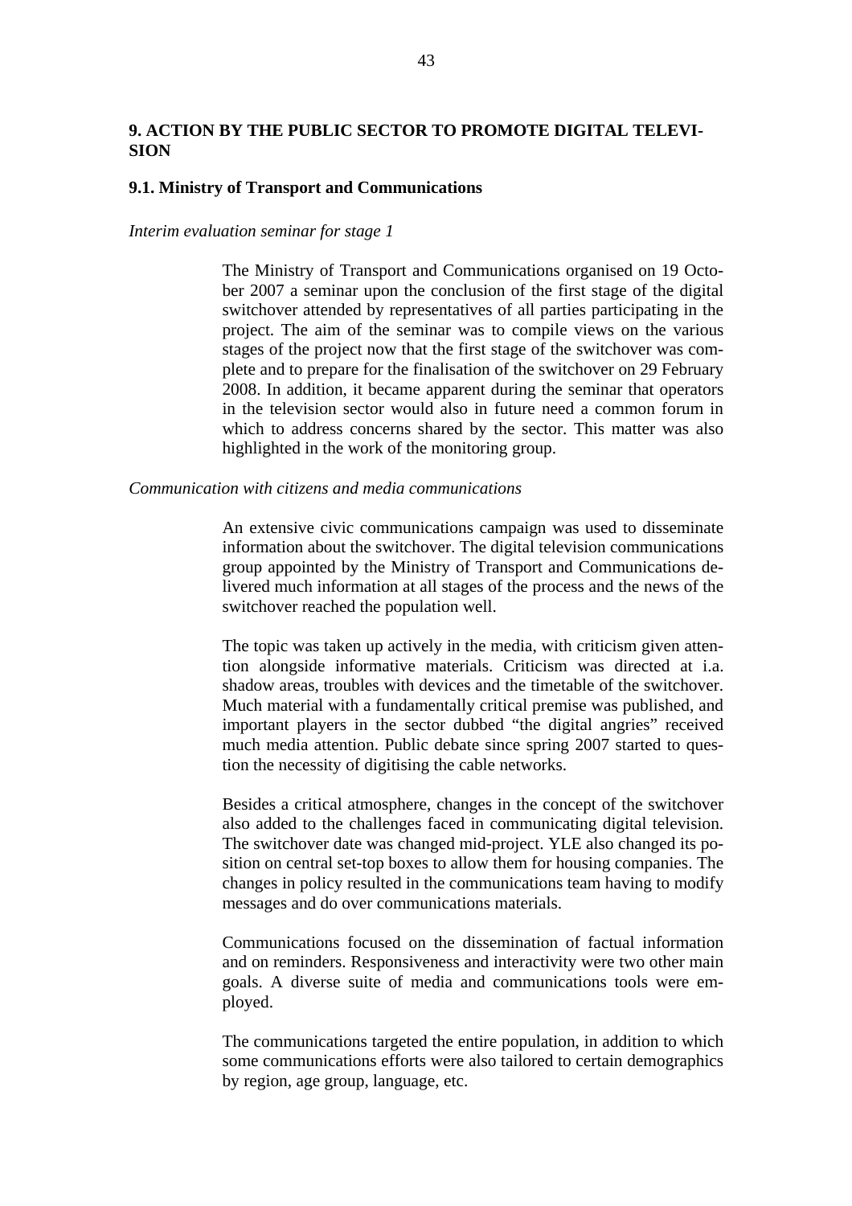## 9. ACTION BY THE PUBLIC SECTOR TO PROMOTE DIGITAL TELEVISION

### 9.1. Ministry of Transport and Communications

*Interim evaluation seminar for stage 1*

The Ministry of Transport and Communications organised on 19 October 2007 a seminar upon the conclusion of the first stage of the digital switchover attended by representatives of all parties participating in the project. The aim of the seminar was to compile views on the various stages of the project now that the first stage of the switchover was complete and to prepare for the finalisation of the switchover on 29 February 2008. In addition, it became apparent during the seminar that operators in the television sector would also in future need a common forum in which to address concerns shared by the sector. This matter was also highlighted in the work of the monitoring group.

*Communication with citizens and media communications*

An extensive civic communications campaign was used to disseminate information about the switchover. The digital television communications group appointed by the Ministry of Transport and Communications delivered much information at all stages of the process and the news of the switchover reached the population well.

The topic was taken up actively in the media, with criticism given attention alongside informative materials. Criticism was directed at i.a. shadow areas, troubles with devices and the timetable of the switchover. Much material with a fundamentally critical premise was published, and important players in the sector dubbed "the digital angries" received much media attention. Public debate since spring 2007 started to question the necessity of digitising the cable networks.

Besides a critical atmosphere, changes in the concept of the switchover also added to the challenges faced in communicating digital television. The switchover date was changed mid-project. YLE also changed its position on central set-top boxes to allow them for housing companies. The changes in policy resulted in the communications team having to modify messages and do over communications materials.

Communications focused on the dissemination of factual information and on reminders. Responsiveness and interactivity were two other main goals. A diverse suite of media and communications tools were employed.

The communications targeted the entire population, in addition to which some communications efforts were also tailored to certain demographics by region, age group, language, etc.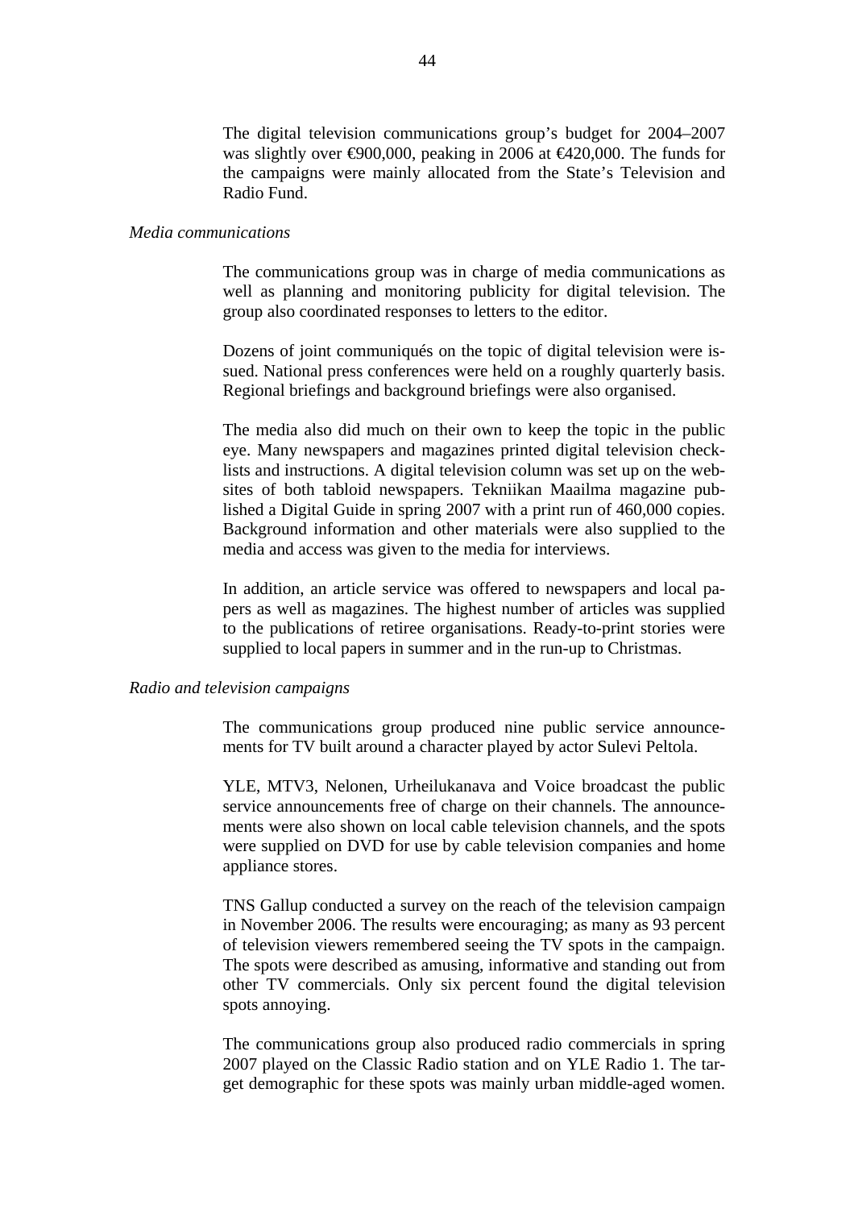The digital television communications group's budget for 2004–2007 was slightly over €900,000, peaking in 2006 at €420,000. The funds for the campaigns were mainly allocated from the State's Television and Radio Fund.

*Media communications*

The communications group was in charge of media communications as well as planning and monitoring publicity for digital television. The group also coordinated responses to letters to the editor.

Dozens of joint communiqués on the topic of digital television were issued. National press conferences were held on a roughly quarterly basis. Regional briefings and background briefings were also organised.

The media also did much on their own to keep the topic in the public eye. Many newspapers and magazines printed digital television checklists and instructions. A digital television column was set up on the websites of both tabloid newspapers. Tekniikan Maailma magazine published a Digital Guide in spring 2007 with a print run of 460,000 copies. Background information and other materials were also supplied to the media and access was given to the media for interviews.

In addition, an article service was offered to newspapers and local papers as well as magazines. The highest number of articles was supplied to the publications of retiree organisations. Ready-to-print stories were supplied to local papers in summer and in the run-up to Christmas.

*Radio and television campaigns*

The communications group produced nine public service announcements for TV built around a character played by actor Sulevi Peltola.

YLE, MTV3, Nelonen, Urheilukanava and Voice broadcast the public service announcements free of charge on their channels. The announcements were also shown on local cable television channels, and the spots were supplied on DVD for use by cable television companies and home appliance stores.

TNS Gallup conducted a survey on the reach of the television campaign in November 2006. The results were encouraging; as many as 93 percent of television viewers remembered seeing the TV spots in the campaign. The spots were described as amusing, informative and standing out from other TV commercials. Only six percent found the digital television spots annoying.

The communications group also produced radio commercials in spring 2007 played on the Classic Radio station and on YLE Radio 1. The target demographic for these spots was mainly urban middle-aged women.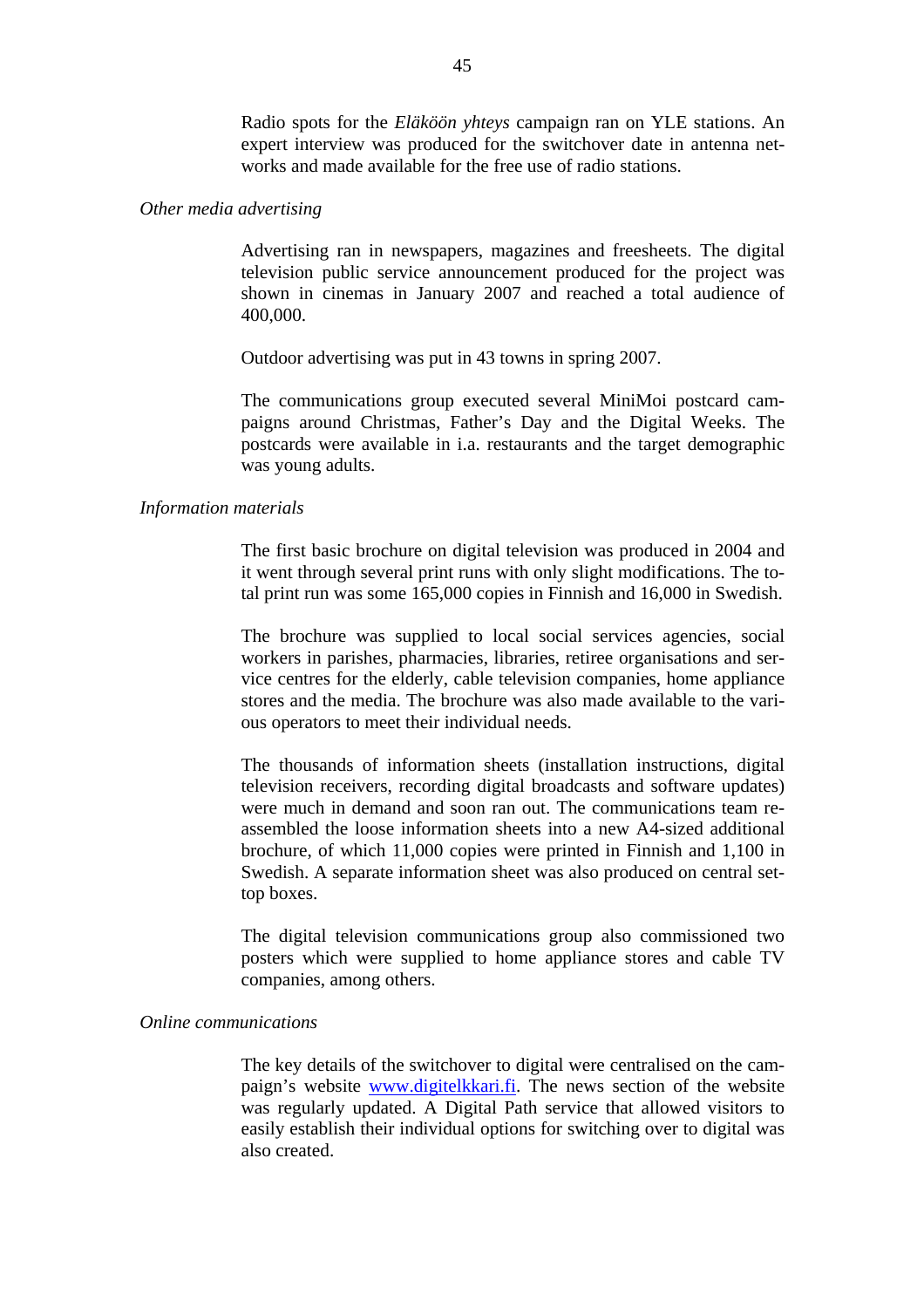Radio spots for the *Eläköön yhteys* campaign ran on YLE stations. An expert interview was produced for the switchover date in antenna networks and made available for the free use of radio stations.

*Other media advertising*

Advertising ran in newspapers, magazines and freesheets. The digital television public service announcement produced for the project was shown in cinemas in January 2007 and reached a total audience of 400,000.

Outdoor advertising was put in 43 towns in spring 2007.

The communications group executed several MiniMoi postcard campaigns around Christmas, Father's Day and the Digital Weeks. The postcards were available in i.a. restaurants and the target demographic was young adults.

*Information materials*

The first basic brochure on digital television was produced in 2004 and it went through several print runs with only slight modifications. The total print run was some 165,000 copies in Finnish and 16,000 in Swedish.

The brochure was supplied to local social services agencies, social workers in parishes, pharmacies, libraries, retiree organisations and service centres for the elderly, cable television companies, home appliance stores and the media. The brochure was also made available to the various operators to meet their individual needs.

The thousands of information sheets (installation instructions, digital television receivers, recording digital broadcasts and software updates) were much in demand and soon ran out. The communications team reassembled the loose information sheets into a new A4-sized additional brochure, of which 11,000 copies were printed in Finnish and 1,100 in Swedish. A separate information sheet was also produced on central set-top boxes.

The digital television communications group also commissioned two posters which were supplied to home appliance stores and cable TV companies, among others.

*Online communications*

The key details of the switchover to digital were centralised on the campaign's website [www.digitelkkari.fi](http://www.digitelkkari.fi). The news section of the website was regularly updated. A Digital Path service that allowed visitors to easily establish their individual options for switching over to digital was also created.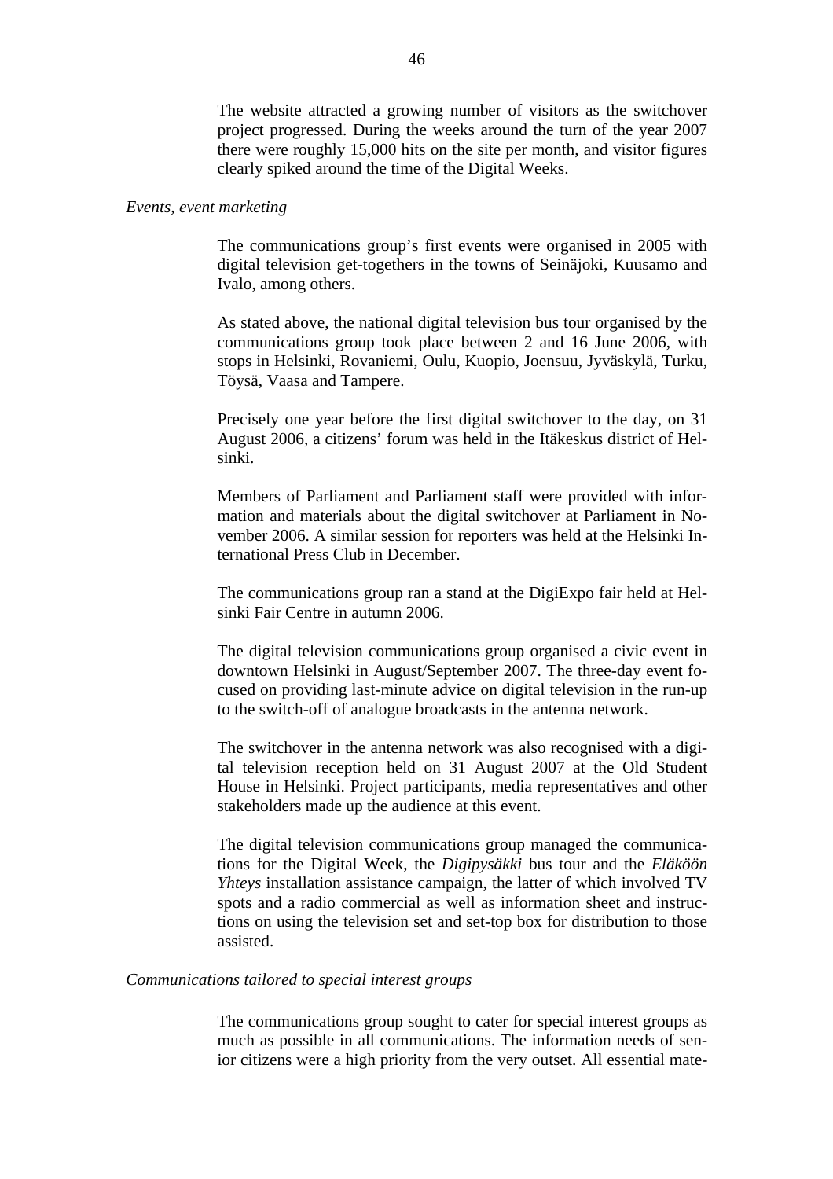The website attracted a growing number of visitors as the switchover project progressed. During the weeks around the turn of the year 2007 there were roughly 15,000 hits on the site per month, and visitor figures clearly spiked around the time of the Digital Weeks.

*Events, event marketing*

The communications group's first events were organised in 2005 with digital television get-togethers in the towns of Seinäjoki, Kuusamo and Ivalo, among others.

As stated above, the national digital television bus tour organised by the communications group took place between 2 and 16 June 2006, with stops in Helsinki, Rovaniemi, Oulu, Kuopio, Joensuu, Jyväskylä, Turku, Töysä, Vaasa and Tampere.

Precisely one year before the first digital switchover to the day, on 31 August 2006, a citizens' forum was held in the Itäkeskus district of Helsinki.

Members of Parliament and Parliament staff were provided with information and materials about the digital switchover at Parliament in November 2006. A similar session for reporters was held at the Helsinki International Press Club in December.

The communications group ran a stand at the DigiExpo fair held at Helsinki Fair Centre in autumn 2006.

The digital television communications group organised a civic event in downtown Helsinki in August/September 2007. The three-day event focused on providing last-minute advice on digital television in the run-up to the switch-off of analogue broadcasts in the antenna network.

The switchover in the antenna network was also recognised with a digital television reception held on 31 August 2007 at the Old Student House in Helsinki. Project participants, media representatives and other stakeholders made up the audience at this event.

The digital television communications group managed the communications for the Digital Week, the *Digipysäkki* bus tour and the *Eläköön Yhteys* installation assistance campaign, the latter of which involved TV spots and a radio commercial as well as information sheet and instructions on using the television set and set-top box for distribution to those assisted.

*Communications tailored to special interest groups*

The communications group sought to cater for special interest groups as much as possible in all communications. The information needs of senior citizens were a high priority from the very outset. All essential mate-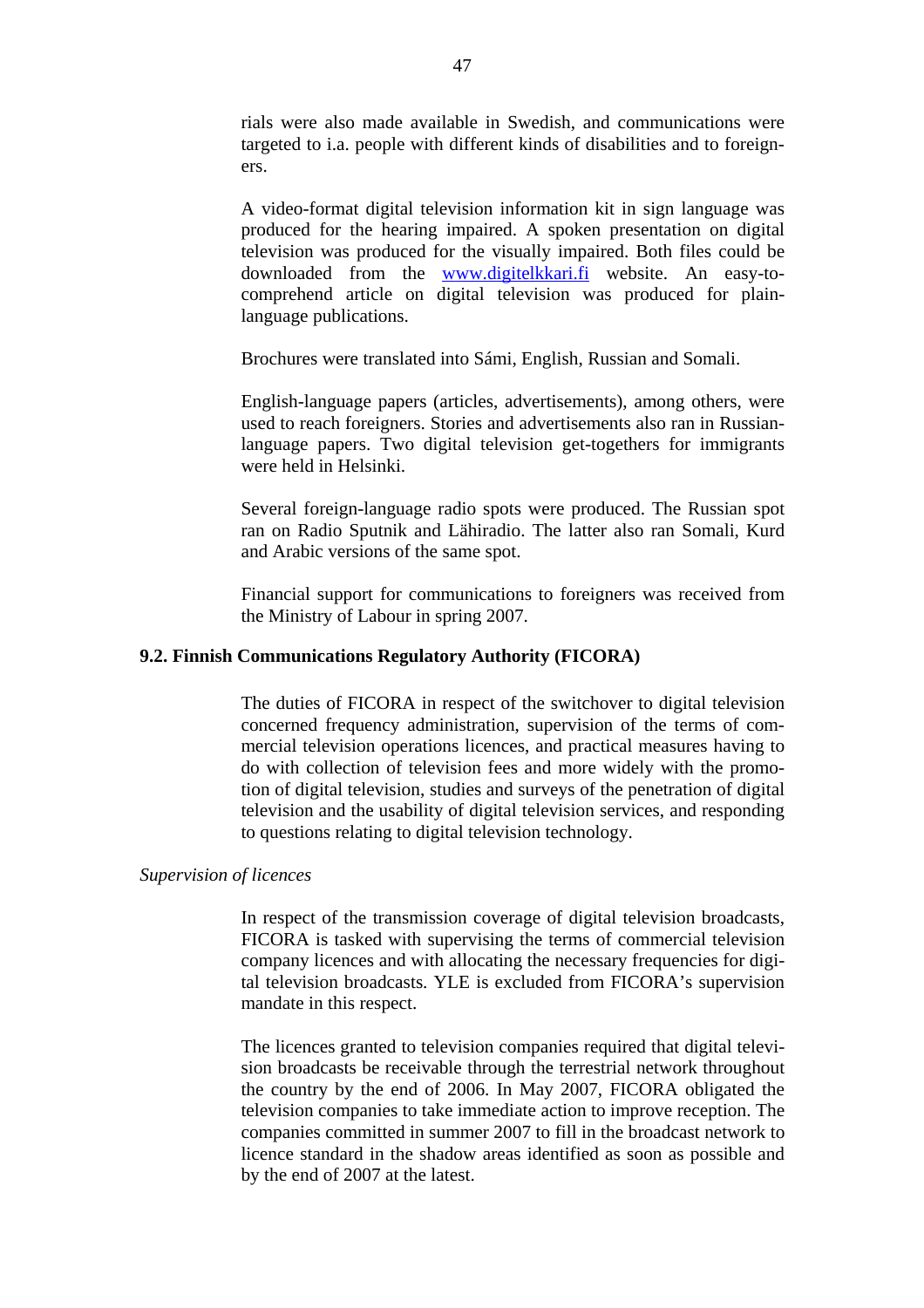rials were also made available in Swedish, and communications were targeted to i.a. people with different kinds of disabilities and to foreigners.

A video-format digital television information kit in sign language was produced for the hearing impaired. A spoken presentation on digital television was produced for the visually impaired. Both files could be downloaded from the www.digitelkkari.fi website. An easy-to-comprehend article on digital television was produced for plain-language publications.

Brochures were translated into Sámi, English, Russian and Somali.

English-language papers (articles, advertisements), among others, were used to reach foreigners. Stories and advertisements also ran in Russian-language papers. Two digital television get-togethers for immigrants were held in Helsinki.

Several foreign-language radio spots were produced. The Russian spot ran on Radio Sputnik and Lähiradio. The latter also ran Somali, Kurd and Arabic versions of the same spot.

Financial support for communications to foreigners was received from the Ministry of Labour in spring 2007.

### 9.2. Finnish Communications Regulatory Authority (FICORA)

The duties of FICORA in respect of the switchover to digital television concerned frequency administration, supervision of the terms of commercial television operations licences, and practical measures having to do with collection of television fees and more widely with the promotion of digital television, studies and surveys of the penetration of digital television and the usability of digital television services, and responding to questions relating to digital television technology.

*Supervision of licences*

In respect of the transmission coverage of digital television broadcasts, FICORA is tasked with supervising the terms of commercial television company licences and with allocating the necessary frequencies for digital television broadcasts. YLE is excluded from FICORA's supervision mandate in this respect.

The licences granted to television companies required that digital television broadcasts be receivable through the terrestrial network throughout the country by the end of 2006. In May 2007, FICORA obligated the television companies to take immediate action to improve reception. The companies committed in summer 2007 to fill in the broadcast network to licence standard in the shadow areas identified as soon as possible and by the end of 2007 at the latest.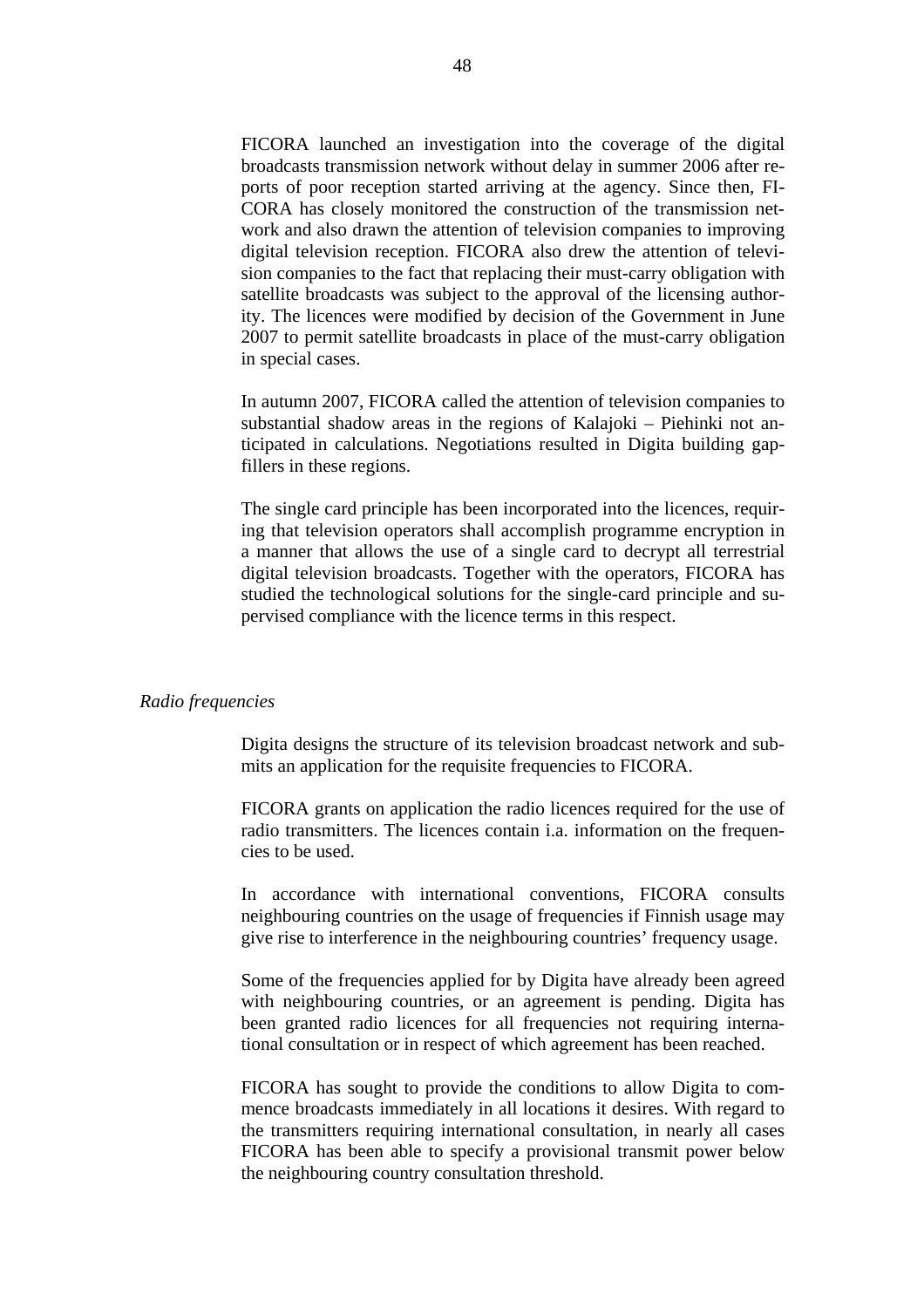FICORA launched an investigation into the coverage of the digital broadcasts transmission network without delay in summer 2006 after reports of poor reception started arriving at the agency. Since then, FICORA has closely monitored the construction of the transmission network and also drawn the attention of television companies to improving digital television reception. FICORA also drew the attention of television companies to the fact that replacing their must-carry obligation with satellite broadcasts was subject to the approval of the licensing authority. The licences were modified by decision of the Government in June 2007 to permit satellite broadcasts in place of the must-carry obligation in special cases.

In autumn 2007, FICORA called the attention of television companies to substantial shadow areas in the regions of Kalajoki – Piehinki not anticipated in calculations. Negotiations resulted in Digita building gap-fillers in these regions.

The single card principle has been incorporated into the licences, requiring that television operators shall accomplish programme encryption in a manner that allows the use of a single card to decrypt all terrestrial digital television broadcasts. Together with the operators, FICORA has studied the technological solutions for the single-card principle and supervised compliance with the licence terms in this respect.

*Radio frequencies*

Digita designs the structure of its television broadcast network and submits an application for the requisite frequencies to FICORA.

FICORA grants on application the radio licences required for the use of radio transmitters. The licences contain i.a. information on the frequencies to be used.

In accordance with international conventions, FICORA consults neighbouring countries on the usage of frequencies if Finnish usage may give rise to interference in the neighbouring countries' frequency usage.

Some of the frequencies applied for by Digita have already been agreed with neighbouring countries, or an agreement is pending. Digita has been granted radio licences for all frequencies not requiring international consultation or in respect of which agreement has been reached.

FICORA has sought to provide the conditions to allow Digita to commence broadcasts immediately in all locations it desires. With regard to the transmitters requiring international consultation, in nearly all cases FICORA has been able to specify a provisional transmit power below the neighbouring country consultation threshold.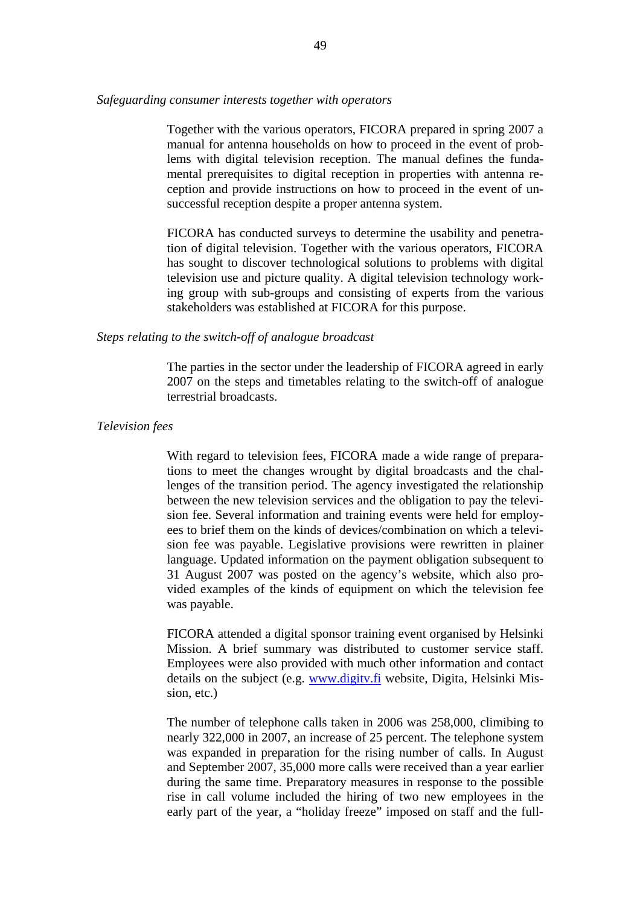*Safeguarding consumer interests together with operators*

Together with the various operators, FICORA prepared in spring 2007 a manual for antenna households on how to proceed in the event of problems with digital television reception. The manual defines the fundamental prerequisites to digital reception in properties with antenna reception and provide instructions on how to proceed in the event of unsuccessful reception despite a proper antenna system.

FICORA has conducted surveys to determine the usability and penetration of digital television. Together with the various operators, FICORA has sought to discover technological solutions to problems with digital television use and picture quality. A digital television technology working group with sub-groups and consisting of experts from the various stakeholders was established at FICORA for this purpose.

*Steps relating to the switch-off of analogue broadcast*

The parties in the sector under the leadership of FICORA agreed in early 2007 on the steps and timetables relating to the switch-off of analogue terrestrial broadcasts.

*Television fees*

With regard to television fees, FICORA made a wide range of preparations to meet the changes wrought by digital broadcasts and the challenges of the transition period. The agency investigated the relationship between the new television services and the obligation to pay the television fee. Several information and training events were held for employees to brief them on the kinds of devices/combination on which a television fee was payable. Legislative provisions were rewritten in plainer language. Updated information on the payment obligation subsequent to 31 August 2007 was posted on the agency's website, which also provided examples of the kinds of equipment on which the television fee was payable.

FICORA attended a digital sponsor training event organised by Helsinki Mission. A brief summary was distributed to customer service staff. Employees were also provided with much other information and contact details on the subject (e.g. [www.digitv.fi](http://www.digitv.fi) website, Digita, Helsinki Mission, etc.)

The number of telephone calls taken in 2006 was 258,000, climibing to nearly 322,000 in 2007, an increase of 25 percent. The telephone system was expanded in preparation for the rising number of calls. In August and September 2007, 35,000 more calls were received than a year earlier during the same time. Preparatory measures in response to the possible rise in call volume included the hiring of two new employees in the early part of the year, a "holiday freeze" imposed on staff and the full-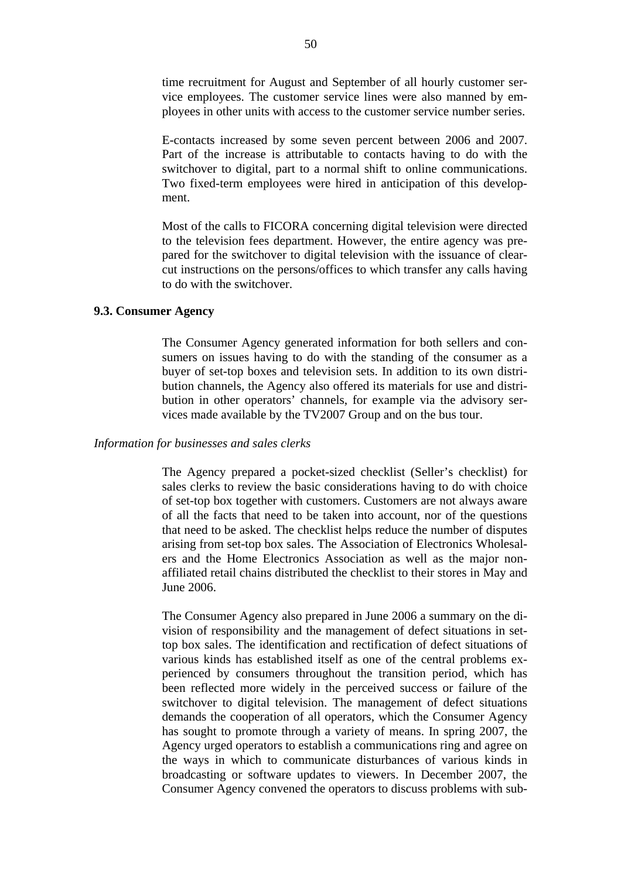time recruitment for August and September of all hourly customer service employees. The customer service lines were also manned by employees in other units with access to the customer service number series.

E-contacts increased by some seven percent between 2006 and 2007. Part of the increase is attributable to contacts having to do with the switchover to digital, part to a normal shift to online communications. Two fixed-term employees were hired in anticipation of this development.

Most of the calls to FICORA concerning digital television were directed to the television fees department. However, the entire agency was prepared for the switchover to digital television with the issuance of clear-cut instructions on the persons/offices to which transfer any calls having to do with the switchover.

### 9.3. Consumer Agency

The Consumer Agency generated information for both sellers and consumers on issues having to do with the standing of the consumer as a buyer of set-top boxes and television sets. In addition to its own distribution channels, the Agency also offered its materials for use and distribution in other operators' channels, for example via the advisory services made available by the TV2007 Group and on the bus tour.

*Information for businesses and sales clerks*

The Agency prepared a pocket-sized checklist (Seller's checklist) for sales clerks to review the basic considerations having to do with choice of set-top box together with customers. Customers are not always aware of all the facts that need to be taken into account, nor of the questions that need to be asked. The checklist helps reduce the number of disputes arising from set-top box sales. The Association of Electronics Wholesalers and the Home Electronics Association as well as the major non-affiliated retail chains distributed the checklist to their stores in May and June 2006.

The Consumer Agency also prepared in June 2006 a summary on the division of responsibility and the management of defect situations in set-top box sales. The identification and rectification of defect situations of various kinds has established itself as one of the central problems experienced by consumers throughout the transition period, which has been reflected more widely in the perceived success or failure of the switchover to digital television. The management of defect situations demands the cooperation of all operators, which the Consumer Agency has sought to promote through a variety of means. In spring 2007, the Agency urged operators to establish a communications ring and agree on the ways in which to communicate disturbances of various kinds in broadcasting or software updates to viewers. In December 2007, the Consumer Agency convened the operators to discuss problems with sub-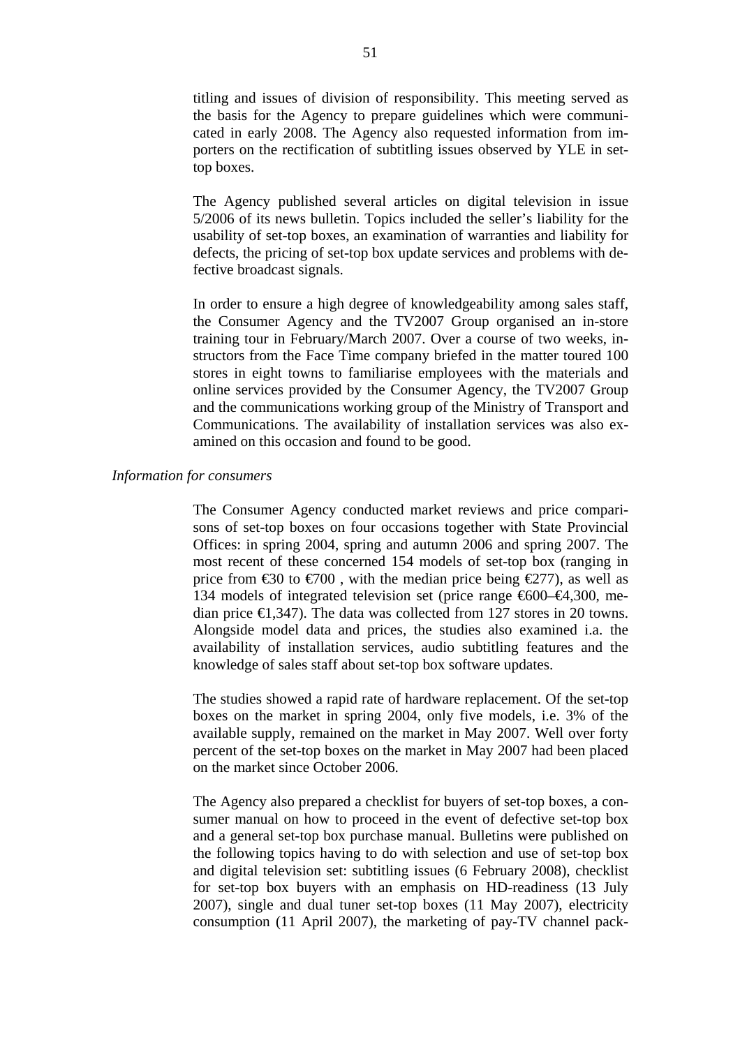titling and issues of division of responsibility. This meeting served as the basis for the Agency to prepare guidelines which were communicated in early 2008. The Agency also requested information from importers on the rectification of subtitling issues observed by YLE in set-top boxes.

The Agency published several articles on digital television in issue 5/2006 of its news bulletin. Topics included the seller's liability for the usability of set-top boxes, an examination of warranties and liability for defects, the pricing of set-top box update services and problems with defective broadcast signals.

In order to ensure a high degree of knowledgeability among sales staff, the Consumer Agency and the TV2007 Group organised an in-store training tour in February/March 2007. Over a course of two weeks, instructors from the Face Time company briefed in the matter toured 100 stores in eight towns to familiarise employees with the materials and online services provided by the Consumer Agency, the TV2007 Group and the communications working group of the Ministry of Transport and Communications. The availability of installation services was also examined on this occasion and found to be good.

*Information for consumers*

The Consumer Agency conducted market reviews and price comparisons of set-top boxes on four occasions together with State Provincial Offices: in spring 2004, spring and autumn 2006 and spring 2007. The most recent of these concerned 154 models of set-top box (ranging in price from €30 to €700 , with the median price being €277), as well as 134 models of integrated television set (price range €600–€4,300, median price €1,347). The data was collected from 127 stores in 20 towns. Alongside model data and prices, the studies also examined i.a. the availability of installation services, audio subtitling features and the knowledge of sales staff about set-top box software updates.

The studies showed a rapid rate of hardware replacement. Of the set-top boxes on the market in spring 2004, only five models, i.e. 3% of the available supply, remained on the market in May 2007. Well over forty percent of the set-top boxes on the market in May 2007 had been placed on the market since October 2006.

The Agency also prepared a checklist for buyers of set-top boxes, a consumer manual on how to proceed in the event of defective set-top box and a general set-top box purchase manual. Bulletins were published on the following topics having to do with selection and use of set-top box and digital television set: subtitling issues (6 February 2008), checklist for set-top box buyers with an emphasis on HD-readiness (13 July 2007), single and dual tuner set-top boxes (11 May 2007), electricity consumption (11 April 2007), the marketing of pay-TV channel pack-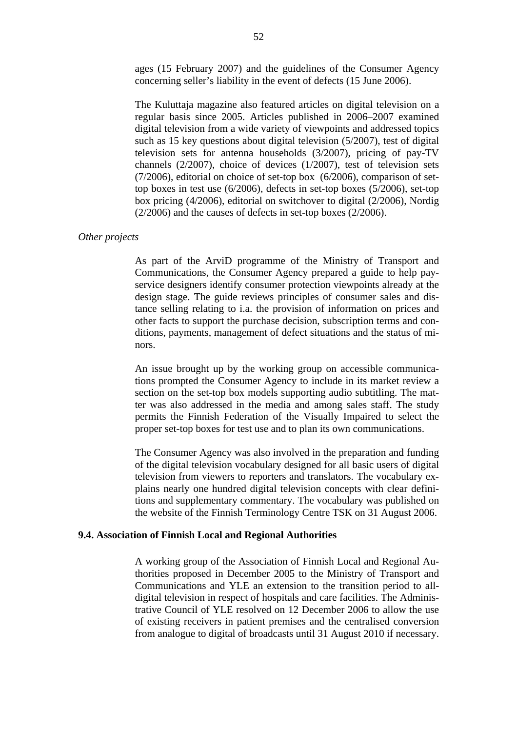ages (15 February 2007) and the guidelines of the Consumer Agency concerning seller's liability in the event of defects (15 June 2006).

The Kuluttaja magazine also featured articles on digital television on a regular basis since 2005. Articles published in 2006–2007 examined digital television from a wide variety of viewpoints and addressed topics such as 15 key questions about digital television (5/2007), test of digital television sets for antenna households (3/2007), pricing of pay-TV channels (2/2007), choice of devices (1/2007), test of television sets (7/2006), editorial on choice of set-top box (6/2006), comparison of set-top boxes in test use (6/2006), defects in set-top boxes (5/2006), set-top box pricing (4/2006), editorial on switchover to digital (2/2006), Nordig (2/2006) and the causes of defects in set-top boxes (2/2006).

*Other projects*

As part of the ArviD programme of the Ministry of Transport and Communications, the Consumer Agency prepared a guide to help pay-service designers identify consumer protection viewpoints already at the design stage. The guide reviews principles of consumer sales and distance selling relating to i.a. the provision of information on prices and other facts to support the purchase decision, subscription terms and conditions, payments, management of defect situations and the status of minors.

An issue brought up by the working group on accessible communications prompted the Consumer Agency to include in its market review a section on the set-top box models supporting audio subtitling. The matter was also addressed in the media and among sales staff. The study permits the Finnish Federation of the Visually Impaired to select the proper set-top boxes for test use and to plan its own communications.

The Consumer Agency was also involved in the preparation and funding of the digital television vocabulary designed for all basic users of digital television from viewers to reporters and translators. The vocabulary explains nearly one hundred digital television concepts with clear definitions and supplementary commentary. The vocabulary was published on the website of the Finnish Terminology Centre TSK on 31 August 2006.

### 9.4. Association of Finnish Local and Regional Authorities

A working group of the Association of Finnish Local and Regional Authorities proposed in December 2005 to the Ministry of Transport and Communications and YLE an extension to the transition period to all-digital television in respect of hospitals and care facilities. The Administrative Council of YLE resolved on 12 December 2006 to allow the use of existing receivers in patient premises and the centralised conversion from analogue to digital of broadcasts until 31 August 2010 if necessary.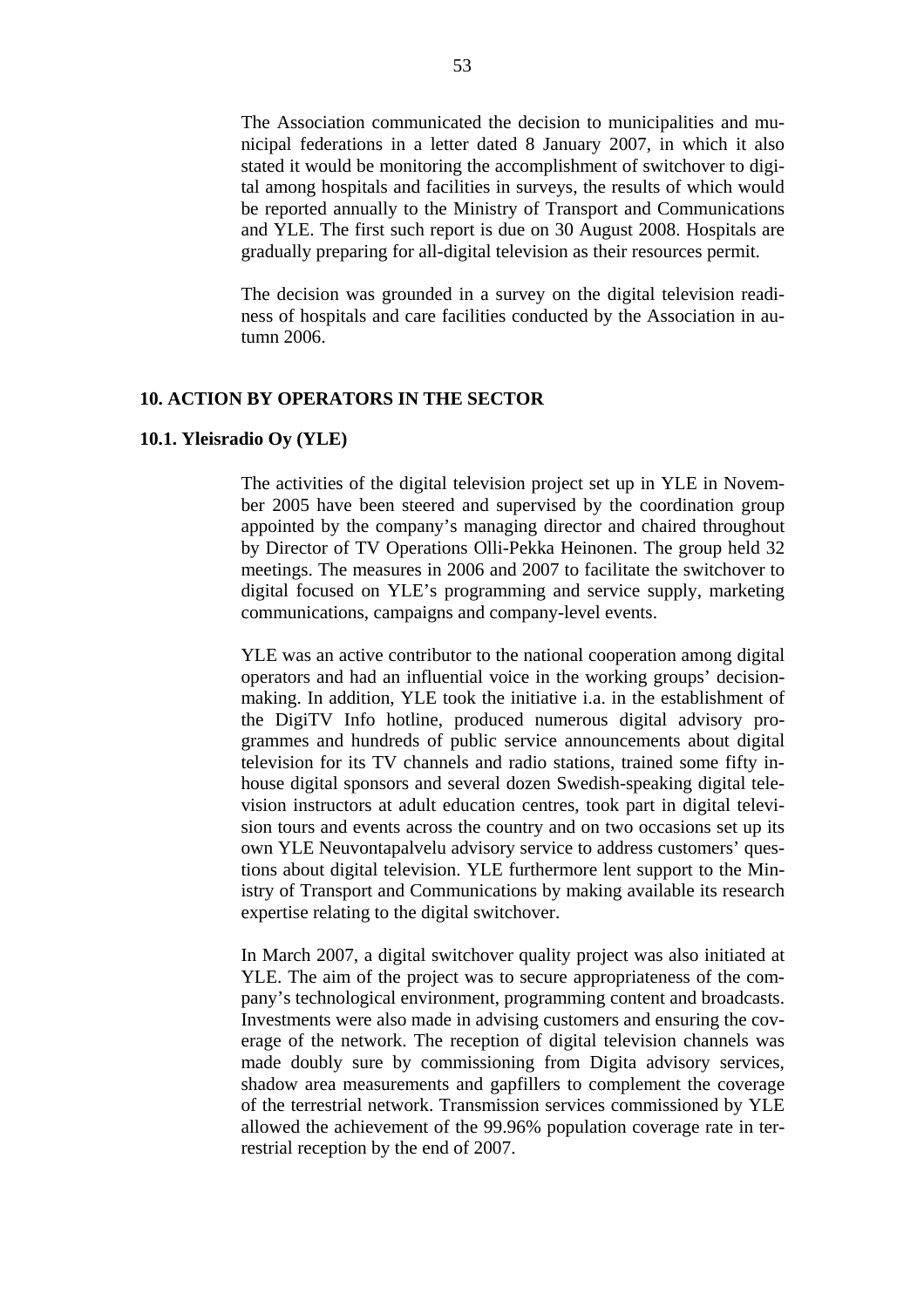The Association communicated the decision to municipalities and municipal federations in a letter dated 8 January 2007, in which it also stated it would be monitoring the accomplishment of switchover to digital among hospitals and facilities in surveys, the results of which would be reported annually to the Ministry of Transport and Communications and YLE. The first such report is due on 30 August 2008. Hospitals are gradually preparing for all-digital television as their resources permit.

The decision was grounded in a survey on the digital television readiness of hospitals and care facilities conducted by the Association in autumn 2006.

## 10. ACTION BY OPERATORS IN THE SECTOR

### 10.1. Yleisradio Oy (YLE)

The activities of the digital television project set up in YLE in November 2005 have been steered and supervised by the coordination group appointed by the company's managing director and chaired throughout by Director of TV Operations Olli-Pekka Heinonen. The group held 32 meetings. The measures in 2006 and 2007 to facilitate the switchover to digital focused on YLE's programming and service supply, marketing communications, campaigns and company-level events.

YLE was an active contributor to the national cooperation among digital operators and had an influential voice in the working groups' decision-making. In addition, YLE took the initiative i.a. in the establishment of the DigiTV Info hotline, produced numerous digital advisory programmes and hundreds of public service announcements about digital television for its TV channels and radio stations, trained some fifty in-house digital sponsors and several dozen Swedish-speaking digital television instructors at adult education centres, took part in digital television tours and events across the country and on two occasions set up its own YLE Neuvontapalvelu advisory service to address customers' questions about digital television. YLE furthermore lent support to the Ministry of Transport and Communications by making available its research expertise relating to the digital switchover.

In March 2007, a digital switchover quality project was also initiated at YLE. The aim of the project was to secure appropriateness of the company's technological environment, programming content and broadcasts. Investments were also made in advising customers and ensuring the coverage of the network. The reception of digital television channels was made doubly sure by commissioning from Digita advisory services, shadow area measurements and gapfillers to complement the coverage of the terrestrial network. Transmission services commissioned by YLE allowed the achievement of the 99.96% population coverage rate in terrestrial reception by the end of 2007.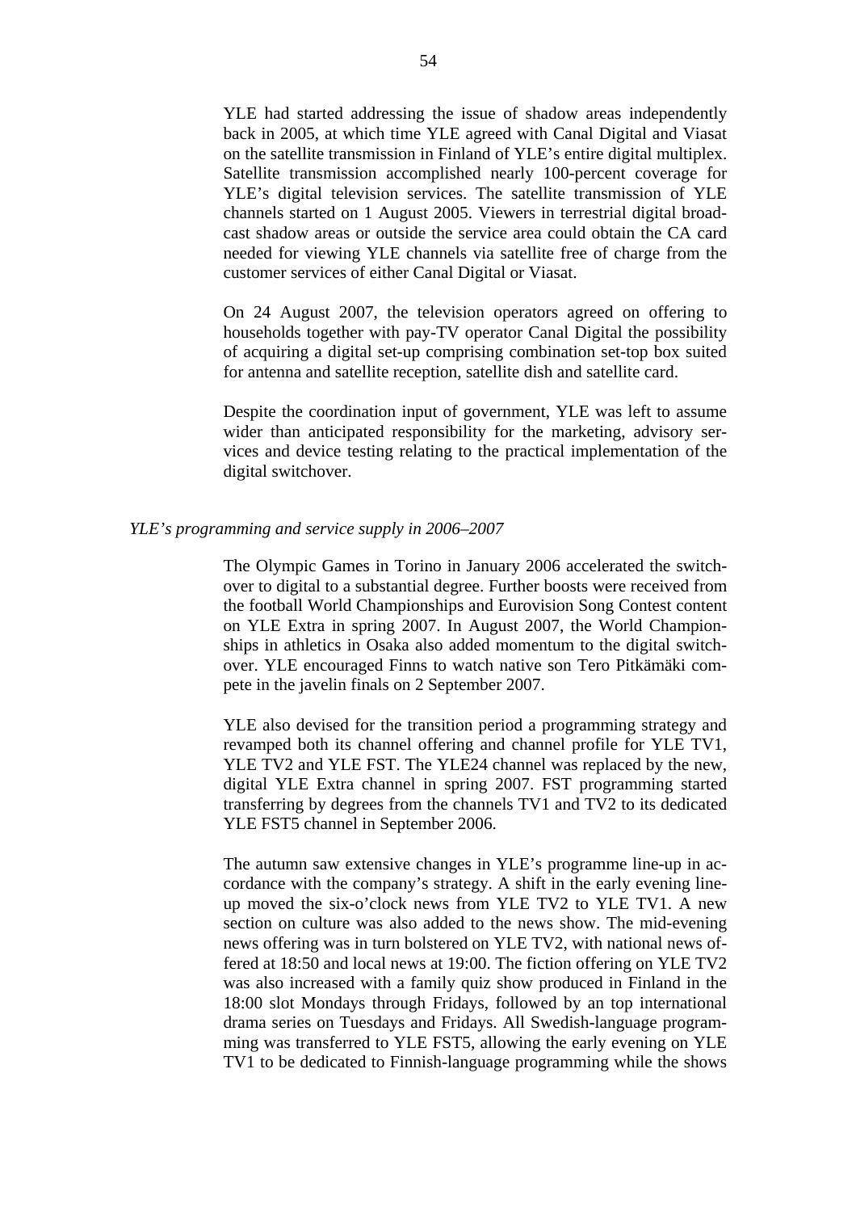YLE had started addressing the issue of shadow areas independently back in 2005, at which time YLE agreed with Canal Digital and Viasat on the satellite transmission in Finland of YLE's entire digital multiplex. Satellite transmission accomplished nearly 100-percent coverage for YLE's digital television services. The satellite transmission of YLE channels started on 1 August 2005. Viewers in terrestrial digital broadcast shadow areas or outside the service area could obtain the CA card needed for viewing YLE channels via satellite free of charge from the customer services of either Canal Digital or Viasat.

On 24 August 2007, the television operators agreed on offering to households together with pay-TV operator Canal Digital the possibility of acquiring a digital set-up comprising combination set-top box suited for antenna and satellite reception, satellite dish and satellite card.

Despite the coordination input of government, YLE was left to assume wider than anticipated responsibility for the marketing, advisory services and device testing relating to the practical implementation of the digital switchover.

*YLE's programming and service supply in 2006–2007*

The Olympic Games in Torino in January 2006 accelerated the switchover to digital to a substantial degree. Further boosts were received from the football World Championships and Eurovision Song Contest content on YLE Extra in spring 2007. In August 2007, the World Championships in athletics in Osaka also added momentum to the digital switchover. YLE encouraged Finns to watch native son Tero Pitkämäki compete in the javelin finals on 2 September 2007.

YLE also devised for the transition period a programming strategy and revamped both its channel offering and channel profile for YLE TV1, YLE TV2 and YLE FST. The YLE24 channel was replaced by the new, digital YLE Extra channel in spring 2007. FST programming started transferring by degrees from the channels TV1 and TV2 to its dedicated YLE FST5 channel in September 2006.

The autumn saw extensive changes in YLE's programme line-up in accordance with the company's strategy. A shift in the early evening line-up moved the six-o'clock news from YLE TV2 to YLE TV1. A new section on culture was also added to the news show. The mid-evening news offering was in turn bolstered on YLE TV2, with national news offered at 18:50 and local news at 19:00. The fiction offering on YLE TV2 was also increased with a family quiz show produced in Finland in the 18:00 slot Mondays through Fridays, followed by an top international drama series on Tuesdays and Fridays. All Swedish-language programming was transferred to YLE FST5, allowing the early evening on YLE TV1 to be dedicated to Finnish-language programming while the shows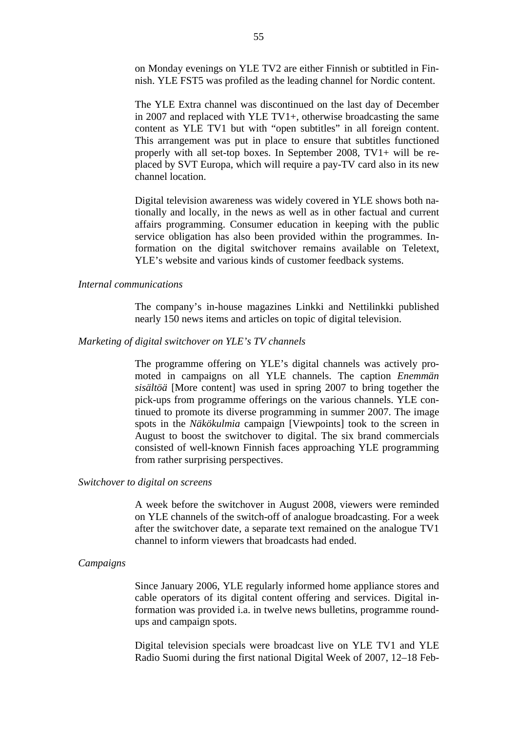on Monday evenings on YLE TV2 are either Finnish or subtitled in Finnish. YLE FST5 was profiled as the leading channel for Nordic content.

The YLE Extra channel was discontinued on the last day of December in 2007 and replaced with YLE TV1+, otherwise broadcasting the same content as YLE TV1 but with "open subtitles" in all foreign content. This arrangement was put in place to ensure that subtitles functioned properly with all set-top boxes. In September 2008, TV1+ will be replaced by SVT Europa, which will require a pay-TV card also in its new channel location.

Digital television awareness was widely covered in YLE shows both nationally and locally, in the news as well as in other factual and current affairs programming. Consumer education in keeping with the public service obligation has also been provided within the programmes. Information on the digital switchover remains available on Teletext, YLE's website and various kinds of customer feedback systems.

*Internal communications*

The company's in-house magazines Linkki and Nettilinkki published nearly 150 news items and articles on topic of digital television.

*Marketing of digital switchover on YLE's TV channels*

The programme offering on YLE's digital channels was actively promoted in campaigns on all YLE channels. The caption *Enemmän sisältöä* [More content] was used in spring 2007 to bring together the pick-ups from programme offerings on the various channels. YLE continued to promote its diverse programming in summer 2007. The image spots in the *Näkökulmia* campaign [Viewpoints] took to the screen in August to boost the switchover to digital. The six brand commercials consisted of well-known Finnish faces approaching YLE programming from rather surprising perspectives.

*Switchover to digital on screens*

A week before the switchover in August 2008, viewers were reminded on YLE channels of the switch-off of analogue broadcasting. For a week after the switchover date, a separate text remained on the analogue TV1 channel to inform viewers that broadcasts had ended.

*Campaigns*

Since January 2006, YLE regularly informed home appliance stores and cable operators of its digital content offering and services. Digital information was provided i.a. in twelve news bulletins, programme roundups and campaign spots.

Digital television specials were broadcast live on YLE TV1 and YLE Radio Suomi during the first national Digital Week of 2007, 12–18 Feb-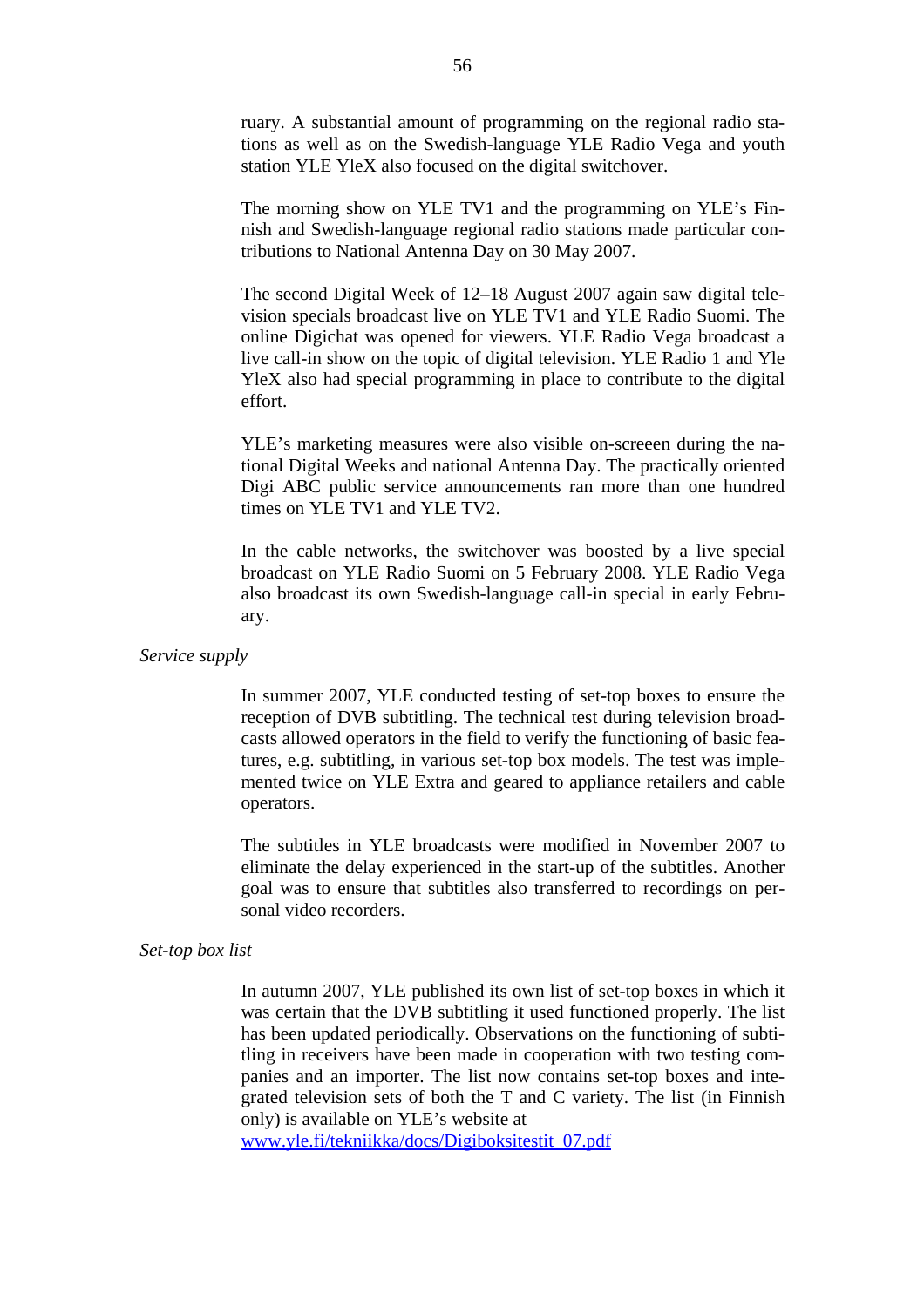ruary. A substantial amount of programming on the regional radio stations as well as on the Swedish-language YLE Radio Vega and youth station YLE YleX also focused on the digital switchover.

The morning show on YLE TV1 and the programming on YLE's Finnish and Swedish-language regional radio stations made particular contributions to National Antenna Day on 30 May 2007.

The second Digital Week of 12–18 August 2007 again saw digital television specials broadcast live on YLE TV1 and YLE Radio Suomi. The online Digichat was opened for viewers. YLE Radio Vega broadcast a live call-in show on the topic of digital television. YLE Radio 1 and Yle YleX also had special programming in place to contribute to the digital effort.

YLE's marketing measures were also visible on-screeen during the national Digital Weeks and national Antenna Day. The practically oriented Digi ABC public service announcements ran more than one hundred times on YLE TV1 and YLE TV2.

In the cable networks, the switchover was boosted by a live special broadcast on YLE Radio Suomi on 5 February 2008. YLE Radio Vega also broadcast its own Swedish-language call-in special in early February.

*Service supply*

In summer 2007, YLE conducted testing of set-top boxes to ensure the reception of DVB subtitling. The technical test during television broadcasts allowed operators in the field to verify the functioning of basic features, e.g. subtitling, in various set-top box models. The test was implemented twice on YLE Extra and geared to appliance retailers and cable operators.

The subtitles in YLE broadcasts were modified in November 2007 to eliminate the delay experienced in the start-up of the subtitles. Another goal was to ensure that subtitles also transferred to recordings on personal video recorders.

*Set-top box list*

In autumn 2007, YLE published its own list of set-top boxes in which it was certain that the DVB subtitling it used functioned properly. The list has been updated periodically. Observations on the functioning of subtitling in receivers have been made in cooperation with two testing companies and an importer. The list now contains set-top boxes and integrated television sets of both the T and C variety. The list (in Finnish only) is available on YLE's website at
www.yle.fi/tekniikka/docs/Digiboksitestit_07.pdf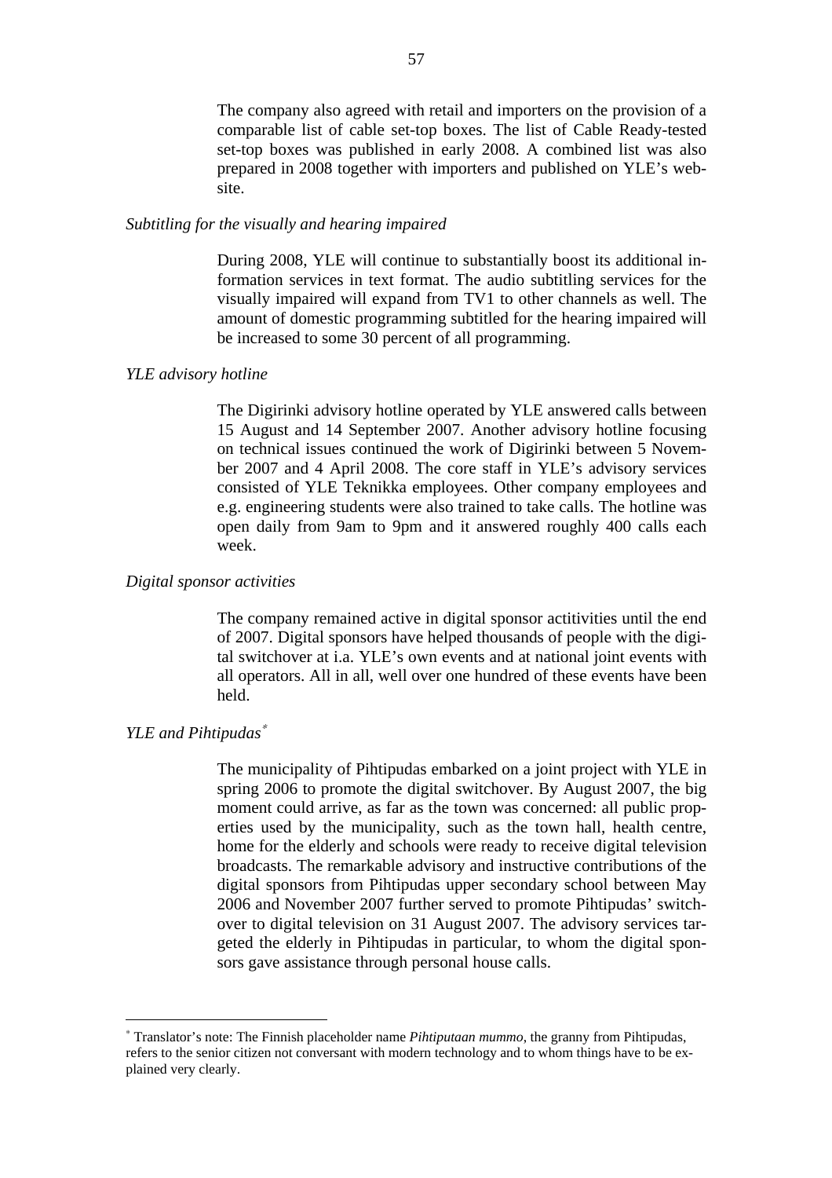The company also agreed with retail and importers on the provision of a comparable list of cable set-top boxes. The list of Cable Ready-tested set-top boxes was published in early 2008. A combined list was also prepared in 2008 together with importers and published on YLE's website.

*Subtitling for the visually and hearing impaired*

During 2008, YLE will continue to substantially boost its additional information services in text format. The audio subtitling services for the visually impaired will expand from TV1 to other channels as well. The amount of domestic programming subtitled for the hearing impaired will be increased to some 30 percent of all programming.

*YLE advisory hotline*

The Digirinki advisory hotline operated by YLE answered calls between 15 August and 14 September 2007. Another advisory hotline focusing on technical issues continued the work of Digirinki between 5 November 2007 and 4 April 2008. The core staff in YLE's advisory services consisted of YLE Teknikka employees. Other company employees and e.g. engineering students were also trained to take calls. The hotline was open daily from 9am to 9pm and it answered roughly 400 calls each week.

*Digital sponsor activities*

The company remained active in digital sponsor actitivities until the end of 2007. Digital sponsors have helped thousands of people with the digital switchover at i.a. YLE's own events and at national joint events with all operators. All in all, well over one hundred of these events have been held.

*YLE and Pihtipudas*[*]

The municipality of Pihtipudas embarked on a joint project with YLE in spring 2006 to promote the digital switchover. By August 2007, the big moment could arrive, as far as the town was concerned: all public properties used by the municipality, such as the town hall, health centre, home for the elderly and schools were ready to receive digital television broadcasts. The remarkable advisory and instructive contributions of the digital sponsors from Pihtipudas upper secondary school between May 2006 and November 2007 further served to promote Pihtipudas' switchover to digital television on 31 August 2007. The advisory services targeted the elderly in Pihtipudas in particular, to whom the digital sponsors gave assistance through personal house calls.

[*] Translator's note: The Finnish placeholder name *Pihtiputaan mummo*, the granny from Pihtipudas, refers to the senior citizen not conversant with modern technology and to whom things have to be explained very clearly.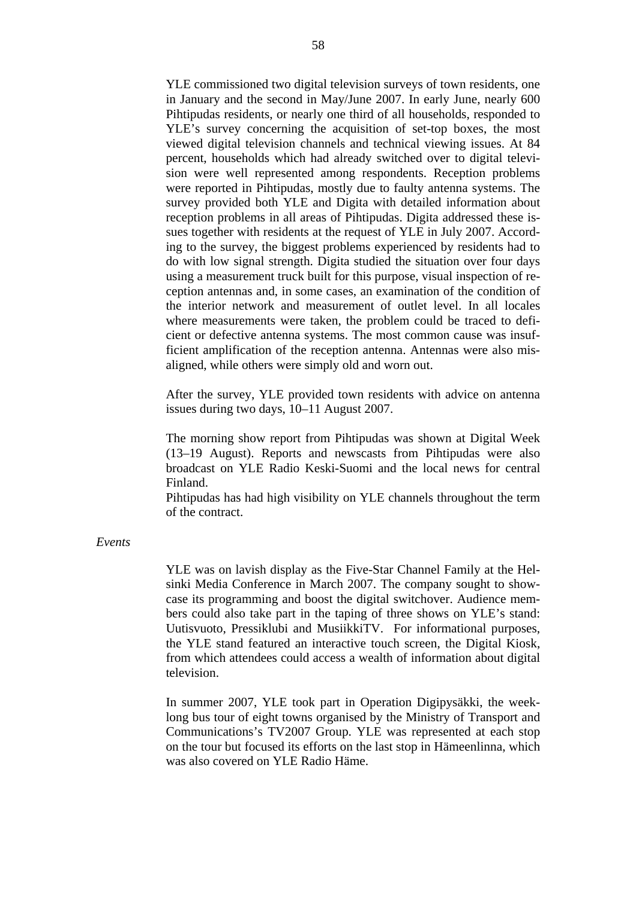YLE commissioned two digital television surveys of town residents, one in January and the second in May/June 2007. In early June, nearly 600 Pihtipudas residents, or nearly one third of all households, responded to YLE's survey concerning the acquisition of set-top boxes, the most viewed digital television channels and technical viewing issues. At 84 percent, households which had already switched over to digital television were well represented among respondents. Reception problems were reported in Pihtipudas, mostly due to faulty antenna systems. The survey provided both YLE and Digita with detailed information about reception problems in all areas of Pihtipudas. Digita addressed these issues together with residents at the request of YLE in July 2007. According to the survey, the biggest problems experienced by residents had to do with low signal strength. Digita studied the situation over four days using a measurement truck built for this purpose, visual inspection of reception antennas and, in some cases, an examination of the condition of the interior network and measurement of outlet level. In all locales where measurements were taken, the problem could be traced to deficient or defective antenna systems. The most common cause was insufficient amplification of the reception antenna. Antennas were also misaligned, while others were simply old and worn out.

After the survey, YLE provided town residents with advice on antenna issues during two days, 10–11 August 2007.

The morning show report from Pihtipudas was shown at Digital Week (13–19 August). Reports and newscasts from Pihtipudas were also broadcast on YLE Radio Keski-Suomi and the local news for central Finland.
Pihtipudas has had high visibility on YLE channels throughout the term of the contract.

*Events*

YLE was on lavish display as the Five-Star Channel Family at the Helsinki Media Conference in March 2007. The company sought to showcase its programming and boost the digital switchover. Audience members could also take part in the taping of three shows on YLE's stand: Uutisvuoto, Pressiklubi and MusiikkiTV. For informational purposes, the YLE stand featured an interactive touch screen, the Digital Kiosk, from which attendees could access a wealth of information about digital television.

In summer 2007, YLE took part in Operation Digipysäkki, the week-long bus tour of eight towns organised by the Ministry of Transport and Communications's TV2007 Group. YLE was represented at each stop on the tour but focused its efforts on the last stop in Hämeenlinna, which was also covered on YLE Radio Häme.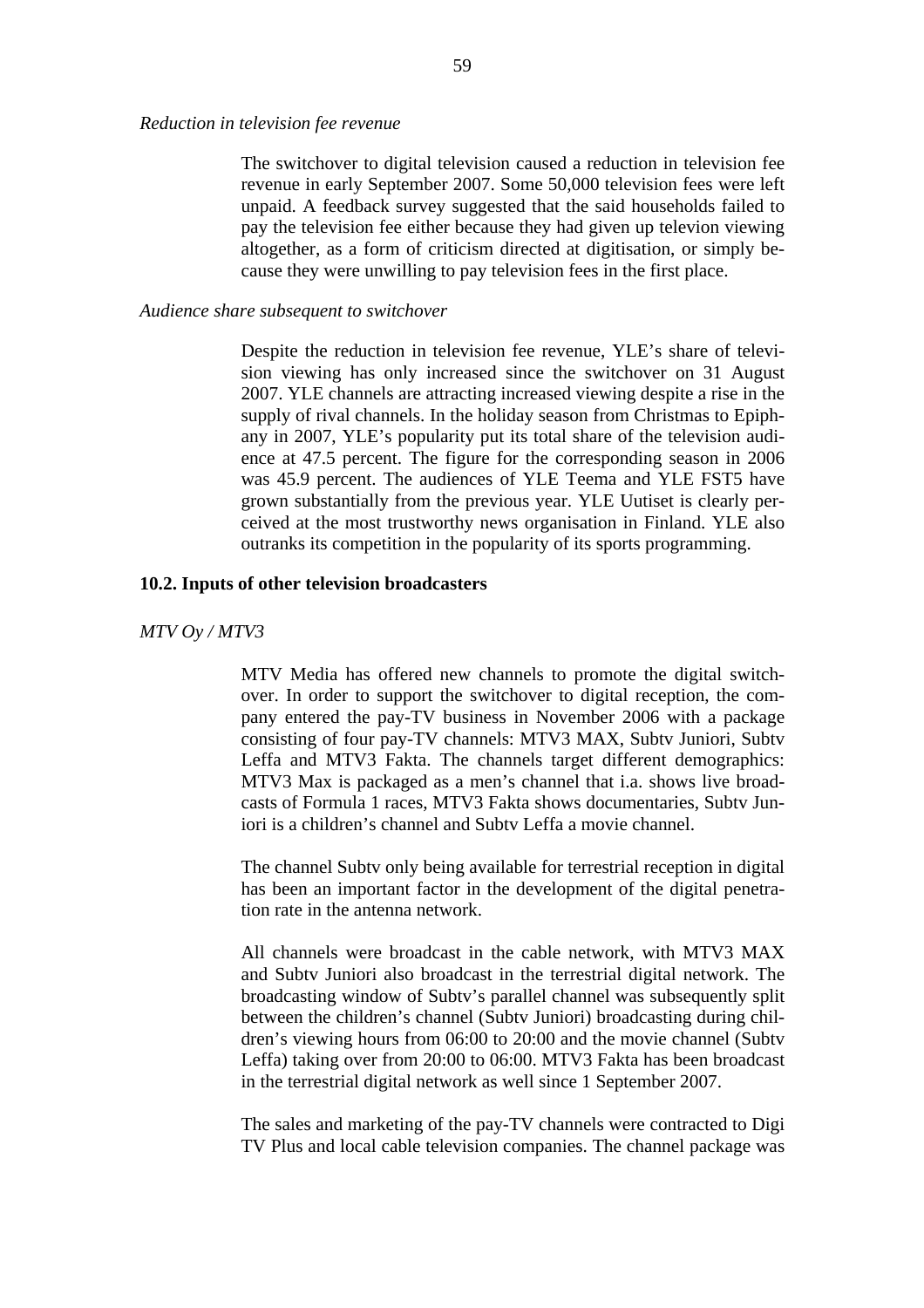*Reduction in television fee revenue*

The switchover to digital television caused a reduction in television fee revenue in early September 2007. Some 50,000 television fees were left unpaid. A feedback survey suggested that the said households failed to pay the television fee either because they had given up televion viewing altogether, as a form of criticism directed at digitisation, or simply because they were unwilling to pay television fees in the first place.

*Audience share subsequent to switchover*

Despite the reduction in television fee revenue, YLE's share of television viewing has only increased since the switchover on 31 August 2007. YLE channels are attracting increased viewing despite a rise in the supply of rival channels. In the holiday season from Christmas to Epiphany in 2007, YLE's popularity put its total share of the television audience at 47.5 percent. The figure for the corresponding season in 2006 was 45.9 percent. The audiences of YLE Teema and YLE FST5 have grown substantially from the previous year. YLE Uutiset is clearly perceived at the most trustworthy news organisation in Finland. YLE also outranks its competition in the popularity of its sports programming.

## 10.2. Inputs of other television broadcasters

*MTV Oy / MTV3*

MTV Media has offered new channels to promote the digital switchover. In order to support the switchover to digital reception, the company entered the pay-TV business in November 2006 with a package consisting of four pay-TV channels: MTV3 MAX, Subtv Juniori, Subtv Leffa and MTV3 Fakta. The channels target different demographics: MTV3 Max is packaged as a men's channel that i.a. shows live broadcasts of Formula 1 races, MTV3 Fakta shows documentaries, Subtv Juniori is a children's channel and Subtv Leffa a movie channel.

The channel Subtv only being available for terrestrial reception in digital has been an important factor in the development of the digital penetration rate in the antenna network.

All channels were broadcast in the cable network, with MTV3 MAX and Subtv Juniori also broadcast in the terrestrial digital network. The broadcasting window of Subtv's parallel channel was subsequently split between the children's channel (Subtv Juniori) broadcasting during children's viewing hours from 06:00 to 20:00 and the movie channel (Subtv Leffa) taking over from 20:00 to 06:00. MTV3 Fakta has been broadcast in the terrestrial digital network as well since 1 September 2007.

The sales and marketing of the pay-TV channels were contracted to Digi TV Plus and local cable television companies. The channel package was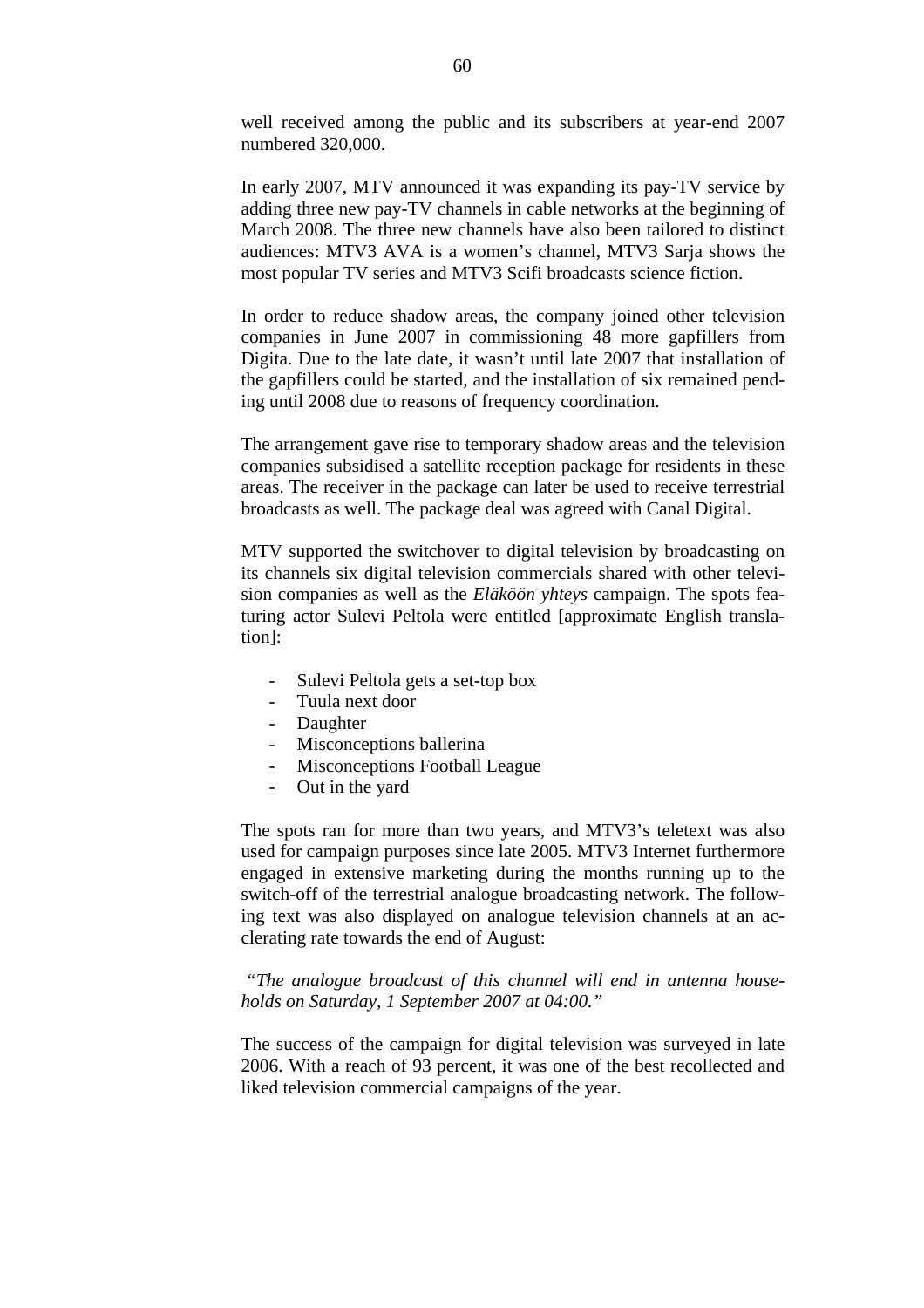well received among the public and its subscribers at year-end 2007 numbered 320,000.

In early 2007, MTV announced it was expanding its pay-TV service by adding three new pay-TV channels in cable networks at the beginning of March 2008. The three new channels have also been tailored to distinct audiences: MTV3 AVA is a women's channel, MTV3 Sarja shows the most popular TV series and MTV3 Scifi broadcasts science fiction.

In order to reduce shadow areas, the company joined other television companies in June 2007 in commissioning 48 more gapfillers from Digita. Due to the late date, it wasn't until late 2007 that installation of the gapfillers could be started, and the installation of six remained pending until 2008 due to reasons of frequency coordination.

The arrangement gave rise to temporary shadow areas and the television companies subsidised a satellite reception package for residents in these areas. The receiver in the package can later be used to receive terrestrial broadcasts as well. The package deal was agreed with Canal Digital.

MTV supported the switchover to digital television by broadcasting on its channels six digital television commercials shared with other television companies as well as the *Eläköön yhteys* campaign. The spots featuring actor Sulevi Peltola were entitled [approximate English translation]:

- Sulevi Peltola gets a set-top box
- Tuula next door
- Daughter
- Misconceptions ballerina
- Misconceptions Football League
- Out in the yard

The spots ran for more than two years, and MTV3's teletext was also used for campaign purposes since late 2005. MTV3 Internet furthermore engaged in extensive marketing during the months running up to the switch-off of the terrestrial analogue broadcasting network. The following text was also displayed on analogue television channels at an acclerating rate towards the end of August:

*"The analogue broadcast of this channel will end in antenna households on Saturday, 1 September 2007 at 04:00."*

The success of the campaign for digital television was surveyed in late 2006. With a reach of 93 percent, it was one of the best recollected and liked television commercial campaigns of the year.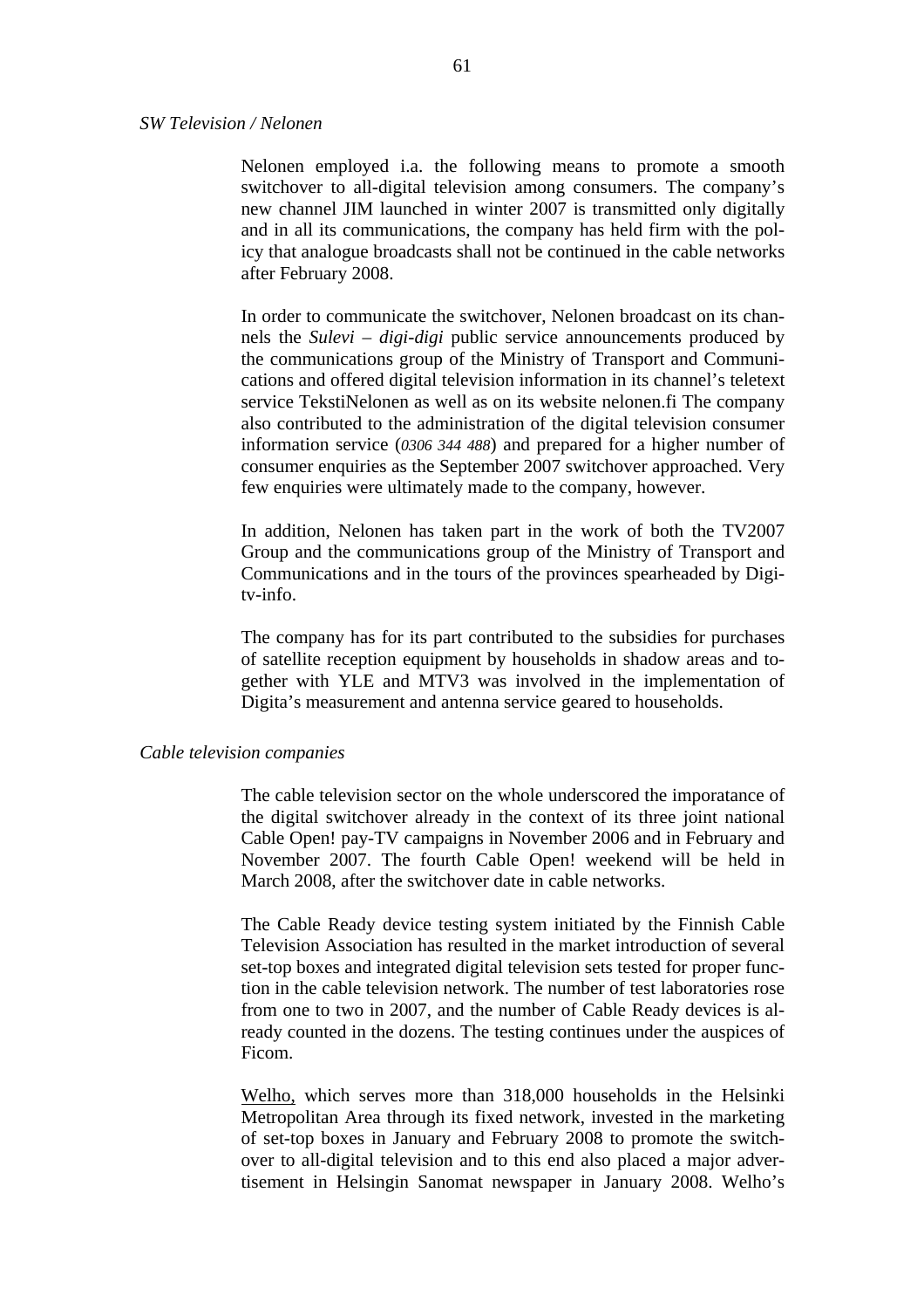*SW Television / Nelonen*

Nelonen employed i.a. the following means to promote a smooth switchover to all-digital television among consumers. The company's new channel JIM launched in winter 2007 is transmitted only digitally and in all its communications, the company has held firm with the policy that analogue broadcasts shall not be continued in the cable networks after February 2008.

In order to communicate the switchover, Nelonen broadcast on its channels the *Sulevi – digi-digi* public service announcements produced by the communications group of the Ministry of Transport and Communications and offered digital television information in its channel's teletext service TekstiNelonen as well as on its website nelonen.fi The company also contributed to the administration of the digital television consumer information service (*0306 344 488*) and prepared for a higher number of consumer enquiries as the September 2007 switchover approached. Very few enquiries were ultimately made to the company, however.

In addition, Nelonen has taken part in the work of both the TV2007 Group and the communications group of the Ministry of Transport and Communications and in the tours of the provinces spearheaded by Digi-tv-info.

The company has for its part contributed to the subsidies for purchases of satellite reception equipment by households in shadow areas and together with YLE and MTV3 was involved in the implementation of Digita's measurement and antenna service geared to households.

*Cable television companies*

The cable television sector on the whole underscored the imporatance of the digital switchover already in the context of its three joint national Cable Open! pay-TV campaigns in November 2006 and in February and November 2007. The fourth Cable Open! weekend will be held in March 2008, after the switchover date in cable networks.

The Cable Ready device testing system initiated by the Finnish Cable Television Association has resulted in the market introduction of several set-top boxes and integrated digital television sets tested for proper function in the cable television network. The number of test laboratories rose from one to two in 2007, and the number of Cable Ready devices is already counted in the dozens. The testing continues under the auspices of Ficom.

Welho, which serves more than 318,000 households in the Helsinki Metropolitan Area through its fixed network, invested in the marketing of set-top boxes in January and February 2008 to promote the switchover to all-digital television and to this end also placed a major advertisement in Helsingin Sanomat newspaper in January 2008. Welho's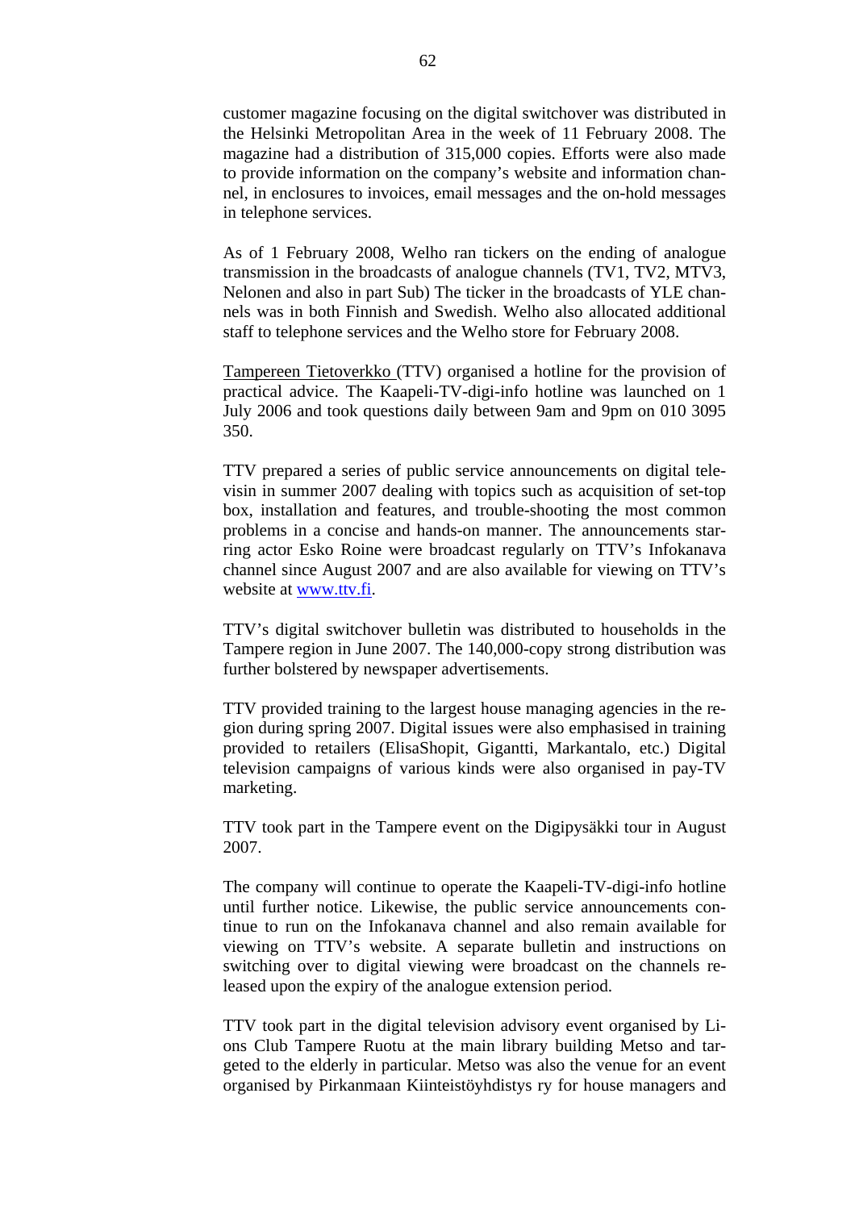customer magazine focusing on the digital switchover was distributed in the Helsinki Metropolitan Area in the week of 11 February 2008. The magazine had a distribution of 315,000 copies. Efforts were also made to provide information on the company's website and information channel, in enclosures to invoices, email messages and the on-hold messages in telephone services.

As of 1 February 2008, Welho ran tickers on the ending of analogue transmission in the broadcasts of analogue channels (TV1, TV2, MTV3, Nelonen and also in part Sub) The ticker in the broadcasts of YLE channels was in both Finnish and Swedish. Welho also allocated additional staff to telephone services and the Welho store for February 2008.

Tampereen Tietoverkko (TTV) organised a hotline for the provision of practical advice. The Kaapeli-TV-digi-info hotline was launched on 1 July 2006 and took questions daily between 9am and 9pm on 010 3095 350.

TTV prepared a series of public service announcements on digital televisin in summer 2007 dealing with topics such as acquisition of set-top box, installation and features, and trouble-shooting the most common problems in a concise and hands-on manner. The announcements starring actor Esko Roine were broadcast regularly on TTV's Infokanava channel since August 2007 and are also available for viewing on TTV's website at www.ttv.fi.

TTV's digital switchover bulletin was distributed to households in the Tampere region in June 2007. The 140,000-copy strong distribution was further bolstered by newspaper advertisements.

TTV provided training to the largest house managing agencies in the region during spring 2007. Digital issues were also emphasised in training provided to retailers (ElisaShopit, Gigantti, Markantalo, etc.) Digital television campaigns of various kinds were also organised in pay-TV marketing.

TTV took part in the Tampere event on the Digipysäkki tour in August 2007.

The company will continue to operate the Kaapeli-TV-digi-info hotline until further notice. Likewise, the public service announcements continue to run on the Infokanava channel and also remain available for viewing on TTV's website. A separate bulletin and instructions on switching over to digital viewing were broadcast on the channels released upon the expiry of the analogue extension period.

TTV took part in the digital television advisory event organised by Lions Club Tampere Ruotu at the main library building Metso and targeted to the elderly in particular. Metso was also the venue for an event organised by Pirkanmaan Kiinteistöyhdistys ry for house managers and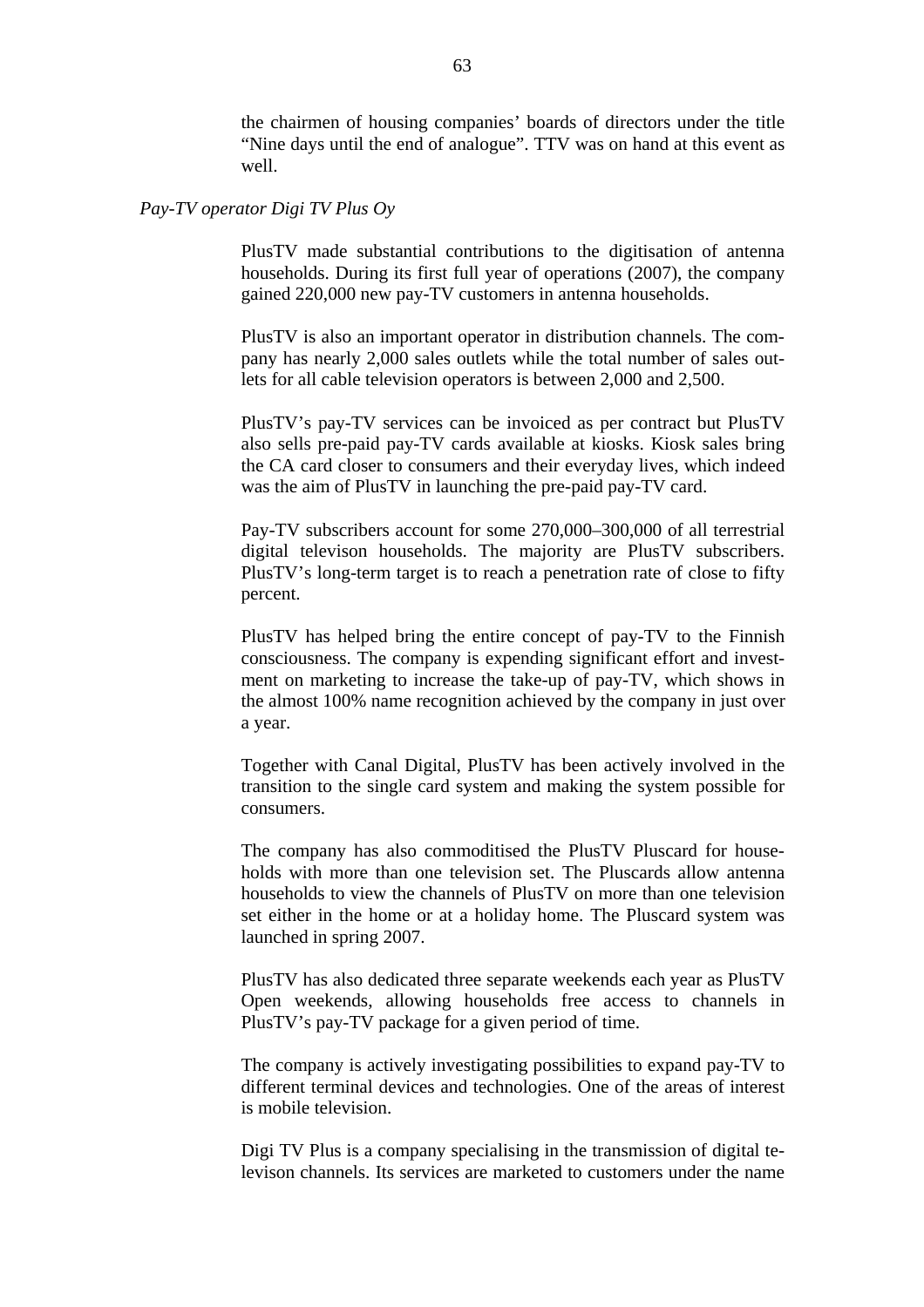the chairmen of housing companies' boards of directors under the title "Nine days until the end of analogue". TTV was on hand at this event as well.

*Pay-TV operator Digi TV Plus Oy*

PlusTV made substantial contributions to the digitisation of antenna households. During its first full year of operations (2007), the company gained 220,000 new pay-TV customers in antenna households.

PlusTV is also an important operator in distribution channels. The company has nearly 2,000 sales outlets while the total number of sales outlets for all cable television operators is between 2,000 and 2,500.

PlusTV's pay-TV services can be invoiced as per contract but PlusTV also sells pre-paid pay-TV cards available at kiosks. Kiosk sales bring the CA card closer to consumers and their everyday lives, which indeed was the aim of PlusTV in launching the pre-paid pay-TV card.

Pay-TV subscribers account for some 270,000–300,000 of all terrestrial digital televison households. The majority are PlusTV subscribers. PlusTV's long-term target is to reach a penetration rate of close to fifty percent.

PlusTV has helped bring the entire concept of pay-TV to the Finnish consciousness. The company is expending significant effort and investment on marketing to increase the take-up of pay-TV, which shows in the almost 100% name recognition achieved by the company in just over a year.

Together with Canal Digital, PlusTV has been actively involved in the transition to the single card system and making the system possible for consumers.

The company has also commoditised the PlusTV Pluscard for households with more than one television set. The Pluscards allow antenna households to view the channels of PlusTV on more than one television set either in the home or at a holiday home. The Pluscard system was launched in spring 2007.

PlusTV has also dedicated three separate weekends each year as PlusTV Open weekends, allowing households free access to channels in PlusTV's pay-TV package for a given period of time.

The company is actively investigating possibilities to expand pay-TV to different terminal devices and technologies. One of the areas of interest is mobile television.

Digi TV Plus is a company specialising in the transmission of digital televison channels. Its services are marketed to customers under the name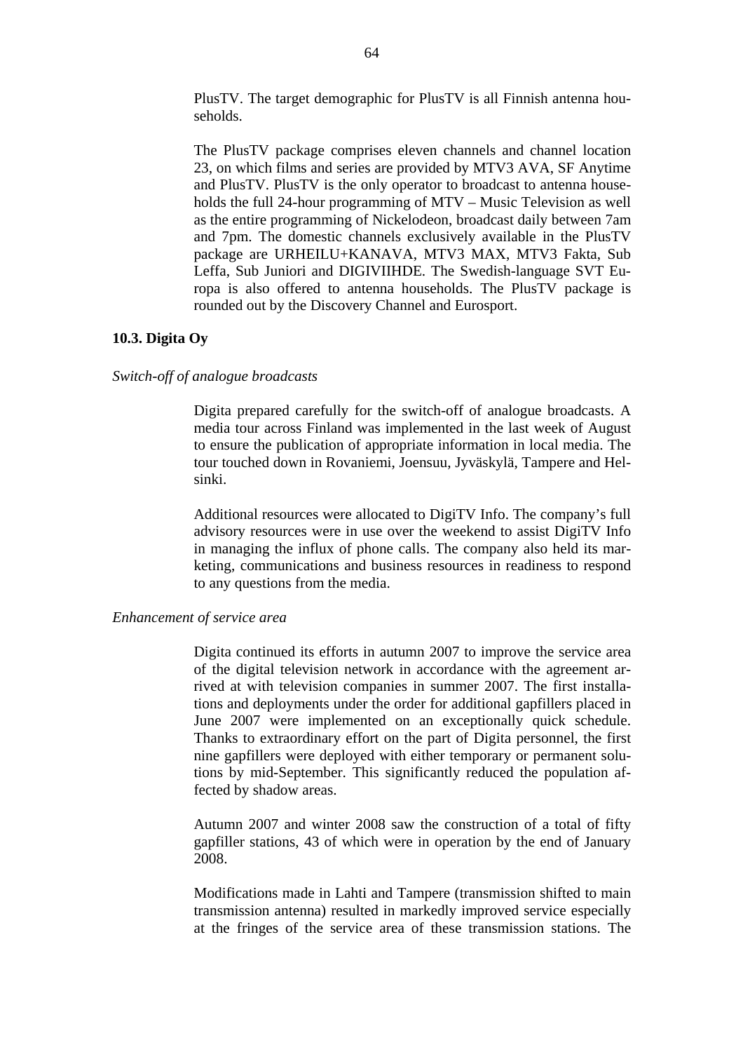PlusTV. The target demographic for PlusTV is all Finnish antenna households.

The PlusTV package comprises eleven channels and channel location 23, on which films and series are provided by MTV3 AVA, SF Anytime and PlusTV. PlusTV is the only operator to broadcast to antenna households the full 24-hour programming of MTV – Music Television as well as the entire programming of Nickelodeon, broadcast daily between 7am and 7pm. The domestic channels exclusively available in the PlusTV package are URHEILU+KANAVA, MTV3 MAX, MTV3 Fakta, Sub Leffa, Sub Juniori and DIGIVIIHDE. The Swedish-language SVT Europa is also offered to antenna households. The PlusTV package is rounded out by the Discovery Channel and Eurosport.

### 10.3. Digita Oy

*Switch-off of analogue broadcasts*

Digita prepared carefully for the switch-off of analogue broadcasts. A media tour across Finland was implemented in the last week of August to ensure the publication of appropriate information in local media. The tour touched down in Rovaniemi, Joensuu, Jyväskylä, Tampere and Helsinki.

Additional resources were allocated to DigiTV Info. The company's full advisory resources were in use over the weekend to assist DigiTV Info in managing the influx of phone calls. The company also held its marketing, communications and business resources in readiness to respond to any questions from the media.

*Enhancement of service area*

Digita continued its efforts in autumn 2007 to improve the service area of the digital television network in accordance with the agreement arrived at with television companies in summer 2007. The first installations and deployments under the order for additional gapfillers placed in June 2007 were implemented on an exceptionally quick schedule. Thanks to extraordinary effort on the part of Digita personnel, the first nine gapfillers were deployed with either temporary or permanent solutions by mid-September. This significantly reduced the population affected by shadow areas.

Autumn 2007 and winter 2008 saw the construction of a total of fifty gapfiller stations, 43 of which were in operation by the end of January 2008.

Modifications made in Lahti and Tampere (transmission shifted to main transmission antenna) resulted in markedly improved service especially at the fringes of the service area of these transmission stations. The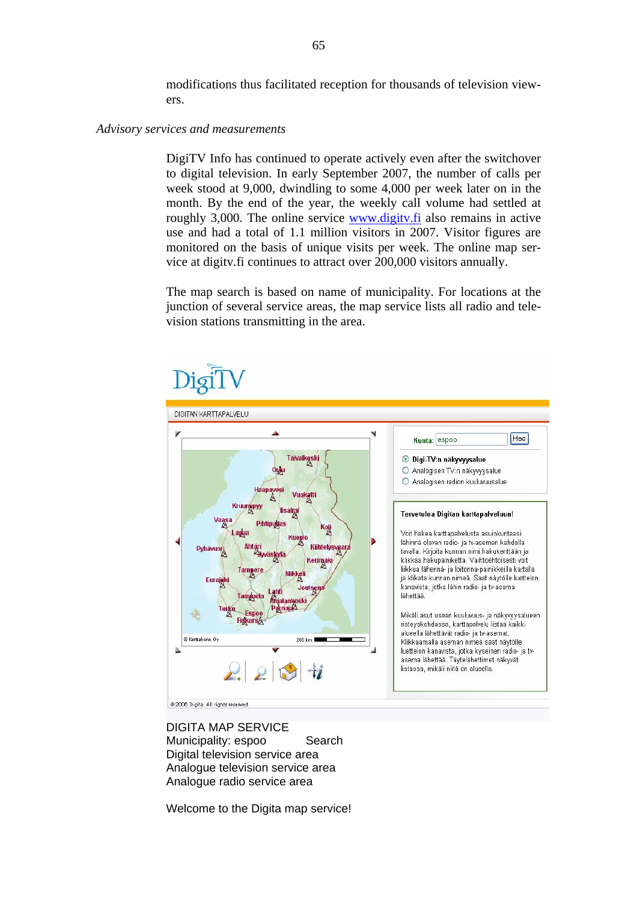modifications thus facilitated reception for thousands of television viewers.

*Advisory services and measurements*

DigiTV Info has continued to operate actively even after the switchover to digital television. In early September 2007, the number of calls per week stood at 9,000, dwindling to some 4,000 per week later on in the month. By the end of the year, the weekly call volume had settled at roughly 3,000. The online service www.digitv.fi also remains in active use and had a total of 1.1 million visitors in 2007. Visitor figures are monitored on the basis of unique visits per week. The online map service at digitv.fi continues to attract over 200,000 visitors annually.

The map search is based on name of municipality. For locations at the junction of several service areas, the map service lists all radio and television stations transmitting in the area.

DIGITA MAP SERVICE
Municipality: espoo Search
Digital television service area
Analogue television service area
Analogue radio service area

Welcome to the Digita map service!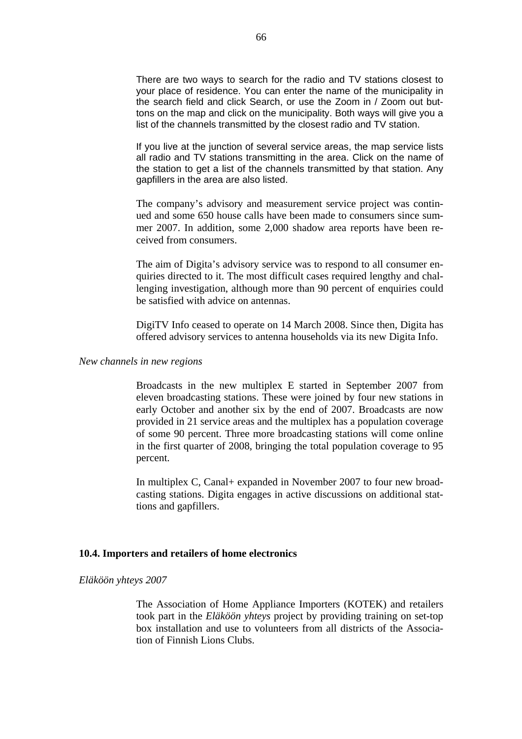There are two ways to search for the radio and TV stations closest to your place of residence. You can enter the name of the municipality in the search field and click Search, or use the Zoom in / Zoom out buttons on the map and click on the municipality. Both ways will give you a list of the channels transmitted by the closest radio and TV station.

If you live at the junction of several service areas, the map service lists all radio and TV stations transmitting in the area. Click on the name of the station to get a list of the channels transmitted by that station. Any gapfillers in the area are also listed.

The company's advisory and measurement service project was continued and some 650 house calls have been made to consumers since summer 2007. In addition, some 2,000 shadow area reports have been received from consumers.

The aim of Digita's advisory service was to respond to all consumer enquiries directed to it. The most difficult cases required lengthy and challenging investigation, although more than 90 percent of enquiries could be satisfied with advice on antennas.

DigiTV Info ceased to operate on 14 March 2008. Since then, Digita has offered advisory services to antenna households via its new Digita Info.

*New channels in new regions*

Broadcasts in the new multiplex E started in September 2007 from eleven broadcasting stations. These were joined by four new stations in early October and another six by the end of 2007. Broadcasts are now provided in 21 service areas and the multiplex has a population coverage of some 90 percent. Three more broadcasting stations will come online in the first quarter of 2008, bringing the total population coverage to 95 percent.

In multiplex C, Canal+ expanded in November 2007 to four new broadcasting stations. Digita engages in active discussions on additional stattions and gapfillers.

### 10.4. Importers and retailers of home electronics

*Eläköön yhteys 2007*

The Association of Home Appliance Importers (KOTEK) and retailers took part in the *Eläköön yhteys* project by providing training on set-top box installation and use to volunteers from all districts of the Association of Finnish Lions Clubs.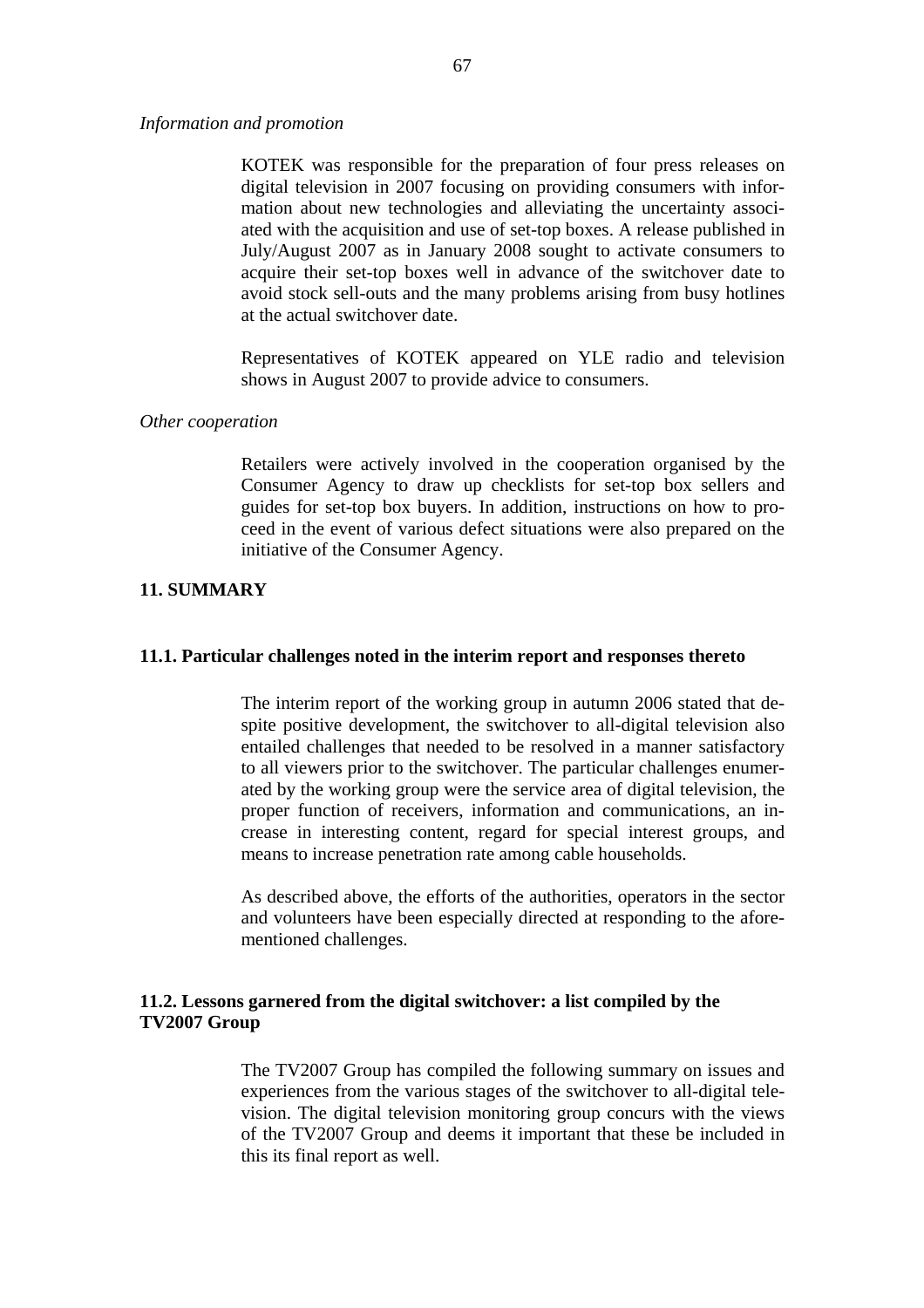*Information and promotion*

KOTEK was responsible for the preparation of four press releases on digital television in 2007 focusing on providing consumers with information about new technologies and alleviating the uncertainty associated with the acquisition and use of set-top boxes. A release published in July/August 2007 as in January 2008 sought to activate consumers to acquire their set-top boxes well in advance of the switchover date to avoid stock sell-outs and the many problems arising from busy hotlines at the actual switchover date.

Representatives of KOTEK appeared on YLE radio and television shows in August 2007 to provide advice to consumers.

*Other cooperation*

Retailers were actively involved in the cooperation organised by the Consumer Agency to draw up checklists for set-top box sellers and guides for set-top box buyers. In addition, instructions on how to proceed in the event of various defect situations were also prepared on the initiative of the Consumer Agency.

## 11. SUMMARY

### 11.1. Particular challenges noted in the interim report and responses thereto

The interim report of the working group in autumn 2006 stated that despite positive development, the switchover to all-digital television also entailed challenges that needed to be resolved in a manner satisfactory to all viewers prior to the switchover. The particular challenges enumerated by the working group were the service area of digital television, the proper function of receivers, information and communications, an increase in interesting content, regard for special interest groups, and means to increase penetration rate among cable households.

As described above, the efforts of the authorities, operators in the sector and volunteers have been especially directed at responding to the aforementioned challenges.

### 11.2. Lessons garnered from the digital switchover: a list compiled by the TV2007 Group

The TV2007 Group has compiled the following summary on issues and experiences from the various stages of the switchover to all-digital television. The digital television monitoring group concurs with the views of the TV2007 Group and deems it important that these be included in this its final report as well.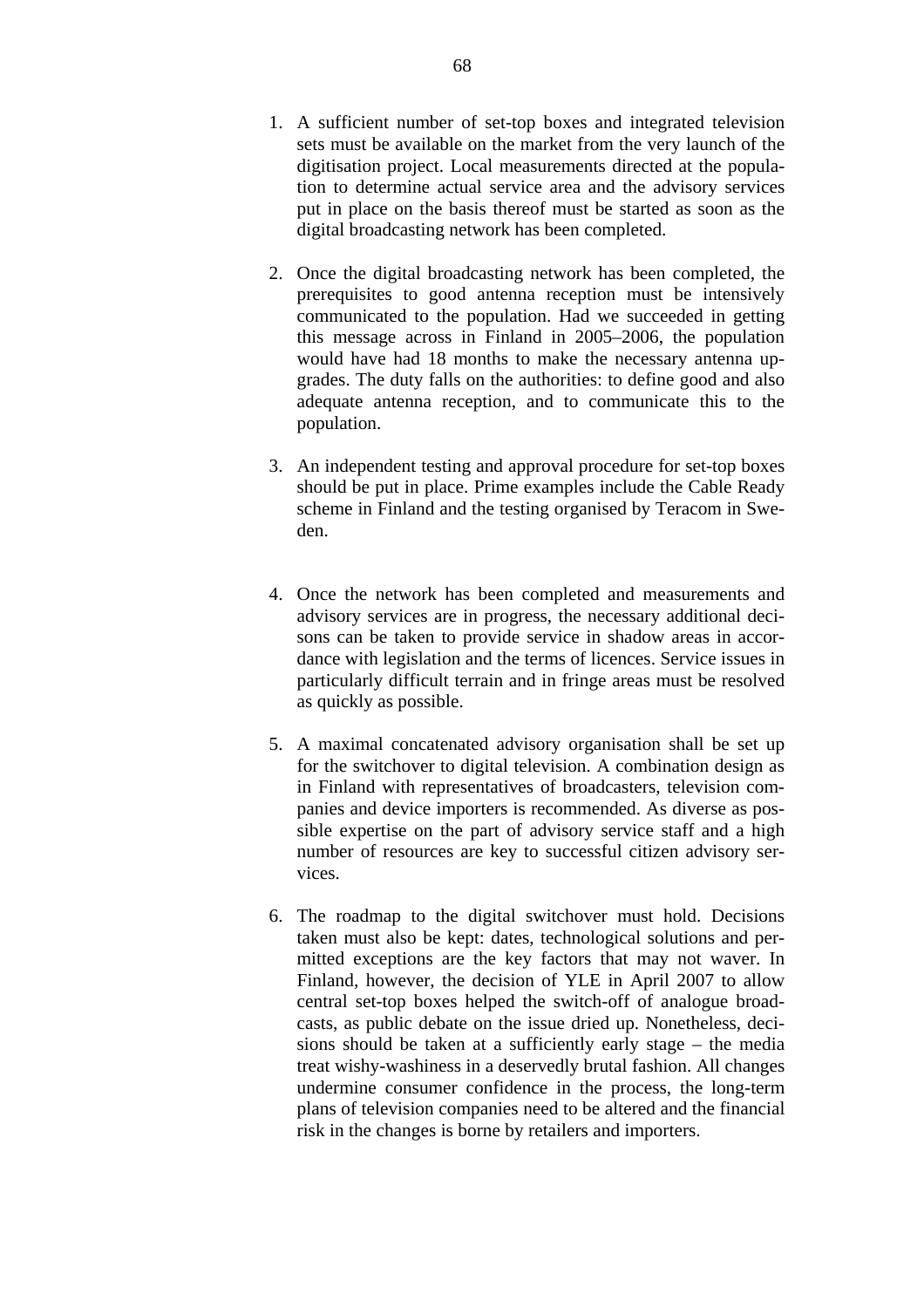1. A sufficient number of set-top boxes and integrated television sets must be available on the market from the very launch of the digitisation project. Local measurements directed at the population to determine actual service area and the advisory services put in place on the basis thereof must be started as soon as the digital broadcasting network has been completed.

2. Once the digital broadcasting network has been completed, the prerequisites to good antenna reception must be intensively communicated to the population. Had we succeeded in getting this message across in Finland in 2005–2006, the population would have had 18 months to make the necessary antenna upgrades. The duty falls on the authorities: to define good and also adequate antenna reception, and to communicate this to the population.

3. An independent testing and approval procedure for set-top boxes should be put in place. Prime examples include the Cable Ready scheme in Finland and the testing organised by Teracom in Sweden.

4. Once the network has been completed and measurements and advisory services are in progress, the necessary additional decisons can be taken to provide service in shadow areas in accordance with legislation and the terms of licences. Service issues in particularly difficult terrain and in fringe areas must be resolved as quickly as possible.

5. A maximal concatenated advisory organisation shall be set up for the switchover to digital television. A combination design as in Finland with representatives of broadcasters, television companies and device importers is recommended. As diverse as possible expertise on the part of advisory service staff and a high number of resources are key to successful citizen advisory services.

6. The roadmap to the digital switchover must hold. Decisions taken must also be kept: dates, technological solutions and permitted exceptions are the key factors that may not waver. In Finland, however, the decision of YLE in April 2007 to allow central set-top boxes helped the switch-off of analogue broadcasts, as public debate on the issue dried up. Nonetheless, decisions should be taken at a sufficiently early stage – the media treat wishy-washiness in a deservedly brutal fashion. All changes undermine consumer confidence in the process, the long-term plans of television companies need to be altered and the financial risk in the changes is borne by retailers and importers.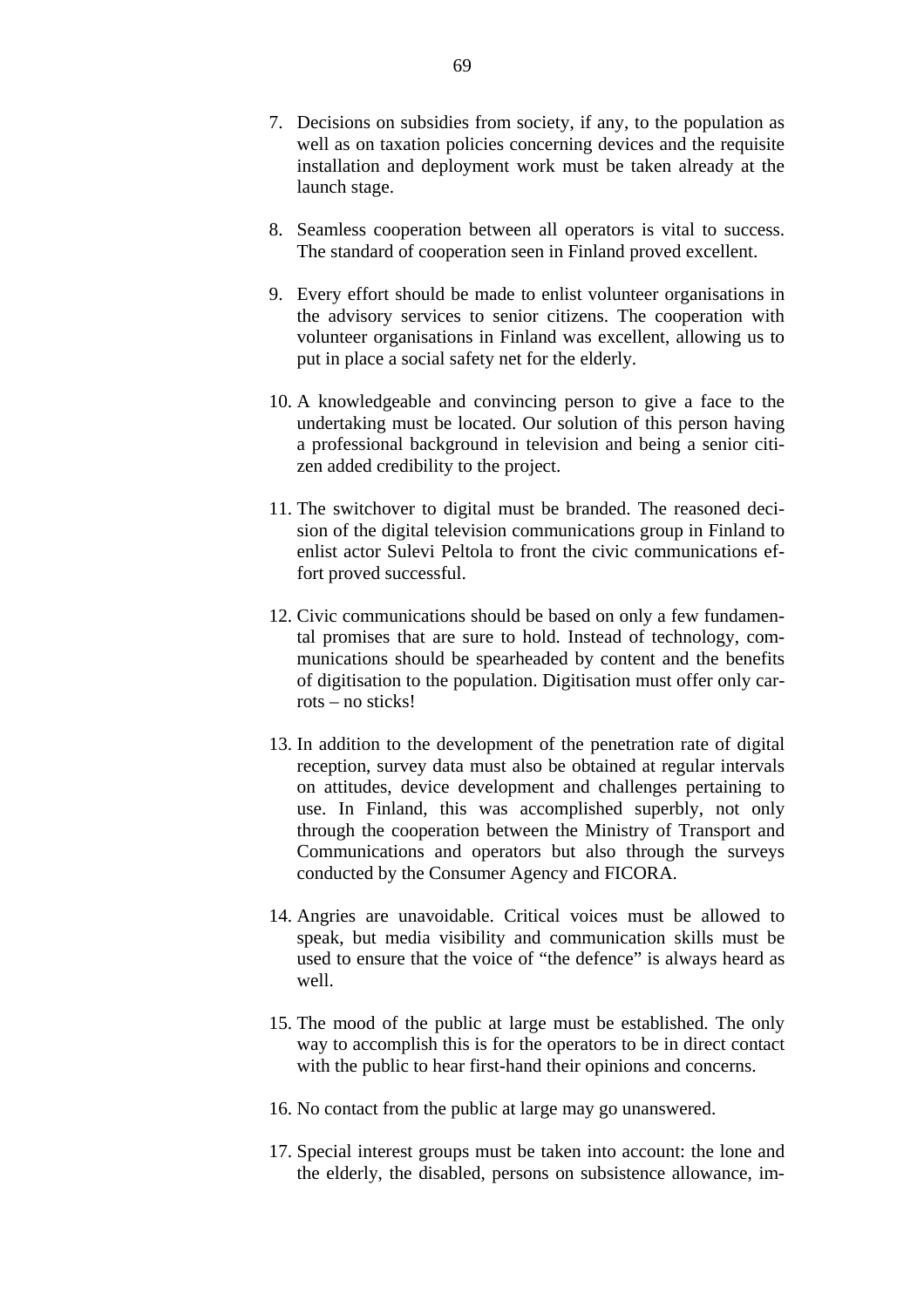7. Decisions on subsidies from society, if any, to the population as well as on taxation policies concerning devices and the requisite installation and deployment work must be taken already at the launch stage.

8. Seamless cooperation between all operators is vital to success. The standard of cooperation seen in Finland proved excellent.

9. Every effort should be made to enlist volunteer organisations in the advisory services to senior citizens. The cooperation with volunteer organisations in Finland was excellent, allowing us to put in place a social safety net for the elderly.

10. A knowledgeable and convincing person to give a face to the undertaking must be located. Our solution of this person having a professional background in television and being a senior citizen added credibility to the project.

11. The switchover to digital must be branded. The reasoned decision of the digital television communications group in Finland to enlist actor Sulevi Peltola to front the civic communications effort proved successful.

12. Civic communications should be based on only a few fundamental promises that are sure to hold. Instead of technology, communications should be spearheaded by content and the benefits of digitisation to the population. Digitisation must offer only carrots – no sticks!

13. In addition to the development of the penetration rate of digital reception, survey data must also be obtained at regular intervals on attitudes, device development and challenges pertaining to use. In Finland, this was accomplished superbly, not only through the cooperation between the Ministry of Transport and Communications and operators but also through the surveys conducted by the Consumer Agency and FICORA.

14. Angries are unavoidable. Critical voices must be allowed to speak, but media visibility and communication skills must be used to ensure that the voice of "the defence" is always heard as well.

15. The mood of the public at large must be established. The only way to accomplish this is for the operators to be in direct contact with the public to hear first-hand their opinions and concerns.

16. No contact from the public at large may go unanswered.

17. Special interest groups must be taken into account: the lone and the elderly, the disabled, persons on subsistence allowance, im-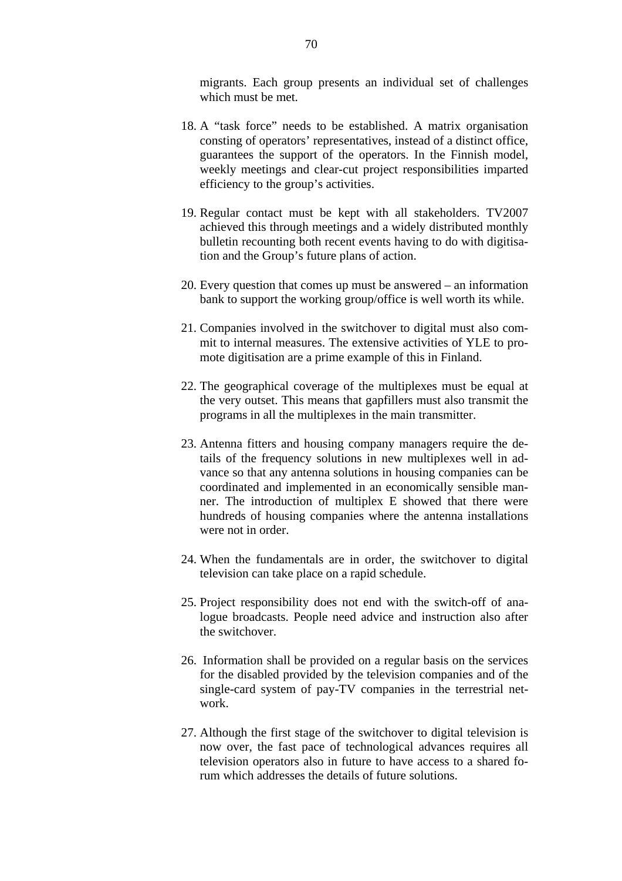migrants. Each group presents an individual set of challenges which must be met.

18. A "task force" needs to be established. A matrix organisation consting of operators' representatives, instead of a distinct office, guarantees the support of the operators. In the Finnish model, weekly meetings and clear-cut project responsibilities imparted efficiency to the group's activities.

19. Regular contact must be kept with all stakeholders. TV2007 achieved this through meetings and a widely distributed monthly bulletin recounting both recent events having to do with digitisation and the Group's future plans of action.

20. Every question that comes up must be answered – an information bank to support the working group/office is well worth its while.

21. Companies involved in the switchover to digital must also commit to internal measures. The extensive activities of YLE to promote digitisation are a prime example of this in Finland.

22. The geographical coverage of the multiplexes must be equal at the very outset. This means that gapfillers must also transmit the programs in all the multiplexes in the main transmitter.

23. Antenna fitters and housing company managers require the details of the frequency solutions in new multiplexes well in advance so that any antenna solutions in housing companies can be coordinated and implemented in an economically sensible manner. The introduction of multiplex E showed that there were hundreds of housing companies where the antenna installations were not in order.

24. When the fundamentals are in order, the switchover to digital television can take place on a rapid schedule.

25. Project responsibility does not end with the switch-off of analogue broadcasts. People need advice and instruction also after the switchover.

26. Information shall be provided on a regular basis on the services for the disabled provided by the television companies and of the single-card system of pay-TV companies in the terrestrial network.

27. Although the first stage of the switchover to digital television is now over, the fast pace of technological advances requires all television operators also in future to have access to a shared forum which addresses the details of future solutions.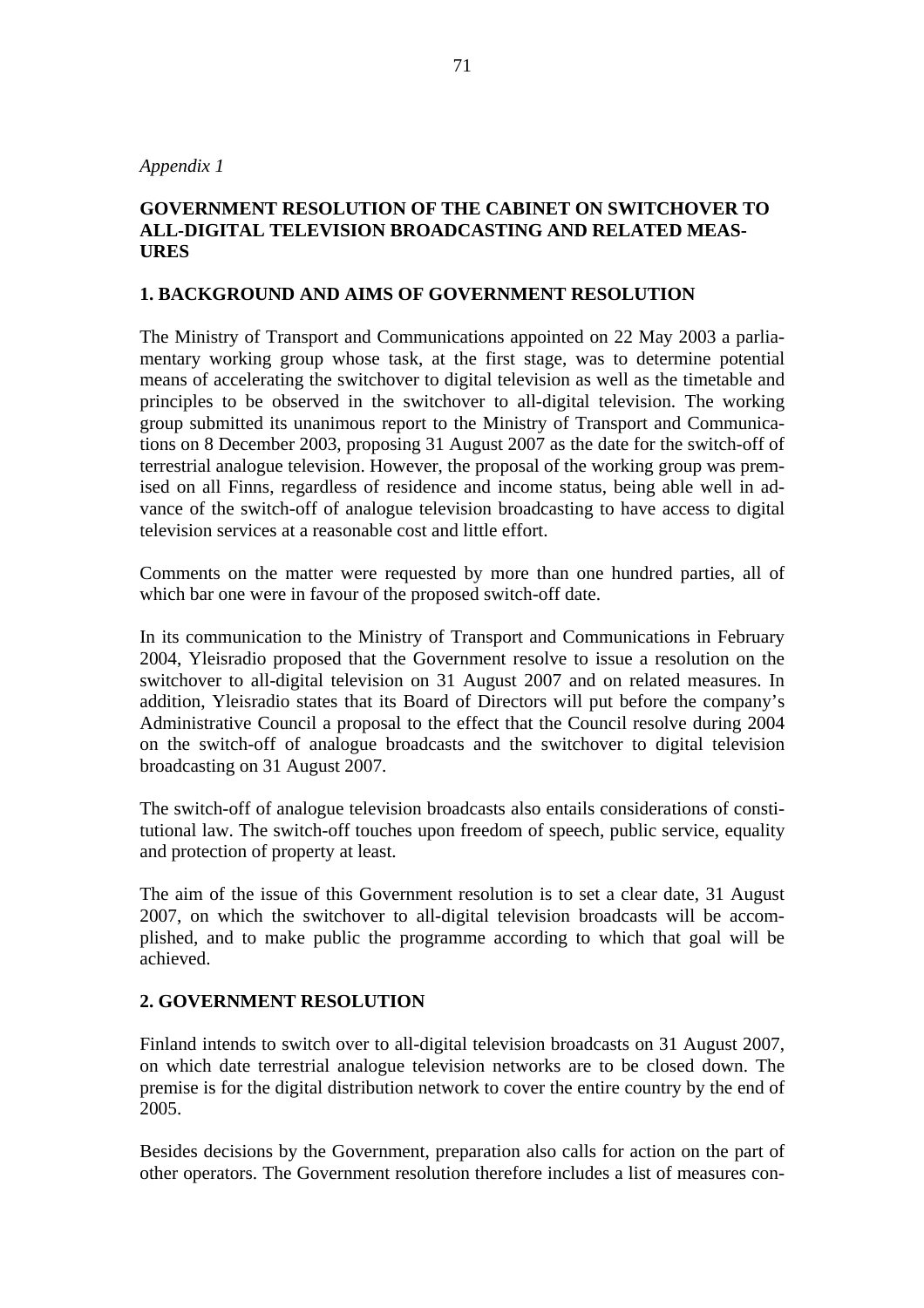*Appendix 1*

# GOVERNMENT RESOLUTION OF THE CABINET ON SWITCHOVER TO ALL-DIGITAL TELEVISION BROADCASTING AND RELATED MEASURES

## 1. BACKGROUND AND AIMS OF GOVERNMENT RESOLUTION

The Ministry of Transport and Communications appointed on 22 May 2003 a parliamentary working group whose task, at the first stage, was to determine potential means of accelerating the switchover to digital television as well as the timetable and principles to be observed in the switchover to all-digital television. The working group submitted its unanimous report to the Ministry of Transport and Communications on 8 December 2003, proposing 31 August 2007 as the date for the switch-off of terrestrial analogue television. However, the proposal of the working group was premised on all Finns, regardless of residence and income status, being able well in advance of the switch-off of analogue television broadcasting to have access to digital television services at a reasonable cost and little effort.

Comments on the matter were requested by more than one hundred parties, all of which bar one were in favour of the proposed switch-off date.

In its communication to the Ministry of Transport and Communications in February 2004, Yleisradio proposed that the Government resolve to issue a resolution on the switchover to all-digital television on 31 August 2007 and on related measures. In addition, Yleisradio states that its Board of Directors will put before the company's Administrative Council a proposal to the effect that the Council resolve during 2004 on the switch-off of analogue broadcasts and the switchover to digital television broadcasting on 31 August 2007.

The switch-off of analogue television broadcasts also entails considerations of constitutional law. The switch-off touches upon freedom of speech, public service, equality and protection of property at least.

The aim of the issue of this Government resolution is to set a clear date, 31 August 2007, on which the switchover to all-digital television broadcasts will be accomplished, and to make public the programme according to which that goal will be achieved.

## 2. GOVERNMENT RESOLUTION

Finland intends to switch over to all-digital television broadcasts on 31 August 2007, on which date terrestrial analogue television networks are to be closed down. The premise is for the digital distribution network to cover the entire country by the end of 2005.

Besides decisions by the Government, preparation also calls for action on the part of other operators. The Government resolution therefore includes a list of measures con-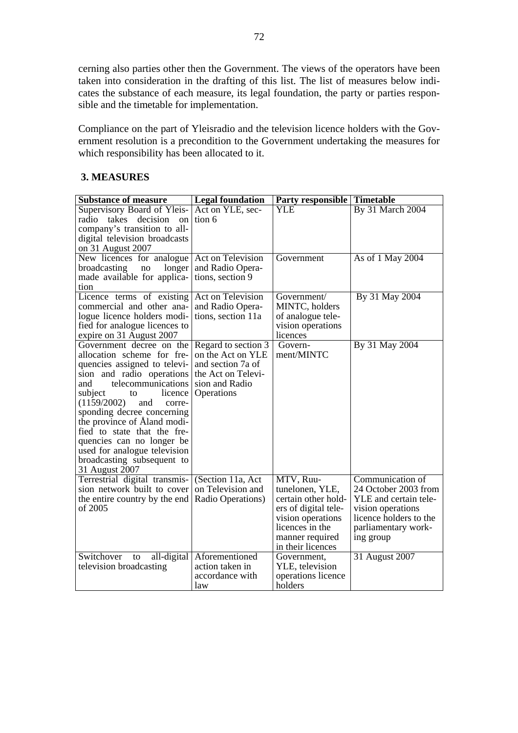cerning also parties other then the Government. The views of the operators have been taken into consideration in the drafting of this list. The list of measures below indicates the substance of each measure, its legal foundation, the party or parties responsible and the timetable for implementation.

Compliance on the part of Yleisradio and the television licence holders with the Government resolution is a precondition to the Government undertaking the measures for which responsibility has been allocated to it.

## 3. MEASURES

| Substance of measure | Legal foundation | Party responsible | Timetable |
|---|---|---|---|
| Supervisory Board of Yleisradio takes decision on company's transition to all-digital television broadcasts on 31 August 2007 | Act on YLE, section 6 | YLE | By 31 March 2004 |
| New licences for analogue broadcasting no longer made available for application | Act on Television and Radio Operations, section 9 | Government | As of 1 May 2004 |
| Licence terms of existing commercial and other analogue licence holders modified for analogue licences to expire on 31 August 2007 | Act on Television and Radio Operations, section 11a | Government/ MINTC, holders of analogue television operations licences | By 31 May 2004 |
| Government decree on the allocation scheme for frequencies assigned to television and radio operations and telecommunications subject to licence (1159/2002) and corresponding decree concerning the province of Åland modified to state that the frequencies can no longer be used for analogue television broadcasting subsequent to 31 August 2007 | Regard to section 3 on the Act on YLE and section 7a of the Act on Television and Radio Operations | Government/MINTC | By 31 May 2004 |
| Terrestrial digital transmission network built to cover the entire country by the end of 2005 | (Section 11a, Act on Television and Radio Operations) | MTV, Ruutunelonen, YLE, certain other holders of digital television operations licences in the manner required in their licences | Communication of 24 October 2003 from YLE and certain television operations licence holders to the parliamentary working group |
| Switchover to all-digital television broadcasting | Aforementioned action taken in accordance with law | Government, YLE, television operations licence holders | 31 August 2007 |